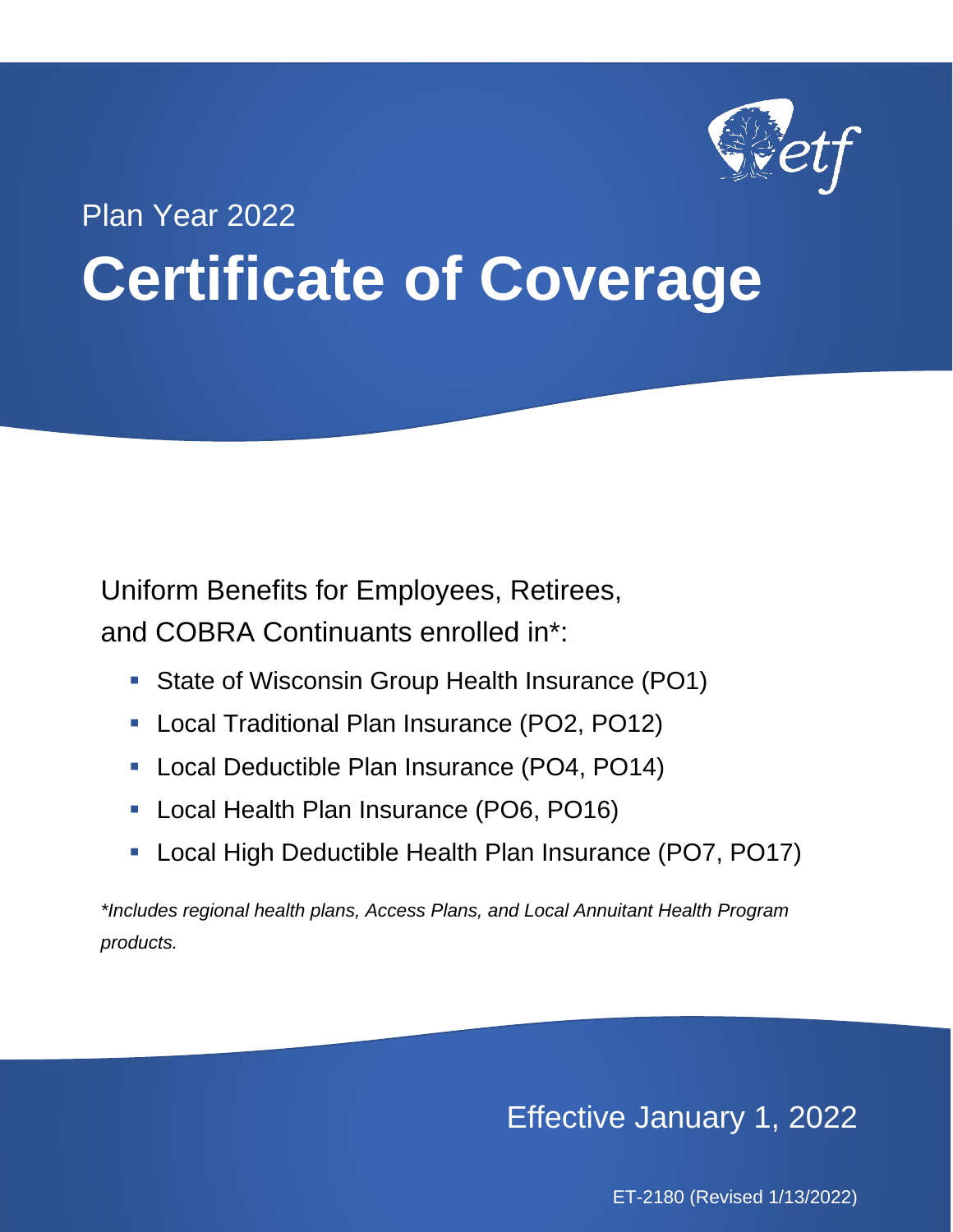Plan Year 2022

# Certificate of Coverage

Uniform Benefits for Employees, Retirees, and COBRA Continuants enrolled in*:

- State of Wisconsin Group Health Insurance (PO1)
- Local Traditional Plan Insurance (PO2, PO12)
- Local Deductible Plan Insurance (PO4, PO14)
- Local Health Plan Insurance (PO6, PO16)
- Local High Deductible Health Plan Insurance (PO7, PO17)

**Includes regional health plans, Access Plans, and Local Annuitant Health Program products.*

Effective January 1, 2022

ET-2180 (Revised 1/13/2022)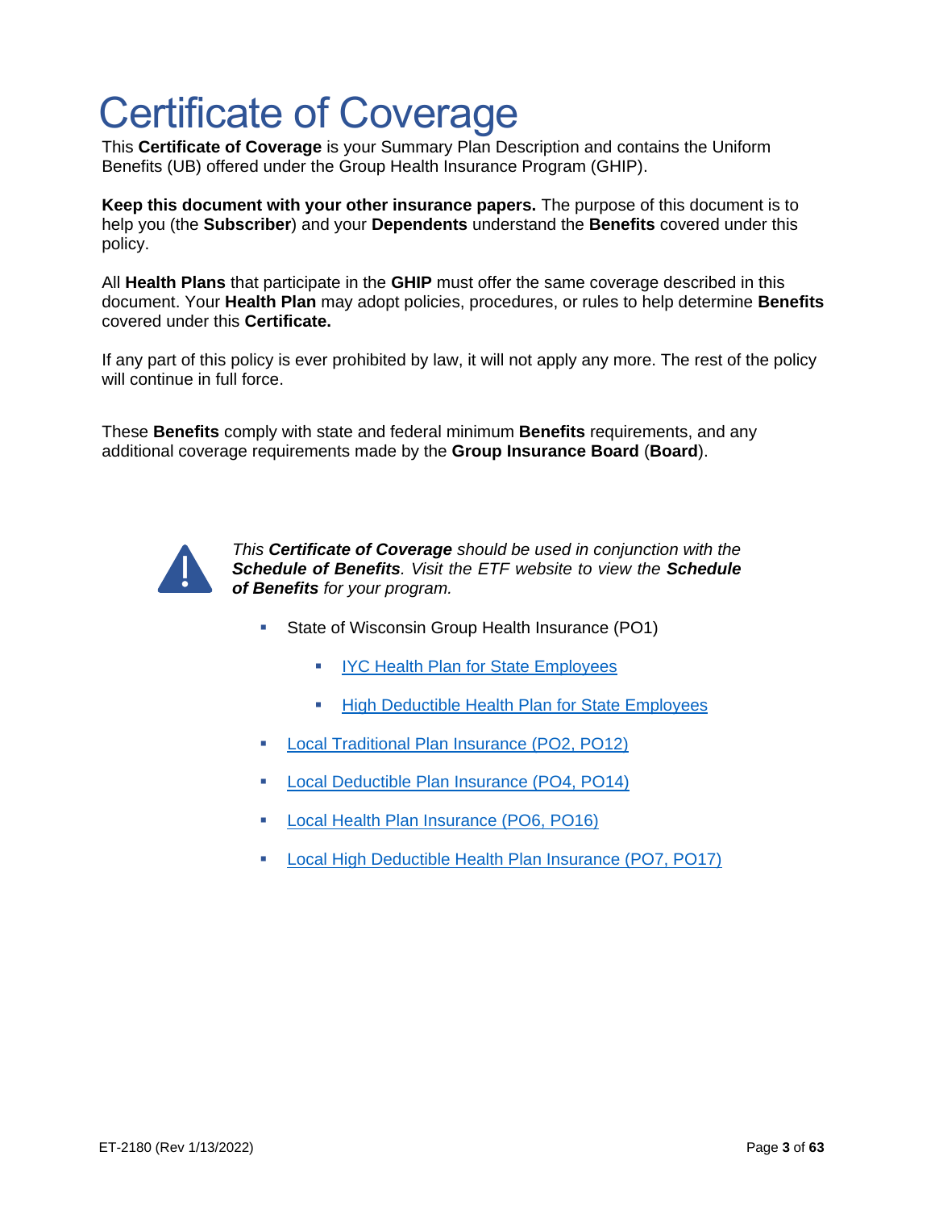# Certificate of Coverage

This **Certificate of Coverage** is your Summary Plan Description and contains the Uniform Benefits (UB) offered under the Group Health Insurance Program (GHIP).

**Keep this document with your other insurance papers.** The purpose of this document is to help you (the **Subscriber**) and your **Dependents** understand the **Benefits** covered under this policy.

All **Health Plans** that participate in the **GHIP** must offer the same coverage described in this document. Your **Health Plan** may adopt policies, procedures, or rules to help determine **Benefits** covered under this **Certificate.**

If any part of this policy is ever prohibited by law, it will not apply any more. The rest of the policy will continue in full force.

These **Benefits** comply with state and federal minimum **Benefits** requirements, and any additional coverage requirements made by the **Group Insurance Board** (**Board**).

*This **Certificate of Coverage** should be used in conjunction with the **Schedule of Benefits**. Visit the ETF website to view the **Schedule of Benefits** for your program.*

- State of Wisconsin Group Health Insurance (PO1)
  - IYC Health Plan for State Employees
  - High Deductible Health Plan for State Employees
- Local Traditional Plan Insurance (PO2, PO12)
- Local Deductible Plan Insurance (PO4, PO14)
- Local Health Plan Insurance (PO6, PO16)
- Local High Deductible Health Plan Insurance (PO7, PO17)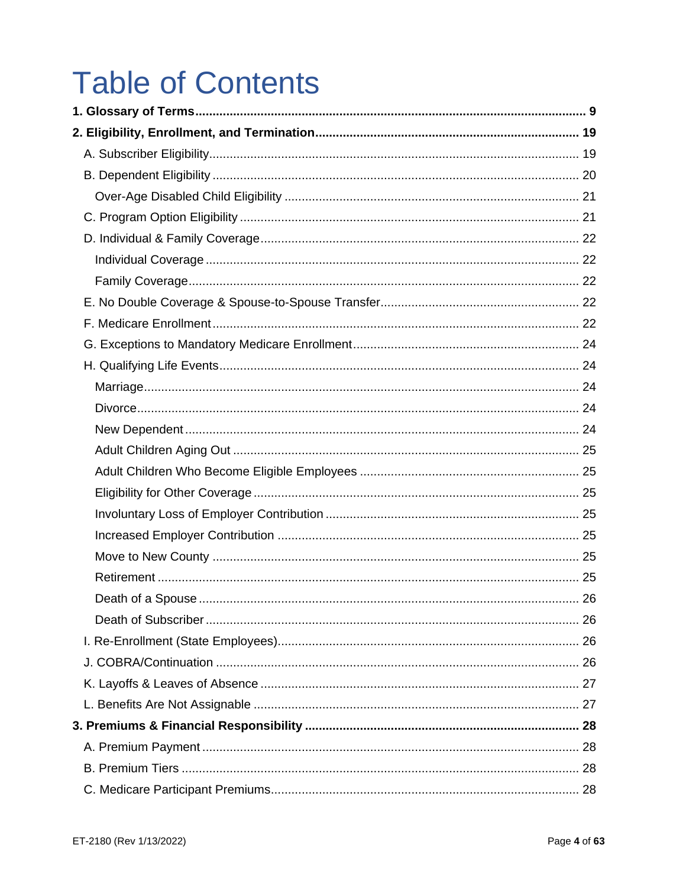# Table of Contents

**1. Glossary of Terms** ........ **9**

**2. Eligibility, Enrollment, and Termination** ........ **19**

- A. Subscriber Eligibility ........ 19
- B. Dependent Eligibility ........ 20
  - Over-Age Disabled Child Eligibility ........ 21
- C. Program Option Eligibility ........ 21
- D. Individual & Family Coverage ........ 22
  - Individual Coverage ........ 22
  - Family Coverage ........ 22
- E. No Double Coverage & Spouse-to-Spouse Transfer ........ 22
- F. Medicare Enrollment ........ 22
- G. Exceptions to Mandatory Medicare Enrollment ........ 24
- H. Qualifying Life Events ........ 24
  - Marriage ........ 24
  - Divorce ........ 24
  - New Dependent ........ 24
  - Adult Children Aging Out ........ 25
  - Adult Children Who Become Eligible Employees ........ 25
  - Eligibility for Other Coverage ........ 25
  - Involuntary Loss of Employer Contribution ........ 25
  - Increased Employer Contribution ........ 25
  - Move to New County ........ 25
  - Retirement ........ 25
  - Death of a Spouse ........ 26
  - Death of Subscriber ........ 26
- I. Re-Enrollment (State Employees) ........ 26
- J. COBRA/Continuation ........ 26
- K. Layoffs & Leaves of Absence ........ 27
- L. Benefits Are Not Assignable ........ 27

**3. Premiums & Financial Responsibility** ........ **28**

- A. Premium Payment ........ 28
- B. Premium Tiers ........ 28
- C. Medicare Participant Premiums ........ 28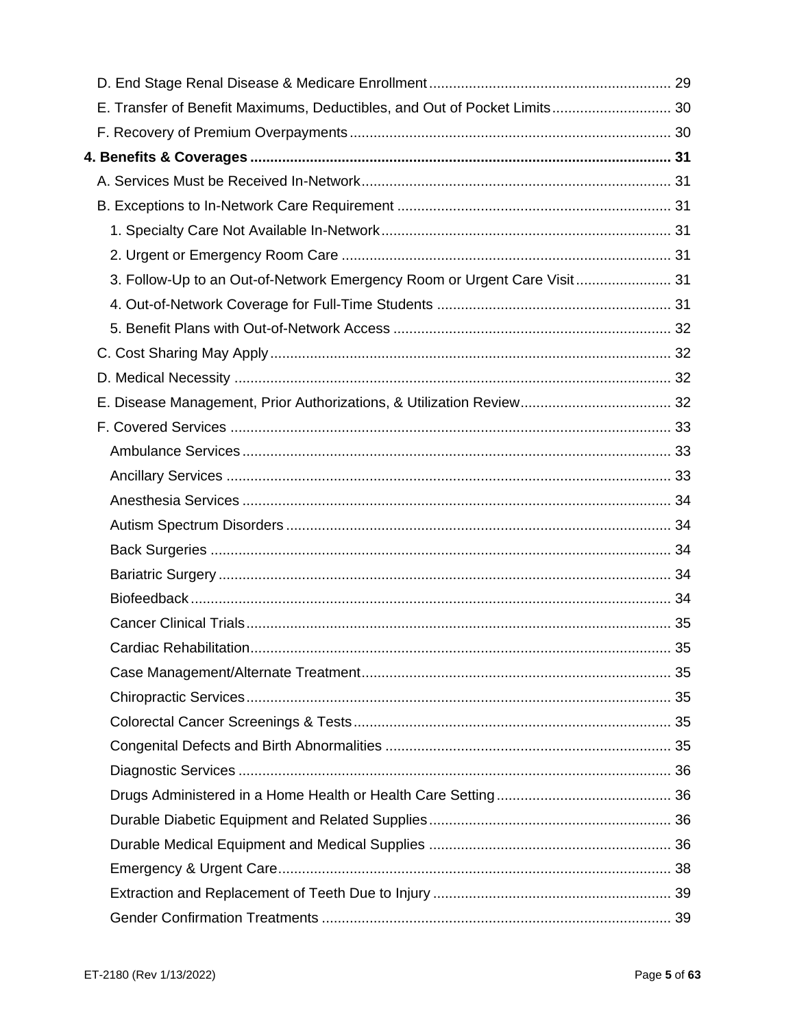- D. End Stage Renal Disease & Medicare Enrollment ... 29
- E. Transfer of Benefit Maximums, Deductibles, and Out of Pocket Limits ... 30
- F. Recovery of Premium Overpayments ... 30

**4. Benefits & Coverages ... 31**

- A. Services Must be Received In-Network ... 31
- B. Exceptions to In-Network Care Requirement ... 31
  - 1. Specialty Care Not Available In-Network ... 31
  - 2. Urgent or Emergency Room Care ... 31
  - 3. Follow-Up to an Out-of-Network Emergency Room or Urgent Care Visit ... 31
  - 4. Out-of-Network Coverage for Full-Time Students ... 31
  - 5. Benefit Plans with Out-of-Network Access ... 32
- C. Cost Sharing May Apply ... 32
- D. Medical Necessity ... 32
- E. Disease Management, Prior Authorizations, & Utilization Review ... 32
- F. Covered Services ... 33
  - Ambulance Services ... 33
  - Ancillary Services ... 33
  - Anesthesia Services ... 34
  - Autism Spectrum Disorders ... 34
  - Back Surgeries ... 34
  - Bariatric Surgery ... 34
  - Biofeedback ... 34
  - Cancer Clinical Trials ... 35
  - Cardiac Rehabilitation ... 35
  - Case Management/Alternate Treatment ... 35
  - Chiropractic Services ... 35
  - Colorectal Cancer Screenings & Tests ... 35
  - Congenital Defects and Birth Abnormalities ... 35
  - Diagnostic Services ... 36
  - Drugs Administered in a Home Health or Health Care Setting ... 36
  - Durable Diabetic Equipment and Related Supplies ... 36
  - Durable Medical Equipment and Medical Supplies ... 36
  - Emergency & Urgent Care ... 38
  - Extraction and Replacement of Teeth Due to Injury ... 39
  - Gender Confirmation Treatments ... 39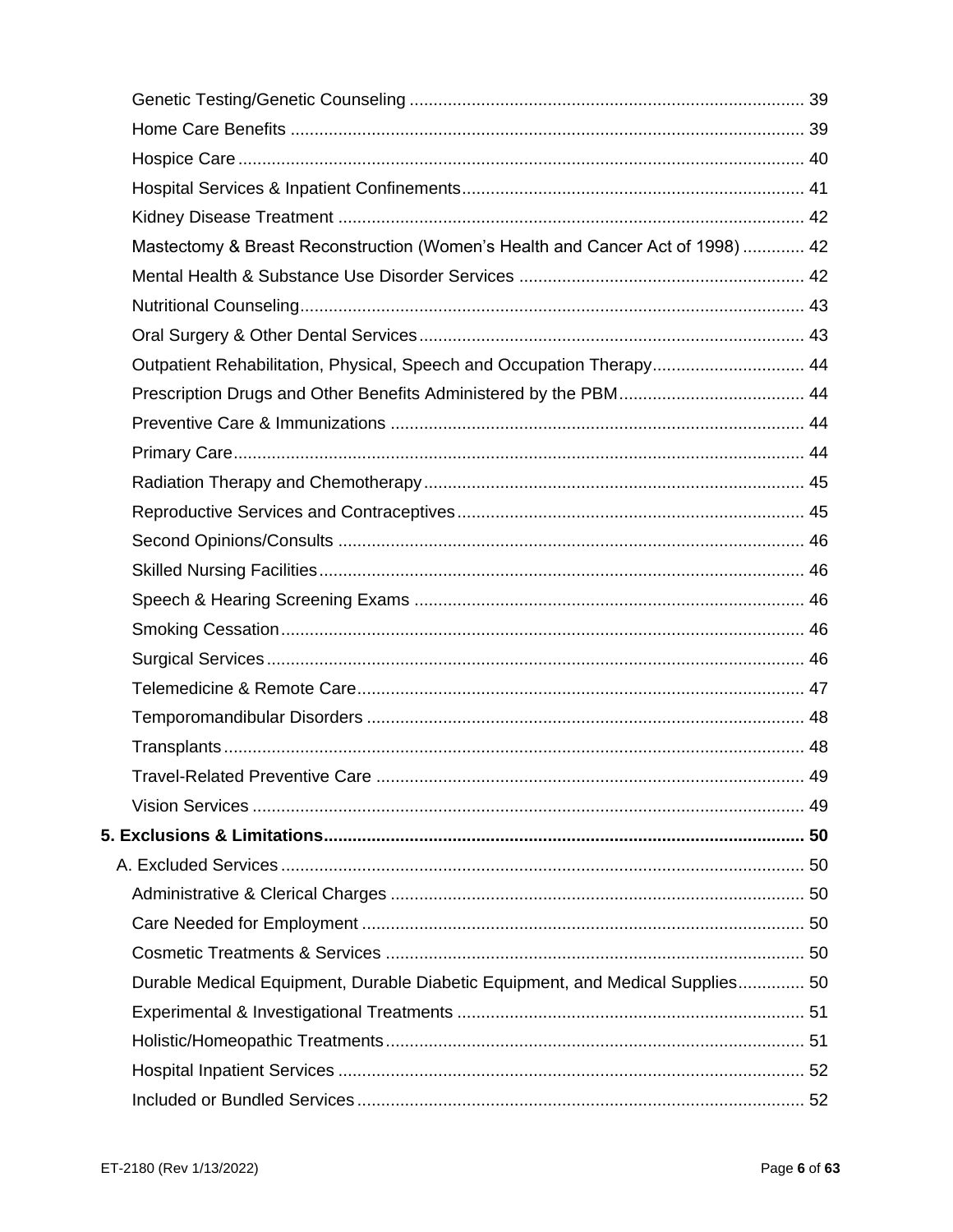Genetic Testing/Genetic Counseling .................................................................................. 39
Home Care Benefits ........................................................................................................... 39
Hospice Care ...................................................................................................................... 40
Hospital Services & Inpatient Confinements....................................................................... 41
Kidney Disease Treatment ................................................................................................. 42
Mastectomy & Breast Reconstruction (Women's Health and Cancer Act of 1998) ............. 42
Mental Health & Substance Use Disorder Services ........................................................... 42
Nutritional Counseling......................................................................................................... 43
Oral Surgery & Other Dental Services................................................................................ 43
Outpatient Rehabilitation, Physical, Speech and Occupation Therapy................................ 44
Prescription Drugs and Other Benefits Administered by the PBM....................................... 44
Preventive Care & Immunizations ...................................................................................... 44
Primary Care....................................................................................................................... 44
Radiation Therapy and Chemotherapy............................................................................... 45
Reproductive Services and Contraceptives........................................................................ 45
Second Opinions/Consults ................................................................................................. 46
Skilled Nursing Facilities..................................................................................................... 46
Speech & Hearing Screening Exams ................................................................................. 46
Smoking Cessation............................................................................................................. 46
Surgical Services................................................................................................................ 46
Telemedicine & Remote Care............................................................................................. 47
Temporomandibular Disorders ........................................................................................... 48
Transplants......................................................................................................................... 48
Travel-Related Preventive Care ......................................................................................... 49
Vision Services ................................................................................................................... 49

**5. Exclusions & Limitations..................................................................................................... 50**

A. Excluded Services ............................................................................................................. 50

Administrative & Clerical Charges ...................................................................................... 50
Care Needed for Employment ............................................................................................ 50
Cosmetic Treatments & Services ....................................................................................... 50
Durable Medical Equipment, Durable Diabetic Equipment, and Medical Supplies.............. 50
Experimental & Investigational Treatments ........................................................................ 51
Holistic/Homeopathic Treatments....................................................................................... 51
Hospital Inpatient Services ................................................................................................. 52
Included or Bundled Services............................................................................................. 52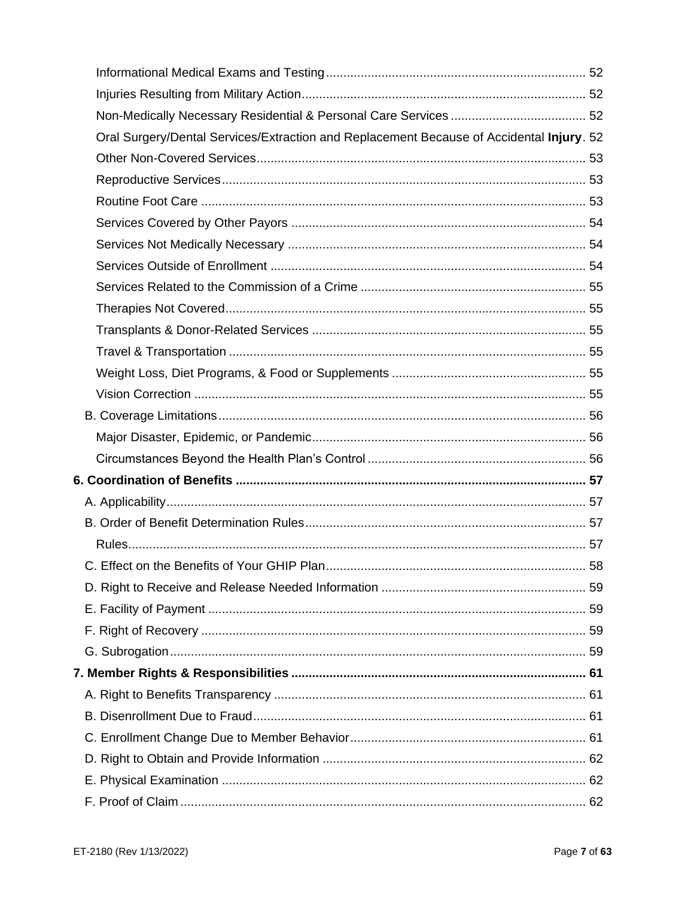Informational Medical Exams and Testing .......... 52
Injuries Resulting from Military Action .......... 52
Non-Medically Necessary Residential & Personal Care Services .......... 52
Oral Surgery/Dental Services/Extraction and Replacement Because of Accidental **Injury** . 52
Other Non-Covered Services .......... 53
Reproductive Services .......... 53
Routine Foot Care .......... 53
Services Covered by Other Payors .......... 54
Services Not Medically Necessary .......... 54
Services Outside of Enrollment .......... 54
Services Related to the Commission of a Crime .......... 55
Therapies Not Covered .......... 55
Transplants & Donor-Related Services .......... 55
Travel & Transportation .......... 55
Weight Loss, Diet Programs, & Food or Supplements .......... 55
Vision Correction .......... 55
B. Coverage Limitations .......... 56
Major Disaster, Epidemic, or Pandemic .......... 56
Circumstances Beyond the Health Plan's Control .......... 56
**6. Coordination of Benefits .......... 57**
A. Applicability .......... 57
B. Order of Benefit Determination Rules .......... 57
Rules .......... 57
C. Effect on the Benefits of Your GHIP Plan .......... 58
D. Right to Receive and Release Needed Information .......... 59
E. Facility of Payment .......... 59
F. Right of Recovery .......... 59
G. Subrogation .......... 59
**7. Member Rights & Responsibilities .......... 61**
A. Right to Benefits Transparency .......... 61
B. Disenrollment Due to Fraud .......... 61
C. Enrollment Change Due to Member Behavior .......... 61
D. Right to Obtain and Provide Information .......... 62
E. Physical Examination .......... 62
F. Proof of Claim .......... 62

ET-2180 (Rev 1/13/2022)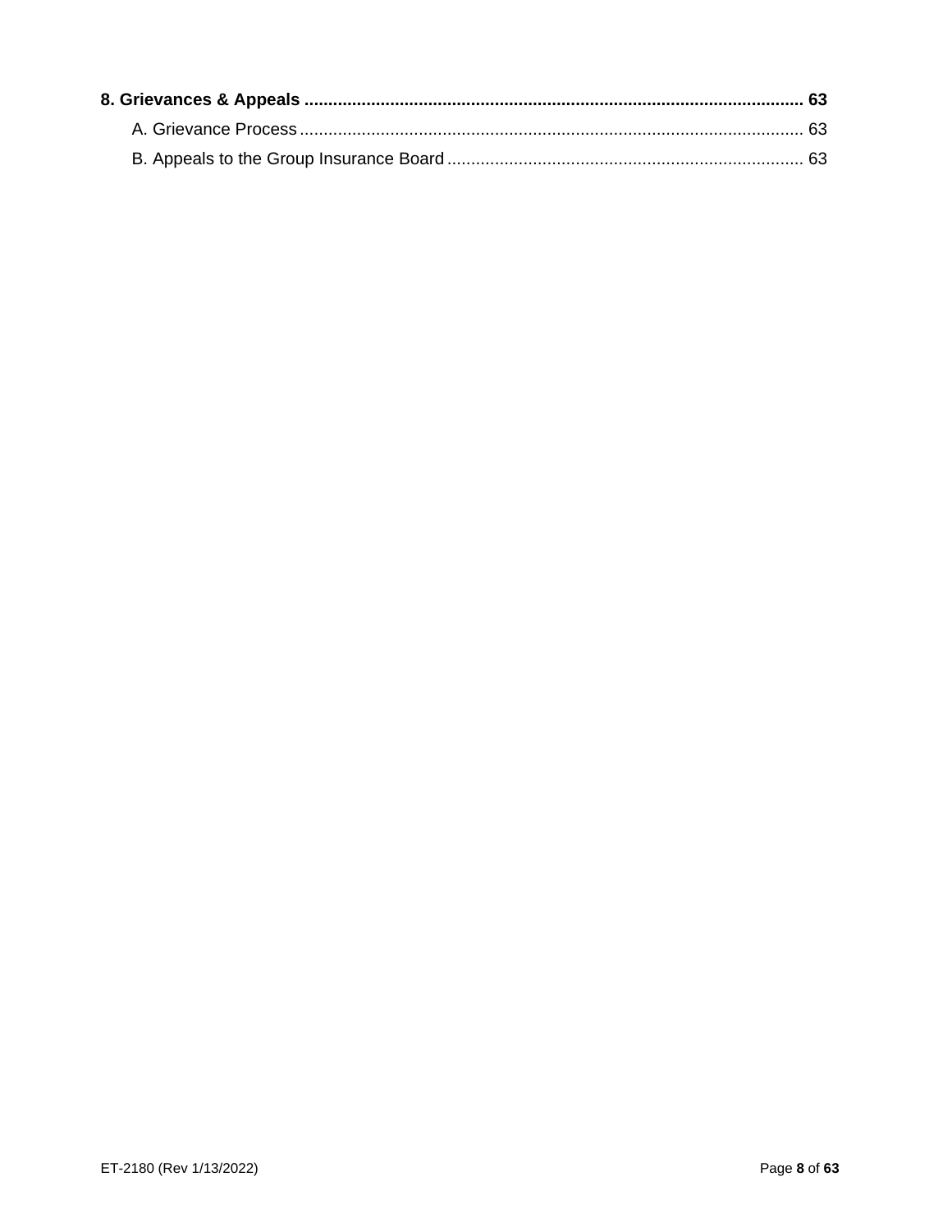**8. Grievances & Appeals ........................................................................................................ 63**

A. Grievance Process ......................................................................................................... 63

B. Appeals to the Group Insurance Board .......................................................................... 63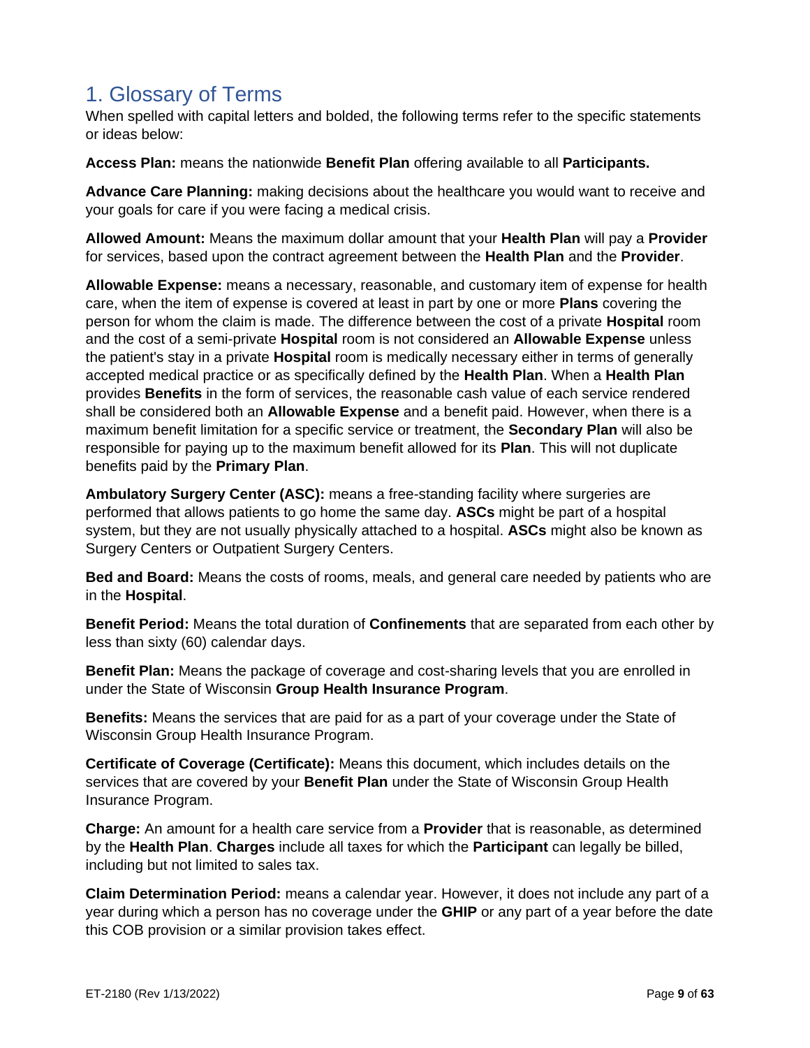# 1. Glossary of Terms

When spelled with capital letters and bolded, the following terms refer to the specific statements or ideas below:

**Access Plan:** means the nationwide **Benefit Plan** offering available to all **Participants.**

**Advance Care Planning:** making decisions about the healthcare you would want to receive and your goals for care if you were facing a medical crisis.

**Allowed Amount:** Means the maximum dollar amount that your **Health Plan** will pay a **Provider** for services, based upon the contract agreement between the **Health Plan** and the **Provider**.

**Allowable Expense:** means a necessary, reasonable, and customary item of expense for health care, when the item of expense is covered at least in part by one or more **Plans** covering the person for whom the claim is made. The difference between the cost of a private **Hospital** room and the cost of a semi-private **Hospital** room is not considered an **Allowable Expense** unless the patient's stay in a private **Hospital** room is medically necessary either in terms of generally accepted medical practice or as specifically defined by the **Health Plan**. When a **Health Plan** provides **Benefits** in the form of services, the reasonable cash value of each service rendered shall be considered both an **Allowable Expense** and a benefit paid. However, when there is a maximum benefit limitation for a specific service or treatment, the **Secondary Plan** will also be responsible for paying up to the maximum benefit allowed for its **Plan**. This will not duplicate benefits paid by the **Primary Plan**.

**Ambulatory Surgery Center (ASC):** means a free-standing facility where surgeries are performed that allows patients to go home the same day. **ASCs** might be part of a hospital system, but they are not usually physically attached to a hospital. **ASCs** might also be known as Surgery Centers or Outpatient Surgery Centers.

**Bed and Board:** Means the costs of rooms, meals, and general care needed by patients who are in the **Hospital**.

**Benefit Period:** Means the total duration of **Confinements** that are separated from each other by less than sixty (60) calendar days.

**Benefit Plan:** Means the package of coverage and cost-sharing levels that you are enrolled in under the State of Wisconsin **Group Health Insurance Program**.

**Benefits:** Means the services that are paid for as a part of your coverage under the State of Wisconsin Group Health Insurance Program.

**Certificate of Coverage (Certificate):** Means this document, which includes details on the services that are covered by your **Benefit Plan** under the State of Wisconsin Group Health Insurance Program.

**Charge:** An amount for a health care service from a **Provider** that is reasonable, as determined by the **Health Plan**. **Charges** include all taxes for which the **Participant** can legally be billed, including but not limited to sales tax.

**Claim Determination Period:** means a calendar year. However, it does not include any part of a year during which a person has no coverage under the **GHIP** or any part of a year before the date this COB provision or a similar provision takes effect.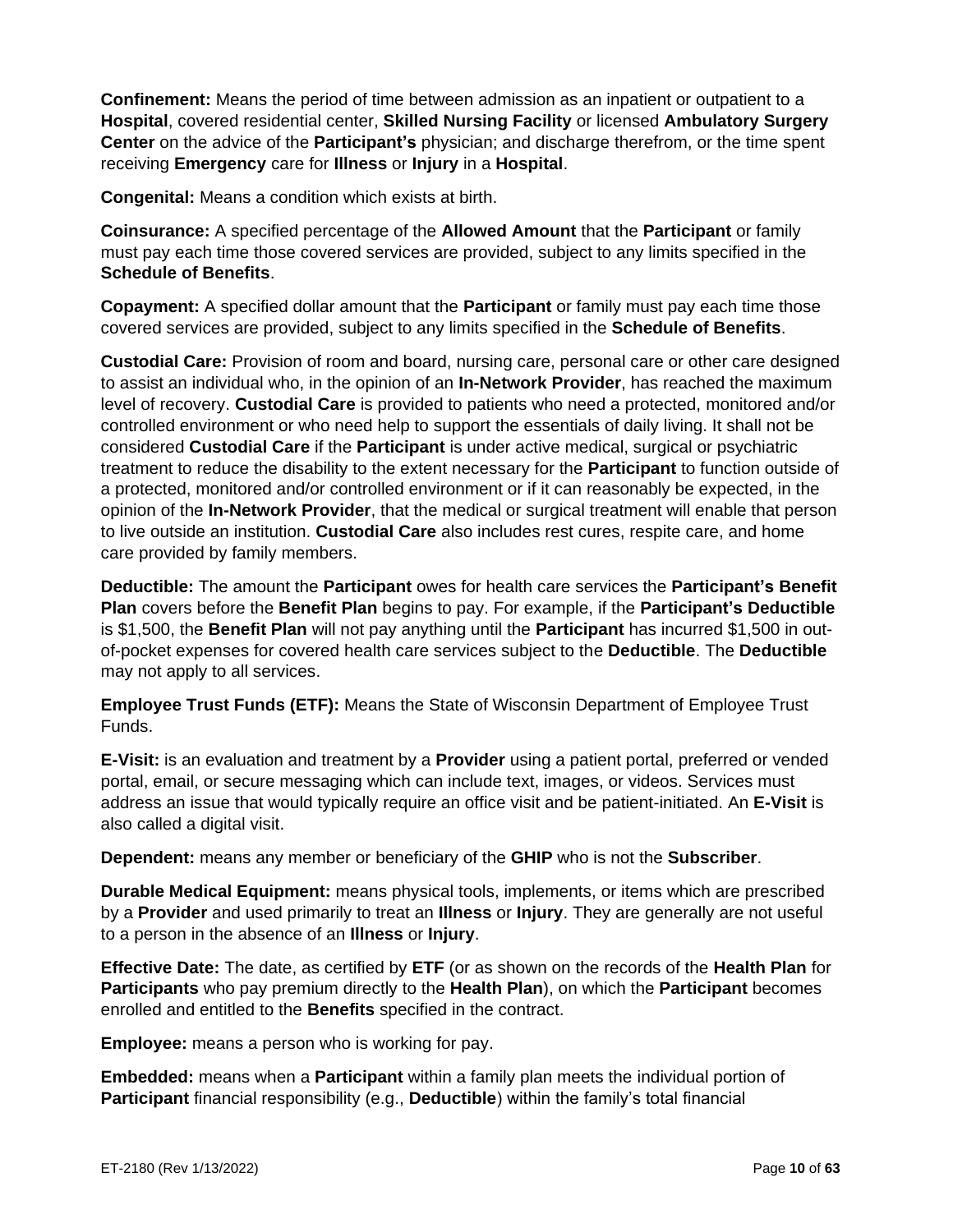**Confinement:** Means the period of time between admission as an inpatient or outpatient to a **Hospital**, covered residential center, **Skilled Nursing Facility** or licensed **Ambulatory Surgery Center** on the advice of the **Participant's** physician; and discharge therefrom, or the time spent receiving **Emergency** care for **Illness** or **Injury** in a **Hospital**.

**Congenital:** Means a condition which exists at birth.

**Coinsurance:** A specified percentage of the **Allowed Amount** that the **Participant** or family must pay each time those covered services are provided, subject to any limits specified in the **Schedule of Benefits**.

**Copayment:** A specified dollar amount that the **Participant** or family must pay each time those covered services are provided, subject to any limits specified in the **Schedule of Benefits**.

**Custodial Care:** Provision of room and board, nursing care, personal care or other care designed to assist an individual who, in the opinion of an **In-Network Provider**, has reached the maximum level of recovery. **Custodial Care** is provided to patients who need a protected, monitored and/or controlled environment or who need help to support the essentials of daily living. It shall not be considered **Custodial Care** if the **Participant** is under active medical, surgical or psychiatric treatment to reduce the disability to the extent necessary for the **Participant** to function outside of a protected, monitored and/or controlled environment or if it can reasonably be expected, in the opinion of the **In-Network Provider**, that the medical or surgical treatment will enable that person to live outside an institution. **Custodial Care** also includes rest cures, respite care, and home care provided by family members.

**Deductible:** The amount the **Participant** owes for health care services the **Participant's Benefit Plan** covers before the **Benefit Plan** begins to pay. For example, if the **Participant's Deductible** is $1,500, the **Benefit Plan** will not pay anything until the **Participant** has incurred $1,500 in out-of-pocket expenses for covered health care services subject to the **Deductible**. The **Deductible** may not apply to all services.

**Employee Trust Funds (ETF):** Means the State of Wisconsin Department of Employee Trust Funds.

**E-Visit:** is an evaluation and treatment by a **Provider** using a patient portal, preferred or vended portal, email, or secure messaging which can include text, images, or videos. Services must address an issue that would typically require an office visit and be patient-initiated. An **E-Visit** is also called a digital visit.

**Dependent:** means any member or beneficiary of the **GHIP** who is not the **Subscriber**.

**Durable Medical Equipment:** means physical tools, implements, or items which are prescribed by a **Provider** and used primarily to treat an **Illness** or **Injury**. They are generally are not useful to a person in the absence of an **Illness** or **Injury**.

**Effective Date:** The date, as certified by **ETF** (or as shown on the records of the **Health Plan** for **Participants** who pay premium directly to the **Health Plan**), on which the **Participant** becomes enrolled and entitled to the **Benefits** specified in the contract.

**Employee:** means a person who is working for pay.

**Embedded:** means when a **Participant** within a family plan meets the individual portion of **Participant** financial responsibility (e.g., **Deductible**) within the family's total financial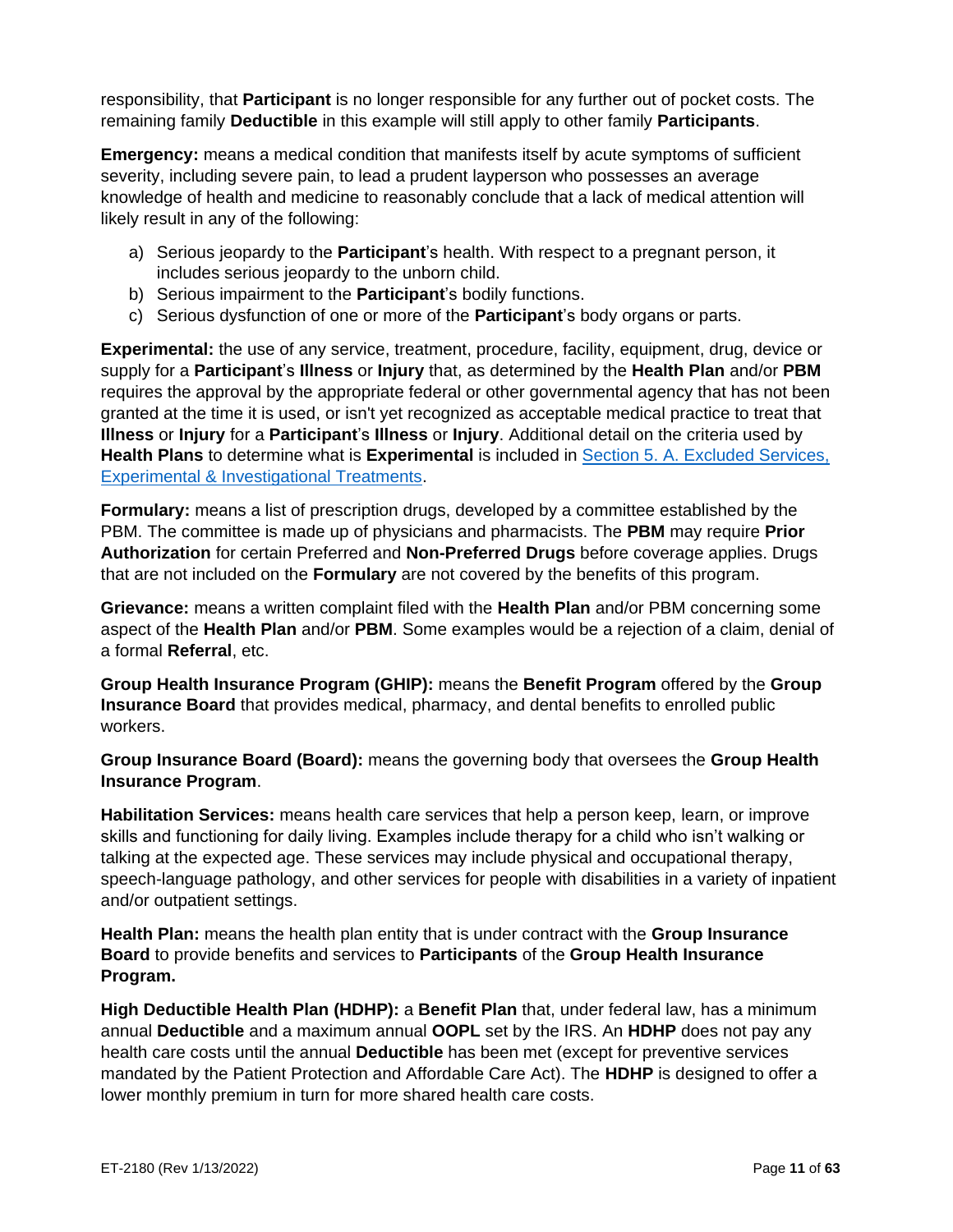responsibility, that **Participant** is no longer responsible for any further out of pocket costs. The remaining family **Deductible** in this example will still apply to other family **Participants**.

**Emergency:** means a medical condition that manifests itself by acute symptoms of sufficient severity, including severe pain, to lead a prudent layperson who possesses an average knowledge of health and medicine to reasonably conclude that a lack of medical attention will likely result in any of the following:

a) Serious jeopardy to the **Participant**'s health. With respect to a pregnant person, it includes serious jeopardy to the unborn child.
b) Serious impairment to the **Participant**'s bodily functions.
c) Serious dysfunction of one or more of the **Participant**'s body organs or parts.

**Experimental:** the use of any service, treatment, procedure, facility, equipment, drug, device or supply for a **Participant**'s **Illness** or **Injury** that, as determined by the **Health Plan** and/or **PBM** requires the approval by the appropriate federal or other governmental agency that has not been granted at the time it is used, or isn't yet recognized as acceptable medical practice to treat that **Illness** or **Injury** for a **Participant**'s **Illness** or **Injury**. Additional detail on the criteria used by **Health Plans** to determine what is **Experimental** is included in Section 5. A. Excluded Services, Experimental & Investigational Treatments.

**Formulary:** means a list of prescription drugs, developed by a committee established by the PBM. The committee is made up of physicians and pharmacists. The **PBM** may require **Prior Authorization** for certain Preferred and **Non-Preferred Drugs** before coverage applies. Drugs that are not included on the **Formulary** are not covered by the benefits of this program.

**Grievance:** means a written complaint filed with the **Health Plan** and/or PBM concerning some aspect of the **Health Plan** and/or **PBM**. Some examples would be a rejection of a claim, denial of a formal **Referral**, etc.

**Group Health Insurance Program (GHIP):** means the **Benefit Program** offered by the **Group Insurance Board** that provides medical, pharmacy, and dental benefits to enrolled public workers.

**Group Insurance Board (Board):** means the governing body that oversees the **Group Health Insurance Program**.

**Habilitation Services:** means health care services that help a person keep, learn, or improve skills and functioning for daily living. Examples include therapy for a child who isn't walking or talking at the expected age. These services may include physical and occupational therapy, speech-language pathology, and other services for people with disabilities in a variety of inpatient and/or outpatient settings.

**Health Plan:** means the health plan entity that is under contract with the **Group Insurance Board** to provide benefits and services to **Participants** of the **Group Health Insurance Program.**

**High Deductible Health Plan (HDHP):** a **Benefit Plan** that, under federal law, has a minimum annual **Deductible** and a maximum annual **OOPL** set by the IRS. An **HDHP** does not pay any health care costs until the annual **Deductible** has been met (except for preventive services mandated by the Patient Protection and Affordable Care Act). The **HDHP** is designed to offer a lower monthly premium in turn for more shared health care costs.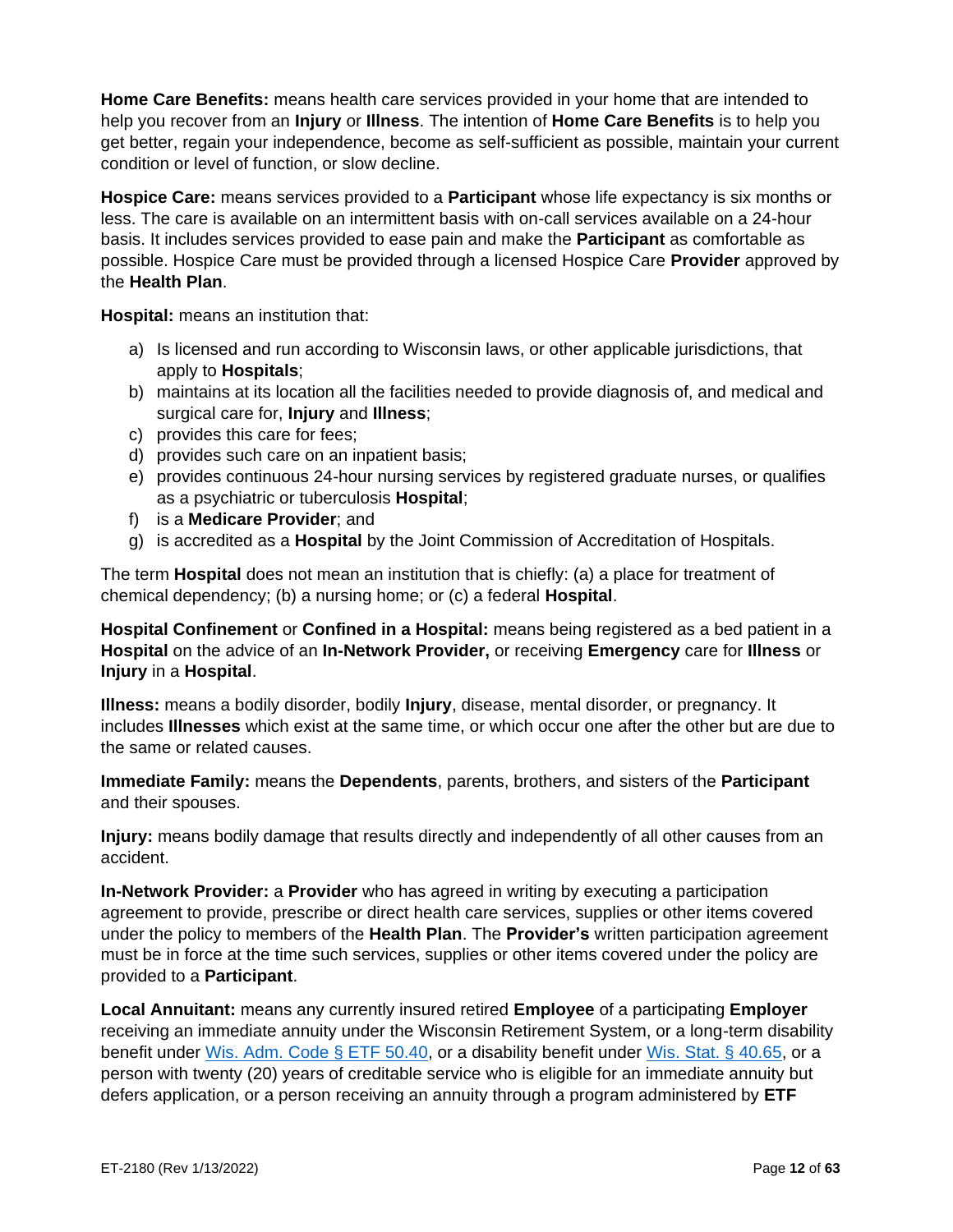**Home Care Benefits:** means health care services provided in your home that are intended to help you recover from an **Injury** or **Illness**. The intention of **Home Care Benefits** is to help you get better, regain your independence, become as self-sufficient as possible, maintain your current condition or level of function, or slow decline.

**Hospice Care:** means services provided to a **Participant** whose life expectancy is six months or less. The care is available on an intermittent basis with on-call services available on a 24-hour basis. It includes services provided to ease pain and make the **Participant** as comfortable as possible. Hospice Care must be provided through a licensed Hospice Care **Provider** approved by the **Health Plan**.

**Hospital:** means an institution that:

a) Is licensed and run according to Wisconsin laws, or other applicable jurisdictions, that apply to **Hospitals**;
b) maintains at its location all the facilities needed to provide diagnosis of, and medical and surgical care for, **Injury** and **Illness**;
c) provides this care for fees;
d) provides such care on an inpatient basis;
e) provides continuous 24-hour nursing services by registered graduate nurses, or qualifies as a psychiatric or tuberculosis **Hospital**;
f) is a **Medicare Provider**; and
g) is accredited as a **Hospital** by the Joint Commission of Accreditation of Hospitals.

The term **Hospital** does not mean an institution that is chiefly: (a) a place for treatment of chemical dependency; (b) a nursing home; or (c) a federal **Hospital**.

**Hospital Confinement** or **Confined in a Hospital:** means being registered as a bed patient in a **Hospital** on the advice of an **In-Network Provider,** or receiving **Emergency** care for **Illness** or **Injury** in a **Hospital**.

**Illness:** means a bodily disorder, bodily **Injury**, disease, mental disorder, or pregnancy. It includes **Illnesses** which exist at the same time, or which occur one after the other but are due to the same or related causes.

**Immediate Family:** means the **Dependents**, parents, brothers, and sisters of the **Participant** and their spouses.

**Injury:** means bodily damage that results directly and independently of all other causes from an accident.

**In-Network Provider:** a **Provider** who has agreed in writing by executing a participation agreement to provide, prescribe or direct health care services, supplies or other items covered under the policy to members of the **Health Plan**. The **Provider's** written participation agreement must be in force at the time such services, supplies or other items covered under the policy are provided to a **Participant**.

**Local Annuitant:** means any currently insured retired **Employee** of a participating **Employer** receiving an immediate annuity under the Wisconsin Retirement System, or a long-term disability benefit under Wis. Adm. Code § ETF 50.40, or a disability benefit under Wis. Stat. § 40.65, or a person with twenty (20) years of creditable service who is eligible for an immediate annuity but defers application, or a person receiving an annuity through a program administered by **ETF**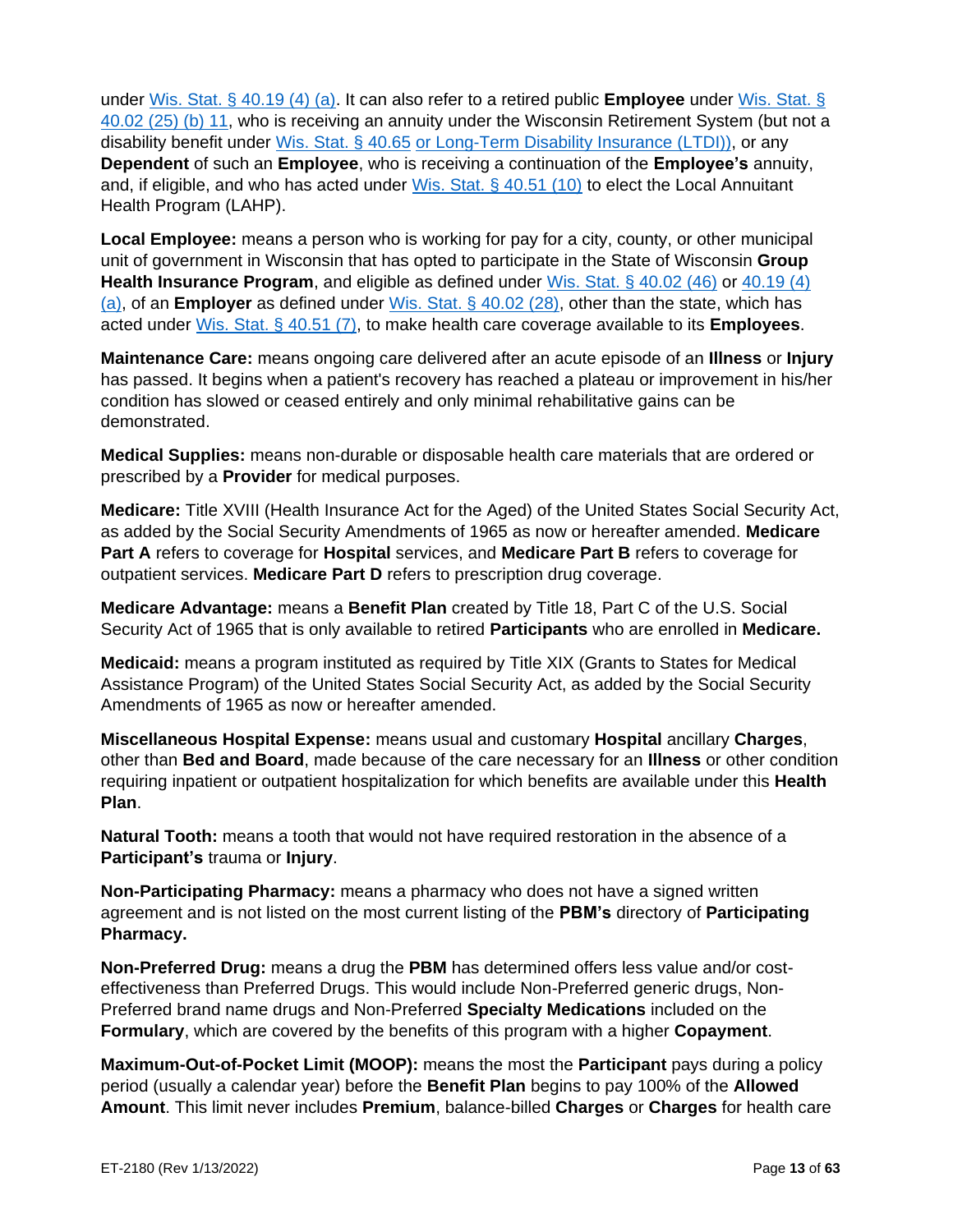under Wis. Stat. § 40.19 (4) (a). It can also refer to a retired public **Employee** under Wis. Stat. § 40.02 (25) (b) 11, who is receiving an annuity under the Wisconsin Retirement System (but not a disability benefit under Wis. Stat. § 40.65 or Long-Term Disability Insurance (LTDI)), or any **Dependent** of such an **Employee**, who is receiving a continuation of the **Employee's** annuity, and, if eligible, and who has acted under Wis. Stat. § 40.51 (10) to elect the Local Annuitant Health Program (LAHP).

**Local Employee:** means a person who is working for pay for a city, county, or other municipal unit of government in Wisconsin that has opted to participate in the State of Wisconsin **Group Health Insurance Program**, and eligible as defined under Wis. Stat. § 40.02 (46) or 40.19 (4) (a), of an **Employer** as defined under Wis. Stat. § 40.02 (28), other than the state, which has acted under Wis. Stat. § 40.51 (7), to make health care coverage available to its **Employees**.

**Maintenance Care:** means ongoing care delivered after an acute episode of an **Illness** or **Injury** has passed. It begins when a patient's recovery has reached a plateau or improvement in his/her condition has slowed or ceased entirely and only minimal rehabilitative gains can be demonstrated.

**Medical Supplies:** means non-durable or disposable health care materials that are ordered or prescribed by a **Provider** for medical purposes.

**Medicare:** Title XVIII (Health Insurance Act for the Aged) of the United States Social Security Act, as added by the Social Security Amendments of 1965 as now or hereafter amended. **Medicare Part A** refers to coverage for **Hospital** services, and **Medicare Part B** refers to coverage for outpatient services. **Medicare Part D** refers to prescription drug coverage.

**Medicare Advantage:** means a **Benefit Plan** created by Title 18, Part C of the U.S. Social Security Act of 1965 that is only available to retired **Participants** who are enrolled in **Medicare.**

**Medicaid:** means a program instituted as required by Title XIX (Grants to States for Medical Assistance Program) of the United States Social Security Act, as added by the Social Security Amendments of 1965 as now or hereafter amended.

**Miscellaneous Hospital Expense:** means usual and customary **Hospital** ancillary **Charges**, other than **Bed and Board**, made because of the care necessary for an **Illness** or other condition requiring inpatient or outpatient hospitalization for which benefits are available under this **Health Plan**.

**Natural Tooth:** means a tooth that would not have required restoration in the absence of a **Participant's** trauma or **Injury**.

**Non-Participating Pharmacy:** means a pharmacy who does not have a signed written agreement and is not listed on the most current listing of the **PBM's** directory of **Participating Pharmacy.**

**Non-Preferred Drug:** means a drug the **PBM** has determined offers less value and/or cost-effectiveness than Preferred Drugs. This would include Non-Preferred generic drugs, Non-Preferred brand name drugs and Non-Preferred **Specialty Medications** included on the **Formulary**, which are covered by the benefits of this program with a higher **Copayment**.

**Maximum-Out-of-Pocket Limit (MOOP):** means the most the **Participant** pays during a policy period (usually a calendar year) before the **Benefit Plan** begins to pay 100% of the **Allowed Amount**. This limit never includes **Premium**, balance-billed **Charges** or **Charges** for health care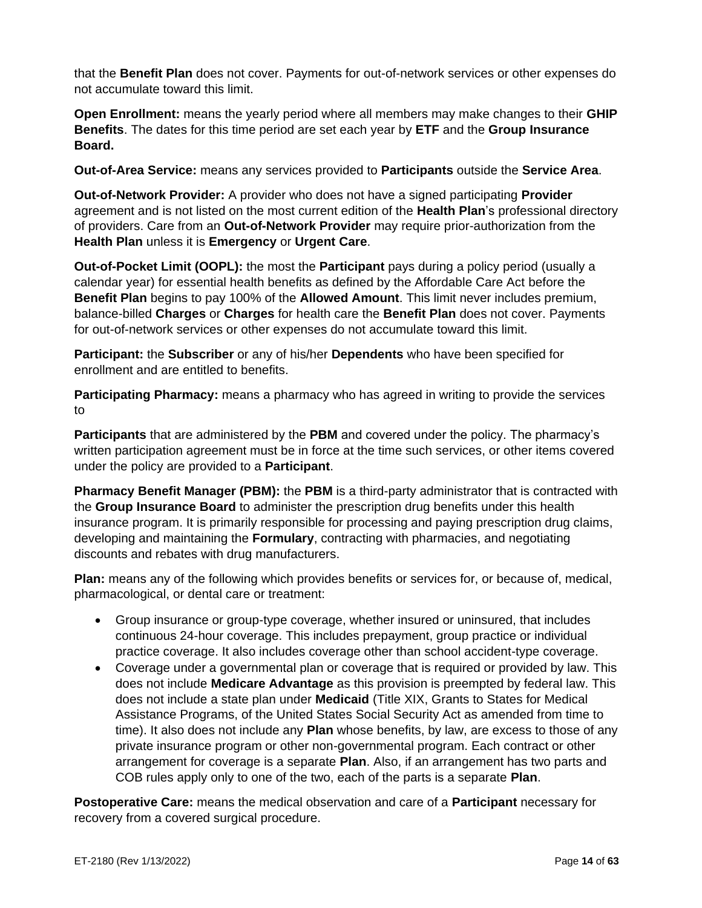that the **Benefit Plan** does not cover. Payments for out-of-network services or other expenses do not accumulate toward this limit.

**Open Enrollment:** means the yearly period where all members may make changes to their **GHIP Benefits**. The dates for this time period are set each year by **ETF** and the **Group Insurance Board.**

**Out-of-Area Service:** means any services provided to **Participants** outside the **Service Area**.

**Out-of-Network Provider:** A provider who does not have a signed participating **Provider** agreement and is not listed on the most current edition of the **Health Plan**'s professional directory of providers. Care from an **Out-of-Network Provider** may require prior-authorization from the **Health Plan** unless it is **Emergency** or **Urgent Care**.

**Out-of-Pocket Limit (OOPL):** the most the **Participant** pays during a policy period (usually a calendar year) for essential health benefits as defined by the Affordable Care Act before the **Benefit Plan** begins to pay 100% of the **Allowed Amount**. This limit never includes premium, balance-billed **Charges** or **Charges** for health care the **Benefit Plan** does not cover. Payments for out-of-network services or other expenses do not accumulate toward this limit.

**Participant:** the **Subscriber** or any of his/her **Dependents** who have been specified for enrollment and are entitled to benefits.

**Participating Pharmacy:** means a pharmacy who has agreed in writing to provide the services to

**Participants** that are administered by the **PBM** and covered under the policy. The pharmacy's written participation agreement must be in force at the time such services, or other items covered under the policy are provided to a **Participant**.

**Pharmacy Benefit Manager (PBM):** the **PBM** is a third-party administrator that is contracted with the **Group Insurance Board** to administer the prescription drug benefits under this health insurance program. It is primarily responsible for processing and paying prescription drug claims, developing and maintaining the **Formulary**, contracting with pharmacies, and negotiating discounts and rebates with drug manufacturers.

**Plan:** means any of the following which provides benefits or services for, or because of, medical, pharmacological, or dental care or treatment:

- Group insurance or group-type coverage, whether insured or uninsured, that includes continuous 24-hour coverage. This includes prepayment, group practice or individual practice coverage. It also includes coverage other than school accident-type coverage.
- Coverage under a governmental plan or coverage that is required or provided by law. This does not include **Medicare Advantage** as this provision is preempted by federal law. This does not include a state plan under **Medicaid** (Title XIX, Grants to States for Medical Assistance Programs, of the United States Social Security Act as amended from time to time). It also does not include any **Plan** whose benefits, by law, are excess to those of any private insurance program or other non-governmental program. Each contract or other arrangement for coverage is a separate **Plan**. Also, if an arrangement has two parts and COB rules apply only to one of the two, each of the parts is a separate **Plan**.

**Postoperative Care:** means the medical observation and care of a **Participant** necessary for recovery from a covered surgical procedure.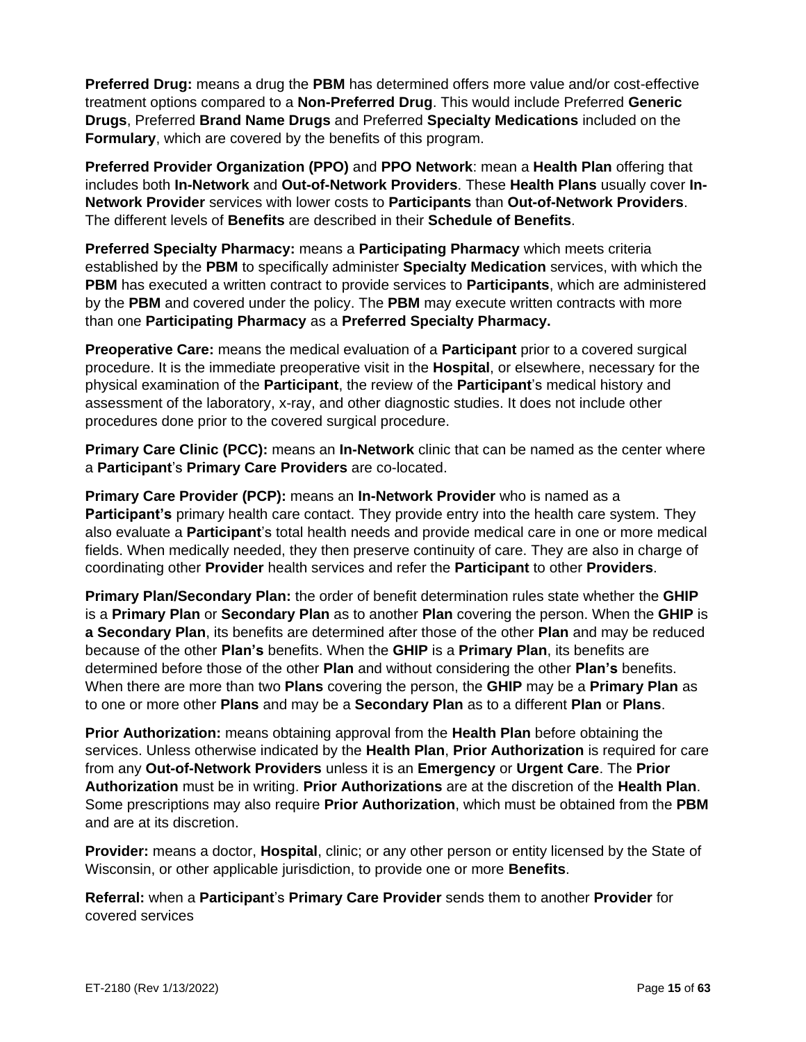**Preferred Drug:** means a drug the **PBM** has determined offers more value and/or cost-effective treatment options compared to a **Non-Preferred Drug**. This would include Preferred **Generic Drugs**, Preferred **Brand Name Drugs** and Preferred **Specialty Medications** included on the **Formulary**, which are covered by the benefits of this program.

**Preferred Provider Organization (PPO)** and **PPO Network**: mean a **Health Plan** offering that includes both **In-Network** and **Out-of-Network Providers**. These **Health Plans** usually cover **In-Network Provider** services with lower costs to **Participants** than **Out-of-Network Providers**. The different levels of **Benefits** are described in their **Schedule of Benefits**.

**Preferred Specialty Pharmacy:** means a **Participating Pharmacy** which meets criteria established by the **PBM** to specifically administer **Specialty Medication** services, with which the **PBM** has executed a written contract to provide services to **Participants**, which are administered by the **PBM** and covered under the policy. The **PBM** may execute written contracts with more than one **Participating Pharmacy** as a **Preferred Specialty Pharmacy.**

**Preoperative Care:** means the medical evaluation of a **Participant** prior to a covered surgical procedure. It is the immediate preoperative visit in the **Hospital**, or elsewhere, necessary for the physical examination of the **Participant**, the review of the **Participant**'s medical history and assessment of the laboratory, x-ray, and other diagnostic studies. It does not include other procedures done prior to the covered surgical procedure.

**Primary Care Clinic (PCC):** means an **In-Network** clinic that can be named as the center where a **Participant**'s **Primary Care Providers** are co-located.

**Primary Care Provider (PCP):** means an **In-Network Provider** who is named as a **Participant's** primary health care contact. They provide entry into the health care system. They also evaluate a **Participant**'s total health needs and provide medical care in one or more medical fields. When medically needed, they then preserve continuity of care. They are also in charge of coordinating other **Provider** health services and refer the **Participant** to other **Providers**.

**Primary Plan/Secondary Plan:** the order of benefit determination rules state whether the **GHIP** is a **Primary Plan** or **Secondary Plan** as to another **Plan** covering the person. When the **GHIP** is **a Secondary Plan**, its benefits are determined after those of the other **Plan** and may be reduced because of the other **Plan's** benefits. When the **GHIP** is a **Primary Plan**, its benefits are determined before those of the other **Plan** and without considering the other **Plan's** benefits. When there are more than two **Plans** covering the person, the **GHIP** may be a **Primary Plan** as to one or more other **Plans** and may be a **Secondary Plan** as to a different **Plan** or **Plans**.

**Prior Authorization:** means obtaining approval from the **Health Plan** before obtaining the services. Unless otherwise indicated by the **Health Plan**, **Prior Authorization** is required for care from any **Out-of-Network Providers** unless it is an **Emergency** or **Urgent Care**. The **Prior Authorization** must be in writing. **Prior Authorizations** are at the discretion of the **Health Plan**. Some prescriptions may also require **Prior Authorization**, which must be obtained from the **PBM** and are at its discretion.

**Provider:** means a doctor, **Hospital**, clinic; or any other person or entity licensed by the State of Wisconsin, or other applicable jurisdiction, to provide one or more **Benefits**.

**Referral:** when a **Participant**'s **Primary Care Provider** sends them to another **Provider** for covered services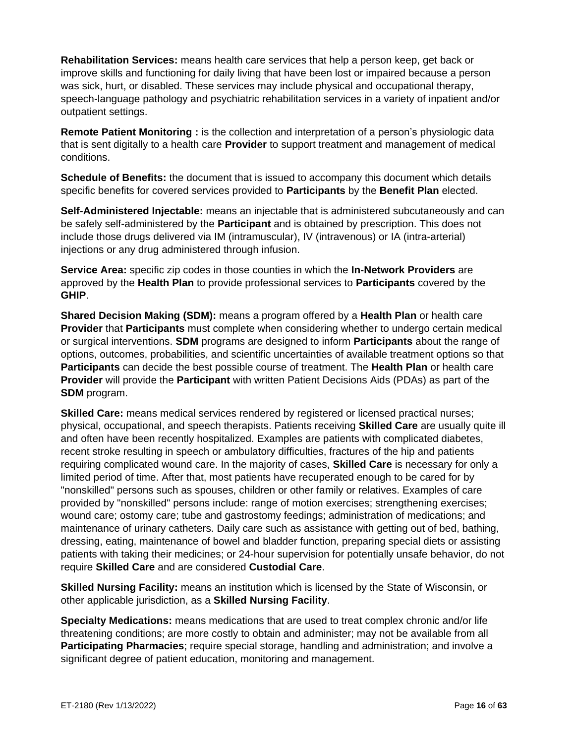**Rehabilitation Services:** means health care services that help a person keep, get back or improve skills and functioning for daily living that have been lost or impaired because a person was sick, hurt, or disabled. These services may include physical and occupational therapy, speech-language pathology and psychiatric rehabilitation services in a variety of inpatient and/or outpatient settings.

**Remote Patient Monitoring :** is the collection and interpretation of a person's physiologic data that is sent digitally to a health care **Provider** to support treatment and management of medical conditions.

**Schedule of Benefits:** the document that is issued to accompany this document which details specific benefits for covered services provided to **Participants** by the **Benefit Plan** elected.

**Self-Administered Injectable:** means an injectable that is administered subcutaneously and can be safely self-administered by the **Participant** and is obtained by prescription. This does not include those drugs delivered via IM (intramuscular), IV (intravenous) or IA (intra-arterial) injections or any drug administered through infusion.

**Service Area:** specific zip codes in those counties in which the **In-Network Providers** are approved by the **Health Plan** to provide professional services to **Participants** covered by the **GHIP**.

**Shared Decision Making (SDM):** means a program offered by a **Health Plan** or health care **Provider** that **Participants** must complete when considering whether to undergo certain medical or surgical interventions. **SDM** programs are designed to inform **Participants** about the range of options, outcomes, probabilities, and scientific uncertainties of available treatment options so that **Participants** can decide the best possible course of treatment. The **Health Plan** or health care **Provider** will provide the **Participant** with written Patient Decisions Aids (PDAs) as part of the **SDM** program.

**Skilled Care:** means medical services rendered by registered or licensed practical nurses; physical, occupational, and speech therapists. Patients receiving **Skilled Care** are usually quite ill and often have been recently hospitalized. Examples are patients with complicated diabetes, recent stroke resulting in speech or ambulatory difficulties, fractures of the hip and patients requiring complicated wound care. In the majority of cases, **Skilled Care** is necessary for only a limited period of time. After that, most patients have recuperated enough to be cared for by "nonskilled" persons such as spouses, children or other family or relatives. Examples of care provided by "nonskilled" persons include: range of motion exercises; strengthening exercises; wound care; ostomy care; tube and gastrostomy feedings; administration of medications; and maintenance of urinary catheters. Daily care such as assistance with getting out of bed, bathing, dressing, eating, maintenance of bowel and bladder function, preparing special diets or assisting patients with taking their medicines; or 24-hour supervision for potentially unsafe behavior, do not require **Skilled Care** and are considered **Custodial Care**.

**Skilled Nursing Facility:** means an institution which is licensed by the State of Wisconsin, or other applicable jurisdiction, as a **Skilled Nursing Facility**.

**Specialty Medications:** means medications that are used to treat complex chronic and/or life threatening conditions; are more costly to obtain and administer; may not be available from all **Participating Pharmacies**; require special storage, handling and administration; and involve a significant degree of patient education, monitoring and management.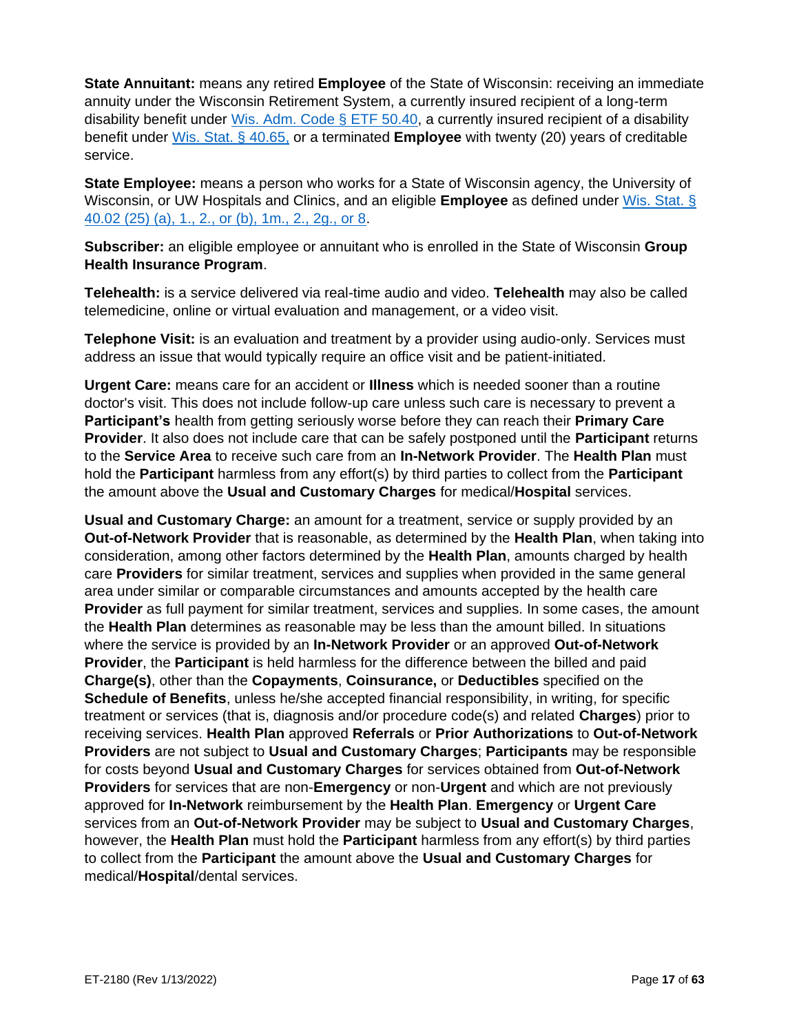**State Annuitant:** means any retired **Employee** of the State of Wisconsin: receiving an immediate annuity under the Wisconsin Retirement System, a currently insured recipient of a long-term disability benefit under [Wis. Adm. Code § ETF 50.40](), a currently insured recipient of a disability benefit under [Wis. Stat. § 40.65,]() or a terminated **Employee** with twenty (20) years of creditable service.

**State Employee:** means a person who works for a State of Wisconsin agency, the University of Wisconsin, or UW Hospitals and Clinics, and an eligible **Employee** as defined under [Wis. Stat. § 40.02 (25) (a), 1., 2., or (b), 1m., 2., 2g., or 8]().

**Subscriber:** an eligible employee or annuitant who is enrolled in the State of Wisconsin **Group Health Insurance Program**.

**Telehealth:** is a service delivered via real-time audio and video. **Telehealth** may also be called telemedicine, online or virtual evaluation and management, or a video visit.

**Telephone Visit:** is an evaluation and treatment by a provider using audio-only. Services must address an issue that would typically require an office visit and be patient-initiated.

**Urgent Care:** means care for an accident or **Illness** which is needed sooner than a routine doctor's visit. This does not include follow-up care unless such care is necessary to prevent a **Participant's** health from getting seriously worse before they can reach their **Primary Care Provider**. It also does not include care that can be safely postponed until the **Participant** returns to the **Service Area** to receive such care from an **In-Network Provider**. The **Health Plan** must hold the **Participant** harmless from any effort(s) by third parties to collect from the **Participant** the amount above the **Usual and Customary Charges** for medical/**Hospital** services.

**Usual and Customary Charge:** an amount for a treatment, service or supply provided by an **Out-of-Network Provider** that is reasonable, as determined by the **Health Plan**, when taking into consideration, among other factors determined by the **Health Plan**, amounts charged by health care **Providers** for similar treatment, services and supplies when provided in the same general area under similar or comparable circumstances and amounts accepted by the health care **Provider** as full payment for similar treatment, services and supplies. In some cases, the amount the **Health Plan** determines as reasonable may be less than the amount billed. In situations where the service is provided by an **In-Network Provider** or an approved **Out-of-Network Provider**, the **Participant** is held harmless for the difference between the billed and paid **Charge(s)**, other than the **Copayments**, **Coinsurance,** or **Deductibles** specified on the **Schedule of Benefits**, unless he/she accepted financial responsibility, in writing, for specific treatment or services (that is, diagnosis and/or procedure code(s) and related **Charges**) prior to receiving services. **Health Plan** approved **Referrals** or **Prior Authorizations** to **Out-of-Network Providers** are not subject to **Usual and Customary Charges**; **Participants** may be responsible for costs beyond **Usual and Customary Charges** for services obtained from **Out-of-Network Providers** for services that are non-**Emergency** or non-**Urgent** and which are not previously approved for **In-Network** reimbursement by the **Health Plan**. **Emergency** or **Urgent Care** services from an **Out-of-Network Provider** may be subject to **Usual and Customary Charges**, however, the **Health Plan** must hold the **Participant** harmless from any effort(s) by third parties to collect from the **Participant** the amount above the **Usual and Customary Charges** for medical/**Hospital**/dental services.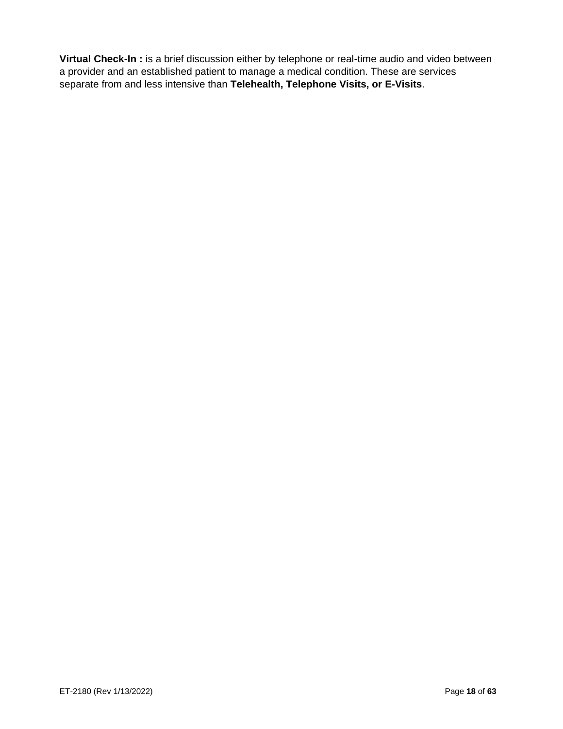**Virtual Check-In :** is a brief discussion either by telephone or real-time audio and video between a provider and an established patient to manage a medical condition. These are services separate from and less intensive than **Telehealth, Telephone Visits, or E-Visits**.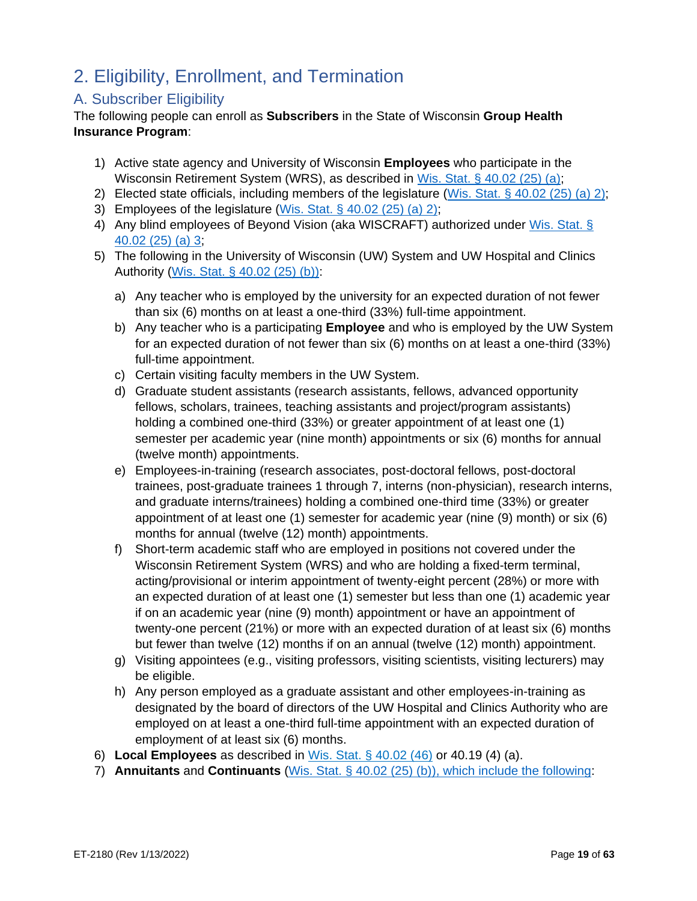# 2. Eligibility, Enrollment, and Termination

## A. Subscriber Eligibility

The following people can enroll as **Subscribers** in the State of Wisconsin **Group Health Insurance Program**:

1) Active state agency and University of Wisconsin **Employees** who participate in the Wisconsin Retirement System (WRS), as described in Wis. Stat. § 40.02 (25) (a);
2) Elected state officials, including members of the legislature (Wis. Stat. § 40.02 (25) (a) 2);
3) Employees of the legislature (Wis. Stat. § 40.02 (25) (a) 2);
4) Any blind employees of Beyond Vision (aka WISCRAFT) authorized under Wis. Stat. § 40.02 (25) (a) 3;
5) The following in the University of Wisconsin (UW) System and UW Hospital and Clinics Authority (Wis. Stat. § 40.02 (25) (b)):
   a) Any teacher who is employed by the university for an expected duration of not fewer than six (6) months on at least a one-third (33%) full-time appointment.
   b) Any teacher who is a participating **Employee** and who is employed by the UW System for an expected duration of not fewer than six (6) months on at least a one-third (33%) full-time appointment.
   c) Certain visiting faculty members in the UW System.
   d) Graduate student assistants (research assistants, fellows, advanced opportunity fellows, scholars, trainees, teaching assistants and project/program assistants) holding a combined one-third (33%) or greater appointment of at least one (1) semester per academic year (nine month) appointments or six (6) months for annual (twelve month) appointments.
   e) Employees-in-training (research associates, post-doctoral fellows, post-doctoral trainees, post-graduate trainees 1 through 7, interns (non-physician), research interns, and graduate interns/trainees) holding a combined one-third time (33%) or greater appointment of at least one (1) semester for academic year (nine (9) month) or six (6) months for annual (twelve (12) month) appointments.
   f) Short-term academic staff who are employed in positions not covered under the Wisconsin Retirement System (WRS) and who are holding a fixed-term terminal, acting/provisional or interim appointment of twenty-eight percent (28%) or more with an expected duration of at least one (1) semester but less than one (1) academic year if on an academic year (nine (9) month) appointment or have an appointment of twenty-one percent (21%) or more with an expected duration of at least six (6) months but fewer than twelve (12) months if on an annual (twelve (12) month) appointment.
   g) Visiting appointees (e.g., visiting professors, visiting scientists, visiting lecturers) may be eligible.
   h) Any person employed as a graduate assistant and other employees-in-training as designated by the board of directors of the UW Hospital and Clinics Authority who are employed on at least a one-third full-time appointment with an expected duration of employment of at least six (6) months.
6) **Local Employees** as described in Wis. Stat. § 40.02 (46) or 40.19 (4) (a).
7) **Annuitants** and **Continuants** (Wis. Stat. § 40.02 (25) (b)), which include the following: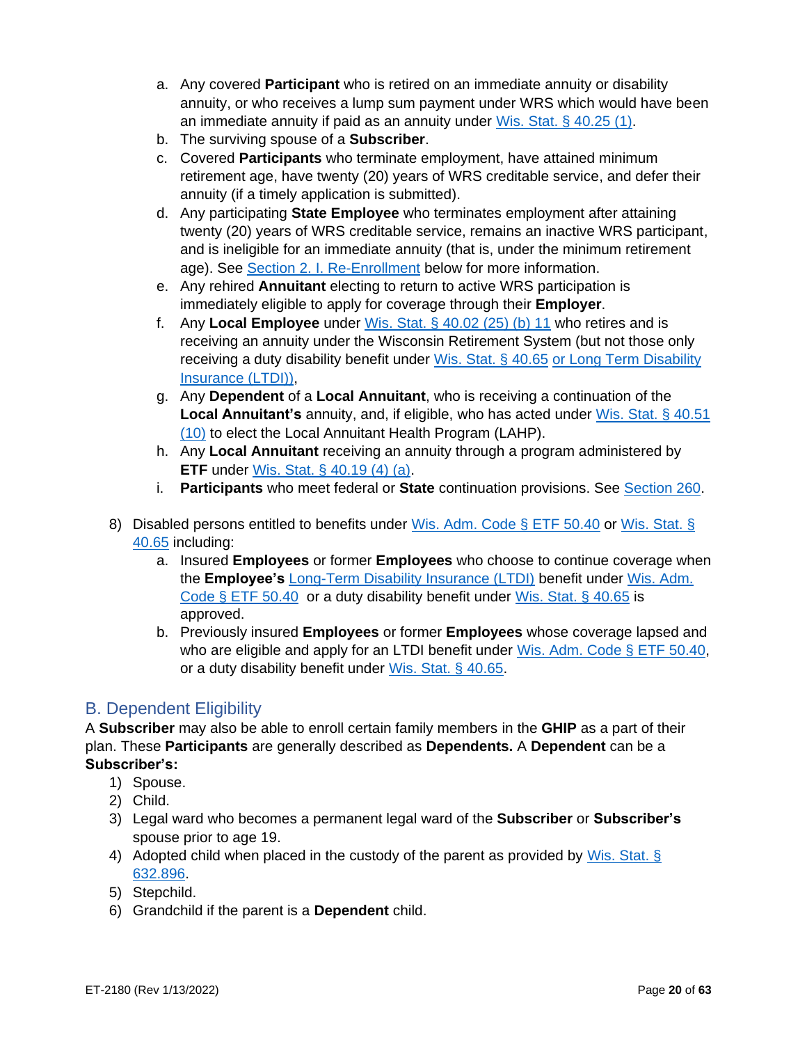a. Any covered **Participant** who is retired on an immediate annuity or disability annuity, or who receives a lump sum payment under WRS which would have been an immediate annuity if paid as an annuity under [Wis. Stat. § 40.25 (1)](#).
   b. The surviving spouse of a **Subscriber**.
   c. Covered **Participants** who terminate employment, have attained minimum retirement age, have twenty (20) years of WRS creditable service, and defer their annuity (if a timely application is submitted).
   d. Any participating **State Employee** who terminates employment after attaining twenty (20) years of WRS creditable service, remains an inactive WRS participant, and is ineligible for an immediate annuity (that is, under the minimum retirement age). See [Section 2. I. Re-Enrollment](#) below for more information.
   e. Any rehired **Annuitant** electing to return to active WRS participation is immediately eligible to apply for coverage through their **Employer**.
   f. Any **Local Employee** under [Wis. Stat. § 40.02 (25) (b) 11](#) who retires and is receiving an annuity under the Wisconsin Retirement System (but not those only receiving a duty disability benefit under [Wis. Stat. § 40.65](#) [or Long Term Disability Insurance (LTDI))](#),
   g. Any **Dependent** of a **Local Annuitant**, who is receiving a continuation of the **Local Annuitant's** annuity, and, if eligible, who has acted under [Wis. Stat. § 40.51 (10)](#) to elect the Local Annuitant Health Program (LAHP).
   h. Any **Local Annuitant** receiving an annuity through a program administered by **ETF** under [Wis. Stat. § 40.19 (4) (a)](#).
   i. **Participants** who meet federal or **State** continuation provisions. See [Section 260](#).

8) Disabled persons entitled to benefits under [Wis. Adm. Code § ETF 50.40](#) or [Wis. Stat. § 40.65](#) including:
   a. Insured **Employees** or former **Employees** who choose to continue coverage when the **Employee's** [Long-Term Disability Insurance (LTDI)](#) benefit under [Wis. Adm. Code § ETF 50.40](#) or a duty disability benefit under [Wis. Stat. § 40.65](#) is approved.
   b. Previously insured **Employees** or former **Employees** whose coverage lapsed and who are eligible and apply for an LTDI benefit under [Wis. Adm. Code § ETF 50.40](#), or a duty disability benefit under [Wis. Stat. § 40.65](#).

## B. Dependent Eligibility

A **Subscriber** may also be able to enroll certain family members in the **GHIP** as a part of their plan. These **Participants** are generally described as **Dependents.** A **Dependent** can be a **Subscriber's:**

1) Spouse.
2) Child.
3) Legal ward who becomes a permanent legal ward of the **Subscriber** or **Subscriber's** spouse prior to age 19.
4) Adopted child when placed in the custody of the parent as provided by [Wis. Stat. § 632.896](#).
5) Stepchild.
6) Grandchild if the parent is a **Dependent** child.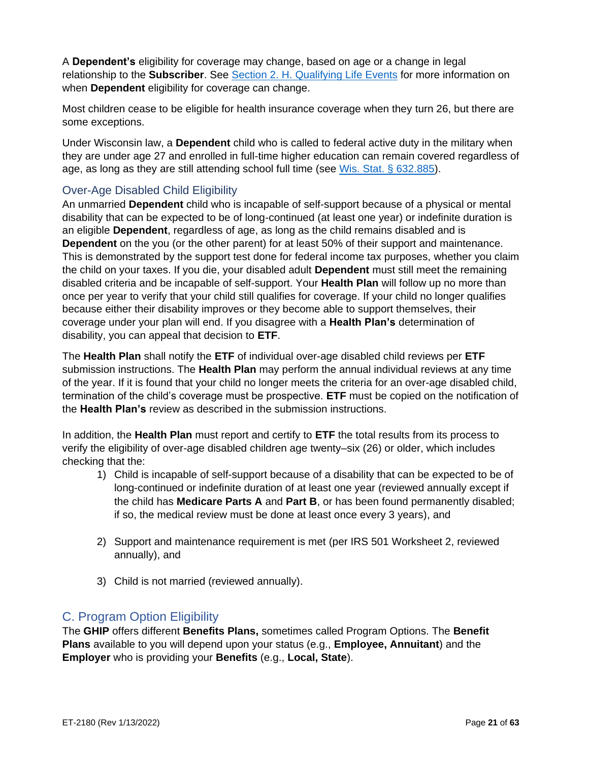A **Dependent's** eligibility for coverage may change, based on age or a change in legal relationship to the **Subscriber**. See [Section 2. H. Qualifying Life Events](#) for more information on when **Dependent** eligibility for coverage can change.

Most children cease to be eligible for health insurance coverage when they turn 26, but there are some exceptions.

Under Wisconsin law, a **Dependent** child who is called to federal active duty in the military when they are under age 27 and enrolled in full-time higher education can remain covered regardless of age, as long as they are still attending school full time (see [Wis. Stat. § 632.885](#)).

### Over-Age Disabled Child Eligibility

An unmarried **Dependent** child who is incapable of self-support because of a physical or mental disability that can be expected to be of long-continued (at least one year) or indefinite duration is an eligible **Dependent**, regardless of age, as long as the child remains disabled and is **Dependent** on the you (or the other parent) for at least 50% of their support and maintenance. This is demonstrated by the support test done for federal income tax purposes, whether you claim the child on your taxes. If you die, your disabled adult **Dependent** must still meet the remaining disabled criteria and be incapable of self-support. Your **Health Plan** will follow up no more than once per year to verify that your child still qualifies for coverage. If your child no longer qualifies because either their disability improves or they become able to support themselves, their coverage under your plan will end. If you disagree with a **Health Plan's** determination of disability, you can appeal that decision to **ETF**.

The **Health Plan** shall notify the **ETF** of individual over-age disabled child reviews per **ETF** submission instructions. The **Health Plan** may perform the annual individual reviews at any time of the year. If it is found that your child no longer meets the criteria for an over-age disabled child, termination of the child's coverage must be prospective. **ETF** must be copied on the notification of the **Health Plan's** review as described in the submission instructions.

In addition, the **Health Plan** must report and certify to **ETF** the total results from its process to verify the eligibility of over-age disabled children age twenty–six (26) or older, which includes checking that the:

1) Child is incapable of self-support because of a disability that can be expected to be of long-continued or indefinite duration of at least one year (reviewed annually except if the child has **Medicare Parts A** and **Part B**, or has been found permanently disabled; if so, the medical review must be done at least once every 3 years), and

2) Support and maintenance requirement is met (per IRS 501 Worksheet 2, reviewed annually), and

3) Child is not married (reviewed annually).

## C. Program Option Eligibility

The **GHIP** offers different **Benefits Plans,** sometimes called Program Options. The **Benefit Plans** available to you will depend upon your status (e.g., **Employee, Annuitant**) and the **Employer** who is providing your **Benefits** (e.g., **Local, State**).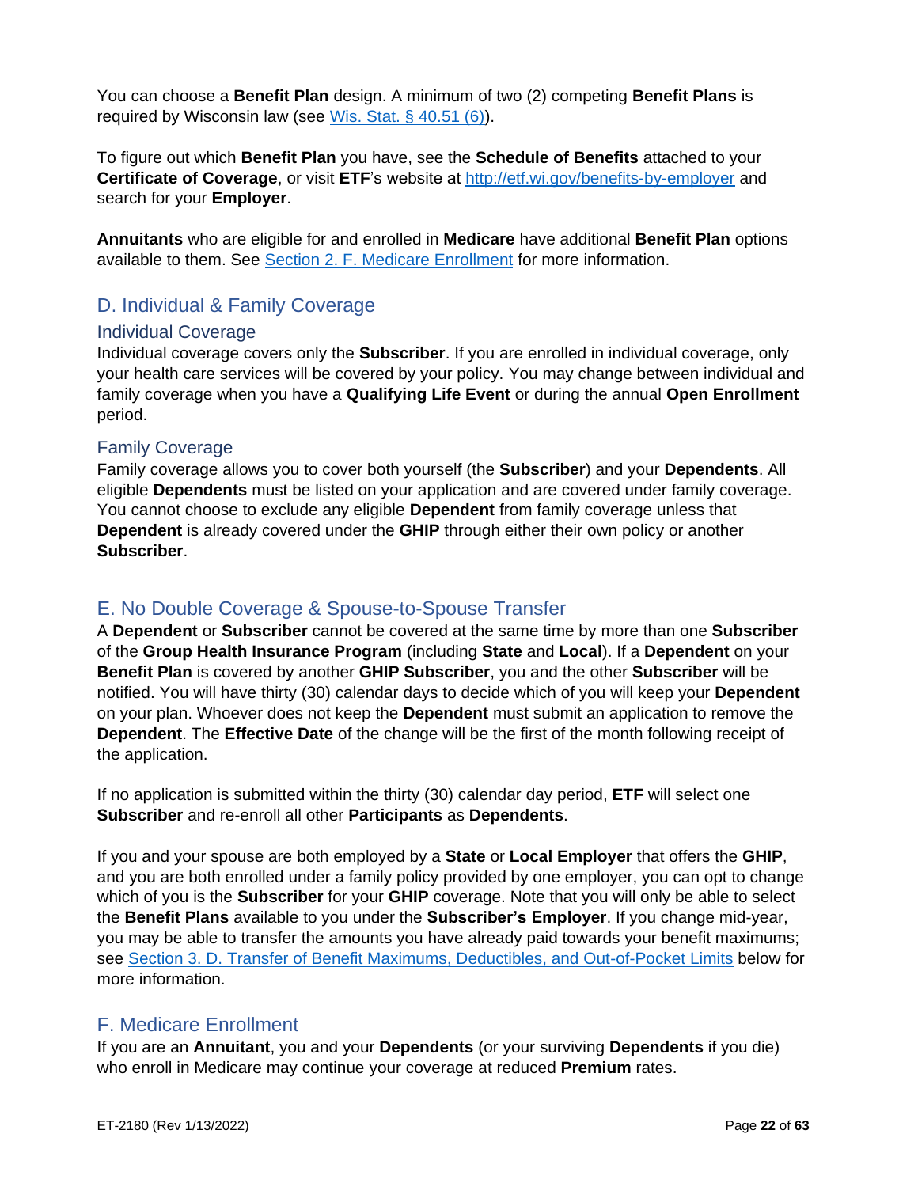You can choose a **Benefit Plan** design. A minimum of two (2) competing **Benefit Plans** is required by Wisconsin law (see [Wis. Stat. § 40.51 (6)]).

To figure out which **Benefit Plan** you have, see the **Schedule of Benefits** attached to your **Certificate of Coverage**, or visit **ETF**'s website at http://etf.wi.gov/benefits-by-employer and search for your **Employer**.

**Annuitants** who are eligible for and enrolled in **Medicare** have additional **Benefit Plan** options available to them. See Section 2. F. Medicare Enrollment for more information.

## D. Individual & Family Coverage

### Individual Coverage

Individual coverage covers only the **Subscriber**. If you are enrolled in individual coverage, only your health care services will be covered by your policy. You may change between individual and family coverage when you have a **Qualifying Life Event** or during the annual **Open Enrollment** period.

### Family Coverage

Family coverage allows you to cover both yourself (the **Subscriber**) and your **Dependents**. All eligible **Dependents** must be listed on your application and are covered under family coverage. You cannot choose to exclude any eligible **Dependent** from family coverage unless that **Dependent** is already covered under the **GHIP** through either their own policy or another **Subscriber**.

## E. No Double Coverage & Spouse-to-Spouse Transfer

A **Dependent** or **Subscriber** cannot be covered at the same time by more than one **Subscriber** of the **Group Health Insurance Program** (including **State** and **Local**). If a **Dependent** on your **Benefit Plan** is covered by another **GHIP Subscriber**, you and the other **Subscriber** will be notified. You will have thirty (30) calendar days to decide which of you will keep your **Dependent** on your plan. Whoever does not keep the **Dependent** must submit an application to remove the **Dependent**. The **Effective Date** of the change will be the first of the month following receipt of the application.

If no application is submitted within the thirty (30) calendar day period, **ETF** will select one **Subscriber** and re-enroll all other **Participants** as **Dependents**.

If you and your spouse are both employed by a **State** or **Local Employer** that offers the **GHIP**, and you are both enrolled under a family policy provided by one employer, you can opt to change which of you is the **Subscriber** for your **GHIP** coverage. Note that you will only be able to select the **Benefit Plans** available to you under the **Subscriber's Employer**. If you change mid-year, you may be able to transfer the amounts you have already paid towards your benefit maximums; see Section 3. D. Transfer of Benefit Maximums, Deductibles, and Out-of-Pocket Limits below for more information.

## F. Medicare Enrollment

If you are an **Annuitant**, you and your **Dependents** (or your surviving **Dependents** if you die) who enroll in Medicare may continue your coverage at reduced **Premium** rates.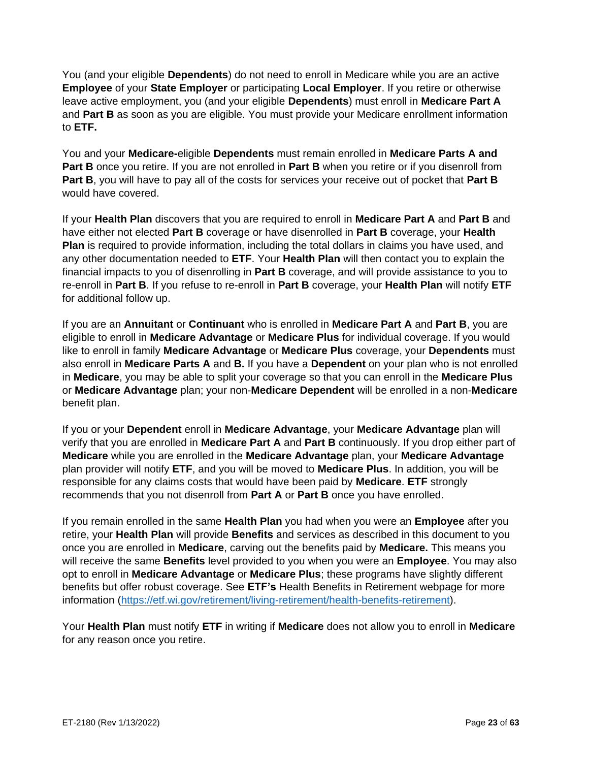You (and your eligible **Dependents**) do not need to enroll in Medicare while you are an active **Employee** of your **State Employer** or participating **Local Employer**. If you retire or otherwise leave active employment, you (and your eligible **Dependents**) must enroll in **Medicare Part A** and **Part B** as soon as you are eligible. You must provide your Medicare enrollment information to **ETF.**

You and your **Medicare-**eligible **Dependents** must remain enrolled in **Medicare Parts A and Part B** once you retire. If you are not enrolled in **Part B** when you retire or if you disenroll from **Part B**, you will have to pay all of the costs for services your receive out of pocket that **Part B** would have covered.

If your **Health Plan** discovers that you are required to enroll in **Medicare Part A** and **Part B** and have either not elected **Part B** coverage or have disenrolled in **Part B** coverage, your **Health Plan** is required to provide information, including the total dollars in claims you have used, and any other documentation needed to **ETF**. Your **Health Plan** will then contact you to explain the financial impacts to you of disenrolling in **Part B** coverage, and will provide assistance to you to re-enroll in **Part B**. If you refuse to re-enroll in **Part B** coverage, your **Health Plan** will notify **ETF** for additional follow up.

If you are an **Annuitant** or **Continuant** who is enrolled in **Medicare Part A** and **Part B**, you are eligible to enroll in **Medicare Advantage** or **Medicare Plus** for individual coverage. If you would like to enroll in family **Medicare Advantage** or **Medicare Plus** coverage, your **Dependents** must also enroll in **Medicare Parts A** and **B.** If you have a **Dependent** on your plan who is not enrolled in **Medicare**, you may be able to split your coverage so that you can enroll in the **Medicare Plus** or **Medicare Advantage** plan; your non-**Medicare Dependent** will be enrolled in a non-**Medicare** benefit plan.

If you or your **Dependent** enroll in **Medicare Advantage**, your **Medicare Advantage** plan will verify that you are enrolled in **Medicare Part A** and **Part B** continuously. If you drop either part of **Medicare** while you are enrolled in the **Medicare Advantage** plan, your **Medicare Advantage** plan provider will notify **ETF**, and you will be moved to **Medicare Plus**. In addition, you will be responsible for any claims costs that would have been paid by **Medicare**. **ETF** strongly recommends that you not disenroll from **Part A** or **Part B** once you have enrolled.

If you remain enrolled in the same **Health Plan** you had when you were an **Employee** after you retire, your **Health Plan** will provide **Benefits** and services as described in this document to you once you are enrolled in **Medicare**, carving out the benefits paid by **Medicare.** This means you will receive the same **Benefits** level provided to you when you were an **Employee**. You may also opt to enroll in **Medicare Advantage** or **Medicare Plus**; these programs have slightly different benefits but offer robust coverage. See **ETF's** Health Benefits in Retirement webpage for more information (https://etf.wi.gov/retirement/living-retirement/health-benefits-retirement).

Your **Health Plan** must notify **ETF** in writing if **Medicare** does not allow you to enroll in **Medicare** for any reason once you retire.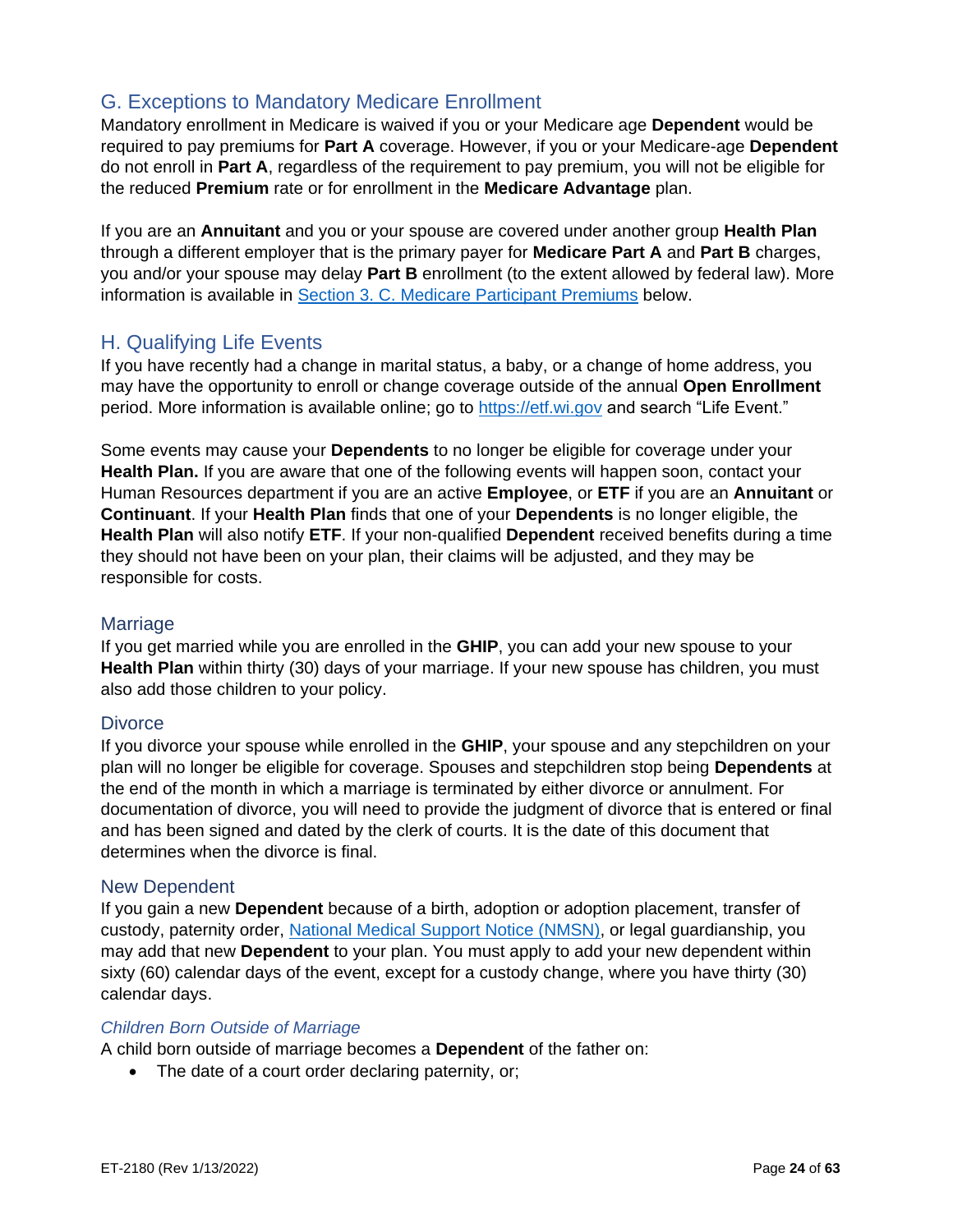## G. Exceptions to Mandatory Medicare Enrollment

Mandatory enrollment in Medicare is waived if you or your Medicare age **Dependent** would be required to pay premiums for **Part A** coverage. However, if you or your Medicare-age **Dependent** do not enroll in **Part A**, regardless of the requirement to pay premium, you will not be eligible for the reduced **Premium** rate or for enrollment in the **Medicare Advantage** plan.

If you are an **Annuitant** and you or your spouse are covered under another group **Health Plan** through a different employer that is the primary payer for **Medicare Part A** and **Part B** charges, you and/or your spouse may delay **Part B** enrollment (to the extent allowed by federal law). More information is available in [Section 3. C. Medicare Participant Premiums]() below.

## H. Qualifying Life Events

If you have recently had a change in marital status, a baby, or a change of home address, you may have the opportunity to enroll or change coverage outside of the annual **Open Enrollment** period. More information is available online; go to [https://etf.wi.gov](https://etf.wi.gov) and search "Life Event."

Some events may cause your **Dependents** to no longer be eligible for coverage under your **Health Plan.** If you are aware that one of the following events will happen soon, contact your Human Resources department if you are an active **Employee**, or **ETF** if you are an **Annuitant** or **Continuant**. If your **Health Plan** finds that one of your **Dependents** is no longer eligible, the **Health Plan** will also notify **ETF**. If your non-qualified **Dependent** received benefits during a time they should not have been on your plan, their claims will be adjusted, and they may be responsible for costs.

### Marriage

If you get married while you are enrolled in the **GHIP**, you can add your new spouse to your **Health Plan** within thirty (30) days of your marriage. If your new spouse has children, you must also add those children to your policy.

### Divorce

If you divorce your spouse while enrolled in the **GHIP**, your spouse and any stepchildren on your plan will no longer be eligible for coverage. Spouses and stepchildren stop being **Dependents** at the end of the month in which a marriage is terminated by either divorce or annulment. For documentation of divorce, you will need to provide the judgment of divorce that is entered or final and has been signed and dated by the clerk of courts. It is the date of this document that determines when the divorce is final.

### New Dependent

If you gain a new **Dependent** because of a birth, adoption or adoption placement, transfer of custody, paternity order, [National Medical Support Notice (NMSN)](), or legal guardianship, you may add that new **Dependent** to your plan. You must apply to add your new dependent within sixty (60) calendar days of the event, except for a custody change, where you have thirty (30) calendar days.

#### *Children Born Outside of Marriage*

A child born outside of marriage becomes a **Dependent** of the father on:

- The date of a court order declaring paternity, or;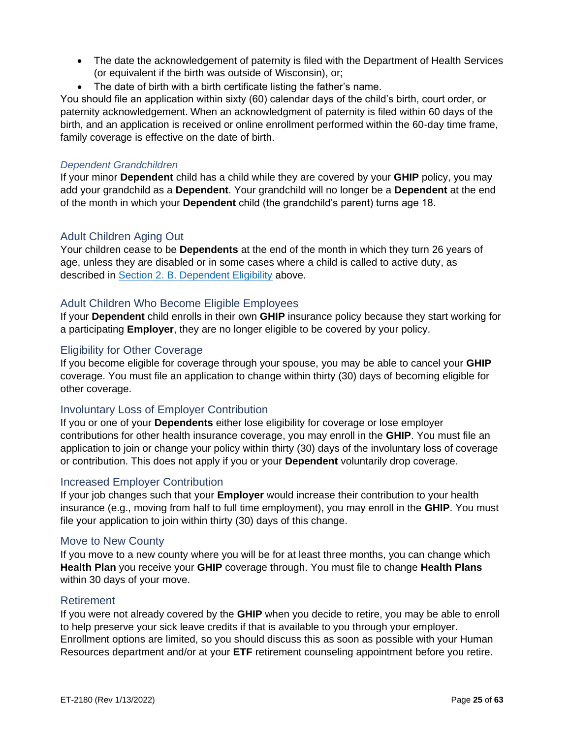- The date the acknowledgement of paternity is filed with the Department of Health Services (or equivalent if the birth was outside of Wisconsin), or;
- The date of birth with a birth certificate listing the father's name.

You should file an application within sixty (60) calendar days of the child's birth, court order, or paternity acknowledgement. When an acknowledgment of paternity is filed within 60 days of the birth, and an application is received or online enrollment performed within the 60-day time frame, family coverage is effective on the date of birth.

#### *Dependent Grandchildren*

If your minor **Dependent** child has a child while they are covered by your **GHIP** policy, you may add your grandchild as a **Dependent**. Your grandchild will no longer be a **Dependent** at the end of the month in which your **Dependent** child (the grandchild's parent) turns age 18.

### Adult Children Aging Out

Your children cease to be **Dependents** at the end of the month in which they turn 26 years of age, unless they are disabled or in some cases where a child is called to active duty, as described in Section 2. B. Dependent Eligibility above.

### Adult Children Who Become Eligible Employees

If your **Dependent** child enrolls in their own **GHIP** insurance policy because they start working for a participating **Employer**, they are no longer eligible to be covered by your policy.

### Eligibility for Other Coverage

If you become eligible for coverage through your spouse, you may be able to cancel your **GHIP** coverage. You must file an application to change within thirty (30) days of becoming eligible for other coverage.

### Involuntary Loss of Employer Contribution

If you or one of your **Dependents** either lose eligibility for coverage or lose employer contributions for other health insurance coverage, you may enroll in the **GHIP**. You must file an application to join or change your policy within thirty (30) days of the involuntary loss of coverage or contribution. This does not apply if you or your **Dependent** voluntarily drop coverage.

### Increased Employer Contribution

If your job changes such that your **Employer** would increase their contribution to your health insurance (e.g., moving from half to full time employment), you may enroll in the **GHIP**. You must file your application to join within thirty (30) days of this change.

### Move to New County

If you move to a new county where you will be for at least three months, you can change which **Health Plan** you receive your **GHIP** coverage through. You must file to change **Health Plans** within 30 days of your move.

### Retirement

If you were not already covered by the **GHIP** when you decide to retire, you may be able to enroll to help preserve your sick leave credits if that is available to you through your employer. Enrollment options are limited, so you should discuss this as soon as possible with your Human Resources department and/or at your **ETF** retirement counseling appointment before you retire.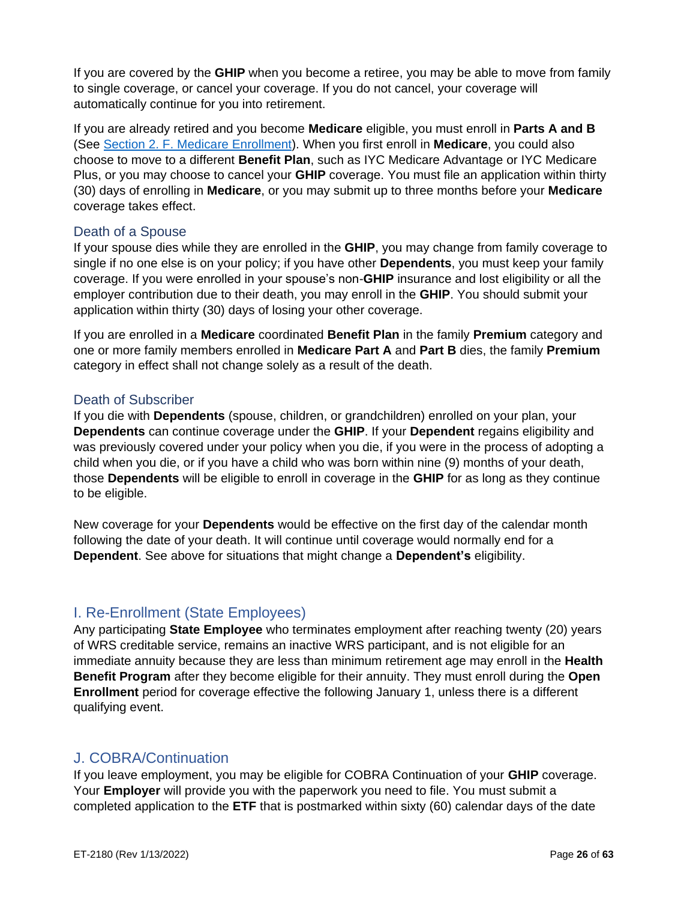If you are covered by the **GHIP** when you become a retiree, you may be able to move from family to single coverage, or cancel your coverage. If you do not cancel, your coverage will automatically continue for you into retirement.

If you are already retired and you become **Medicare** eligible, you must enroll in **Parts A and B** (See [Section 2. F. Medicare Enrollment]()). When you first enroll in **Medicare**, you could also choose to move to a different **Benefit Plan**, such as IYC Medicare Advantage or IYC Medicare Plus, or you may choose to cancel your **GHIP** coverage. You must file an application within thirty (30) days of enrolling in **Medicare**, or you may submit up to three months before your **Medicare** coverage takes effect.

### Death of a Spouse

If your spouse dies while they are enrolled in the **GHIP**, you may change from family coverage to single if no one else is on your policy; if you have other **Dependents**, you must keep your family coverage. If you were enrolled in your spouse's non-**GHIP** insurance and lost eligibility or all the employer contribution due to their death, you may enroll in the **GHIP**. You should submit your application within thirty (30) days of losing your other coverage.

If you are enrolled in a **Medicare** coordinated **Benefit Plan** in the family **Premium** category and one or more family members enrolled in **Medicare Part A** and **Part B** dies, the family **Premium** category in effect shall not change solely as a result of the death.

### Death of Subscriber

If you die with **Dependents** (spouse, children, or grandchildren) enrolled on your plan, your **Dependents** can continue coverage under the **GHIP**. If your **Dependent** regains eligibility and was previously covered under your policy when you die, if you were in the process of adopting a child when you die, or if you have a child who was born within nine (9) months of your death, those **Dependents** will be eligible to enroll in coverage in the **GHIP** for as long as they continue to be eligible.

New coverage for your **Dependents** would be effective on the first day of the calendar month following the date of your death. It will continue until coverage would normally end for a **Dependent**. See above for situations that might change a **Dependent's** eligibility.

## I. Re-Enrollment (State Employees)

Any participating **State Employee** who terminates employment after reaching twenty (20) years of WRS creditable service, remains an inactive WRS participant, and is not eligible for an immediate annuity because they are less than minimum retirement age may enroll in the **Health Benefit Program** after they become eligible for their annuity. They must enroll during the **Open Enrollment** period for coverage effective the following January 1, unless there is a different qualifying event.

## J. COBRA/Continuation

If you leave employment, you may be eligible for COBRA Continuation of your **GHIP** coverage. Your **Employer** will provide you with the paperwork you need to file. You must submit a completed application to the **ETF** that is postmarked within sixty (60) calendar days of the date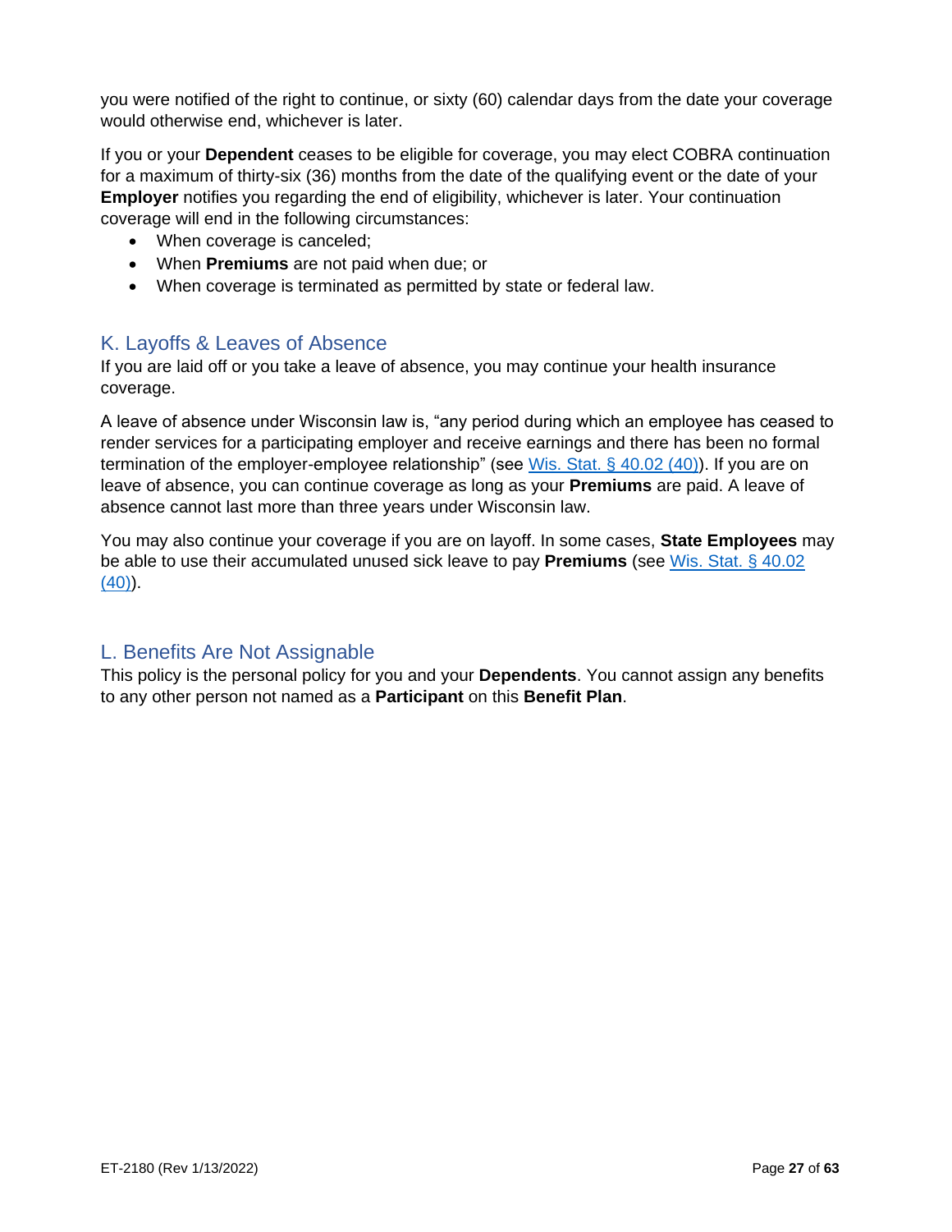you were notified of the right to continue, or sixty (60) calendar days from the date your coverage would otherwise end, whichever is later.

If you or your **Dependent** ceases to be eligible for coverage, you may elect COBRA continuation for a maximum of thirty-six (36) months from the date of the qualifying event or the date of your **Employer** notifies you regarding the end of eligibility, whichever is later. Your continuation coverage will end in the following circumstances:

- When coverage is canceled;
- When **Premiums** are not paid when due; or
- When coverage is terminated as permitted by state or federal law.

## K. Layoffs & Leaves of Absence

If you are laid off or you take a leave of absence, you may continue your health insurance coverage.

A leave of absence under Wisconsin law is, "any period during which an employee has ceased to render services for a participating employer and receive earnings and there has been no formal termination of the employer-employee relationship" (see Wis. Stat. § 40.02 (40)). If you are on leave of absence, you can continue coverage as long as your **Premiums** are paid. A leave of absence cannot last more than three years under Wisconsin law.

You may also continue your coverage if you are on layoff. In some cases, **State Employees** may be able to use their accumulated unused sick leave to pay **Premiums** (see Wis. Stat. § 40.02 (40)).

## L. Benefits Are Not Assignable

This policy is the personal policy for you and your **Dependents**. You cannot assign any benefits to any other person not named as a **Participant** on this **Benefit Plan**.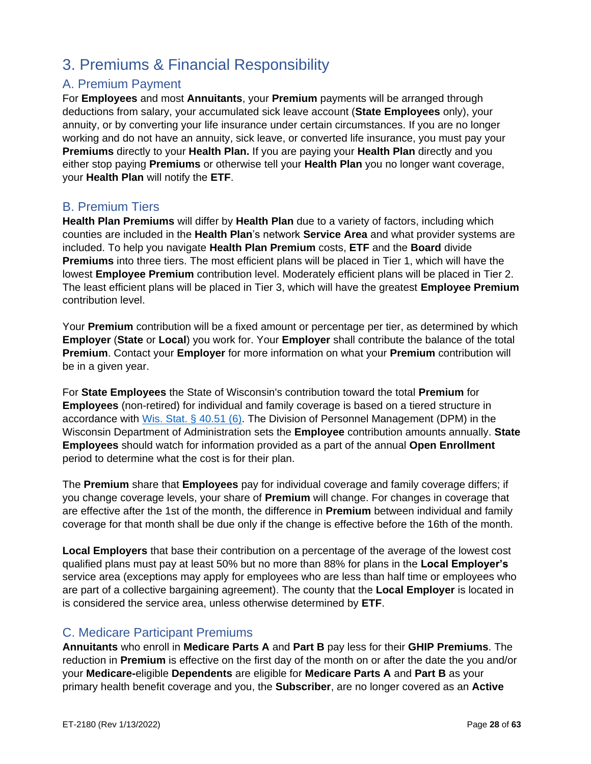# 3. Premiums & Financial Responsibility

## A. Premium Payment

For **Employees** and most **Annuitants**, your **Premium** payments will be arranged through deductions from salary, your accumulated sick leave account (**State Employees** only), your annuity, or by converting your life insurance under certain circumstances. If you are no longer working and do not have an annuity, sick leave, or converted life insurance, you must pay your **Premiums** directly to your **Health Plan.** If you are paying your **Health Plan** directly and you either stop paying **Premiums** or otherwise tell your **Health Plan** you no longer want coverage, your **Health Plan** will notify the **ETF**.

## B. Premium Tiers

**Health Plan Premiums** will differ by **Health Plan** due to a variety of factors, including which counties are included in the **Health Plan**'s network **Service Area** and what provider systems are included. To help you navigate **Health Plan Premium** costs, **ETF** and the **Board** divide **Premiums** into three tiers. The most efficient plans will be placed in Tier 1, which will have the lowest **Employee Premium** contribution level. Moderately efficient plans will be placed in Tier 2. The least efficient plans will be placed in Tier 3, which will have the greatest **Employee Premium** contribution level.

Your **Premium** contribution will be a fixed amount or percentage per tier, as determined by which **Employer** (**State** or **Local**) you work for. Your **Employer** shall contribute the balance of the total **Premium**. Contact your **Employer** for more information on what your **Premium** contribution will be in a given year.

For **State Employees** the State of Wisconsin's contribution toward the total **Premium** for **Employees** (non-retired) for individual and family coverage is based on a tiered structure in accordance with Wis. Stat. § 40.51 (6). The Division of Personnel Management (DPM) in the Wisconsin Department of Administration sets the **Employee** contribution amounts annually. **State Employees** should watch for information provided as a part of the annual **Open Enrollment** period to determine what the cost is for their plan.

The **Premium** share that **Employees** pay for individual coverage and family coverage differs; if you change coverage levels, your share of **Premium** will change. For changes in coverage that are effective after the 1st of the month, the difference in **Premium** between individual and family coverage for that month shall be due only if the change is effective before the 16th of the month.

**Local Employers** that base their contribution on a percentage of the average of the lowest cost qualified plans must pay at least 50% but no more than 88% for plans in the **Local Employer's** service area (exceptions may apply for employees who are less than half time or employees who are part of a collective bargaining agreement). The county that the **Local Employer** is located in is considered the service area, unless otherwise determined by **ETF**.

## C. Medicare Participant Premiums

**Annuitants** who enroll in **Medicare Parts A** and **Part B** pay less for their **GHIP Premiums**. The reduction in **Premium** is effective on the first day of the month on or after the date the you and/or your **Medicare-**eligible **Dependents** are eligible for **Medicare Parts A** and **Part B** as your primary health benefit coverage and you, the **Subscriber**, are no longer covered as an **Active**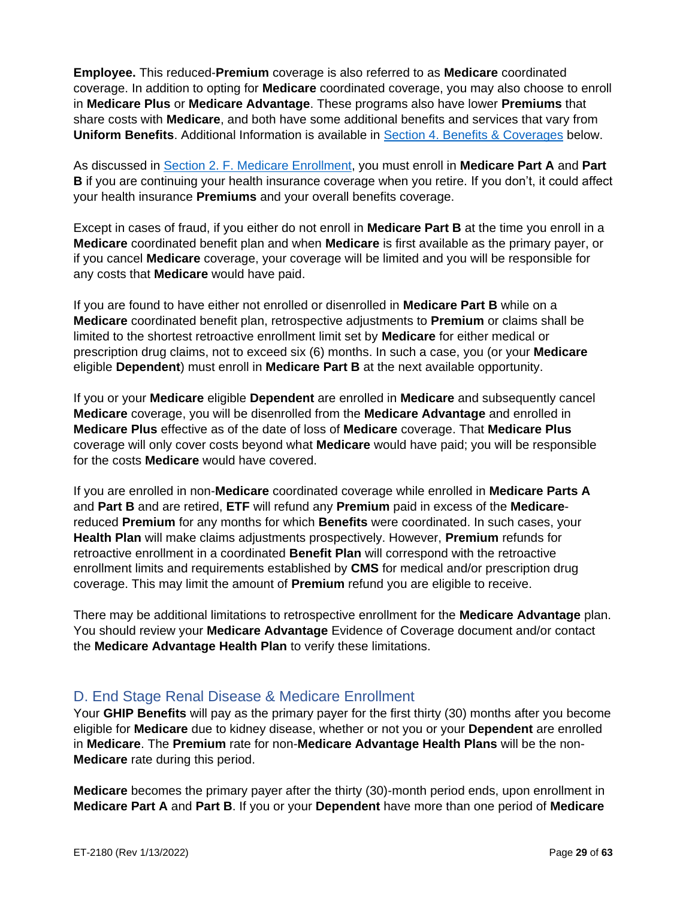**Employee.** This reduced-**Premium** coverage is also referred to as **Medicare** coordinated coverage. In addition to opting for **Medicare** coordinated coverage, you may also choose to enroll in **Medicare Plus** or **Medicare Advantage**. These programs also have lower **Premiums** that share costs with **Medicare**, and both have some additional benefits and services that vary from **Uniform Benefits**. Additional Information is available in Section 4. Benefits & Coverages below.

As discussed in Section 2. F. Medicare Enrollment, you must enroll in **Medicare Part A** and **Part B** if you are continuing your health insurance coverage when you retire. If you don't, it could affect your health insurance **Premiums** and your overall benefits coverage.

Except in cases of fraud, if you either do not enroll in **Medicare Part B** at the time you enroll in a **Medicare** coordinated benefit plan and when **Medicare** is first available as the primary payer, or if you cancel **Medicare** coverage, your coverage will be limited and you will be responsible for any costs that **Medicare** would have paid.

If you are found to have either not enrolled or disenrolled in **Medicare Part B** while on a **Medicare** coordinated benefit plan, retrospective adjustments to **Premium** or claims shall be limited to the shortest retroactive enrollment limit set by **Medicare** for either medical or prescription drug claims, not to exceed six (6) months. In such a case, you (or your **Medicare** eligible **Dependent**) must enroll in **Medicare Part B** at the next available opportunity.

If you or your **Medicare** eligible **Dependent** are enrolled in **Medicare** and subsequently cancel **Medicare** coverage, you will be disenrolled from the **Medicare Advantage** and enrolled in **Medicare Plus** effective as of the date of loss of **Medicare** coverage. That **Medicare Plus** coverage will only cover costs beyond what **Medicare** would have paid; you will be responsible for the costs **Medicare** would have covered.

If you are enrolled in non-**Medicare** coordinated coverage while enrolled in **Medicare Parts A** and **Part B** and are retired, **ETF** will refund any **Premium** paid in excess of the **Medicare**-reduced **Premium** for any months for which **Benefits** were coordinated. In such cases, your **Health Plan** will make claims adjustments prospectively. However, **Premium** refunds for retroactive enrollment in a coordinated **Benefit Plan** will correspond with the retroactive enrollment limits and requirements established by **CMS** for medical and/or prescription drug coverage. This may limit the amount of **Premium** refund you are eligible to receive.

There may be additional limitations to retrospective enrollment for the **Medicare Advantage** plan. You should review your **Medicare Advantage** Evidence of Coverage document and/or contact the **Medicare Advantage Health Plan** to verify these limitations.

## D. End Stage Renal Disease & Medicare Enrollment

Your **GHIP Benefits** will pay as the primary payer for the first thirty (30) months after you become eligible for **Medicare** due to kidney disease, whether or not you or your **Dependent** are enrolled in **Medicare**. The **Premium** rate for non-**Medicare Advantage Health Plans** will be the non-**Medicare** rate during this period.

**Medicare** becomes the primary payer after the thirty (30)-month period ends, upon enrollment in **Medicare Part A** and **Part B**. If you or your **Dependent** have more than one period of **Medicare**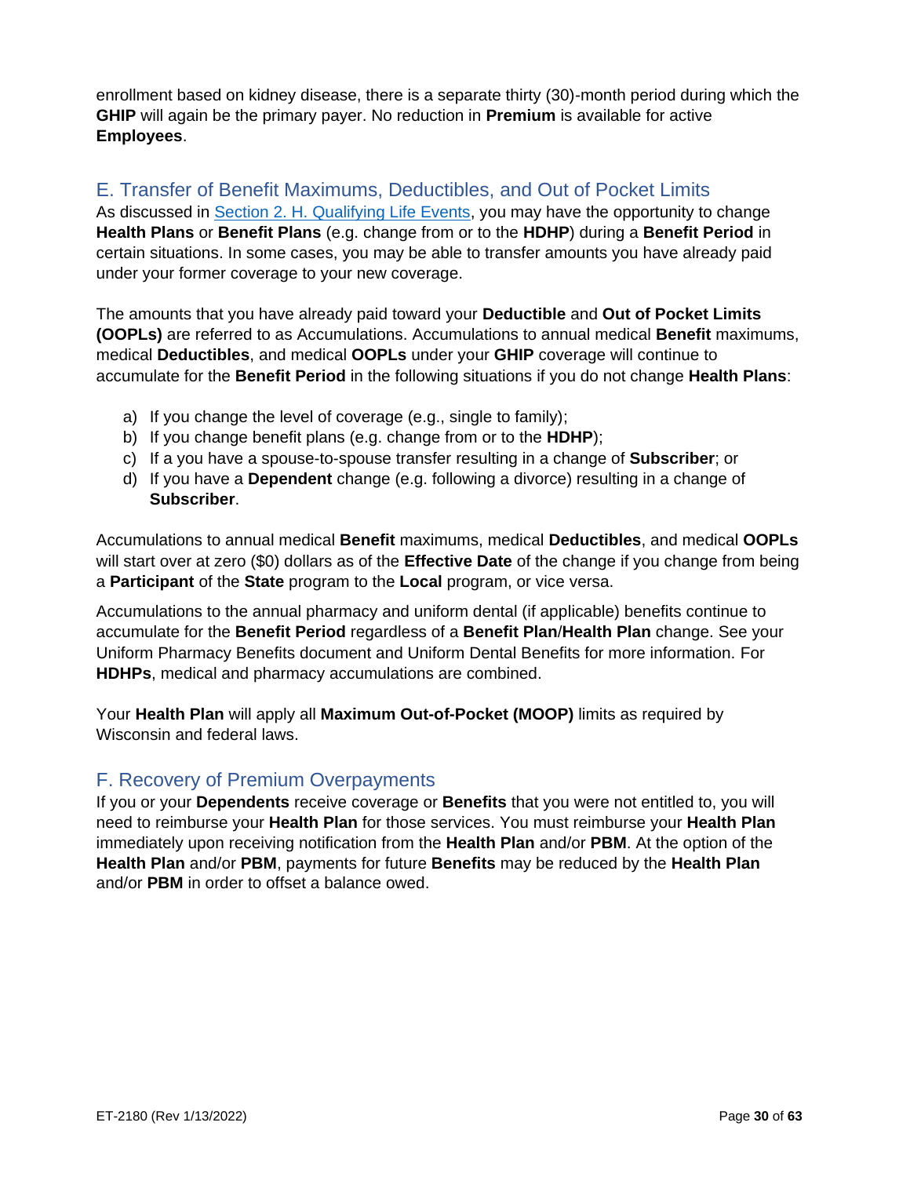enrollment based on kidney disease, there is a separate thirty (30)-month period during which the **GHIP** will again be the primary payer. No reduction in **Premium** is available for active **Employees**.

## E. Transfer of Benefit Maximums, Deductibles, and Out of Pocket Limits

As discussed in Section 2. H. Qualifying Life Events, you may have the opportunity to change **Health Plans** or **Benefit Plans** (e.g. change from or to the **HDHP**) during a **Benefit Period** in certain situations. In some cases, you may be able to transfer amounts you have already paid under your former coverage to your new coverage.

The amounts that you have already paid toward your **Deductible** and **Out of Pocket Limits (OOPLs)** are referred to as Accumulations. Accumulations to annual medical **Benefit** maximums, medical **Deductibles**, and medical **OOPLs** under your **GHIP** coverage will continue to accumulate for the **Benefit Period** in the following situations if you do not change **Health Plans**:

a) If you change the level of coverage (e.g., single to family);
b) If you change benefit plans (e.g. change from or to the **HDHP**);
c) If a you have a spouse-to-spouse transfer resulting in a change of **Subscriber**; or
d) If you have a **Dependent** change (e.g. following a divorce) resulting in a change of **Subscriber**.

Accumulations to annual medical **Benefit** maximums, medical **Deductibles**, and medical **OOPLs** will start over at zero ($0) dollars as of the **Effective Date** of the change if you change from being a **Participant** of the **State** program to the **Local** program, or vice versa.

Accumulations to the annual pharmacy and uniform dental (if applicable) benefits continue to accumulate for the **Benefit Period** regardless of a **Benefit Plan**/**Health Plan** change. See your Uniform Pharmacy Benefits document and Uniform Dental Benefits for more information. For **HDHPs**, medical and pharmacy accumulations are combined.

Your **Health Plan** will apply all **Maximum Out-of-Pocket (MOOP)** limits as required by Wisconsin and federal laws.

## F. Recovery of Premium Overpayments

If you or your **Dependents** receive coverage or **Benefits** that you were not entitled to, you will need to reimburse your **Health Plan** for those services. You must reimburse your **Health Plan** immediately upon receiving notification from the **Health Plan** and/or **PBM**. At the option of the **Health Plan** and/or **PBM**, payments for future **Benefits** may be reduced by the **Health Plan** and/or **PBM** in order to offset a balance owed.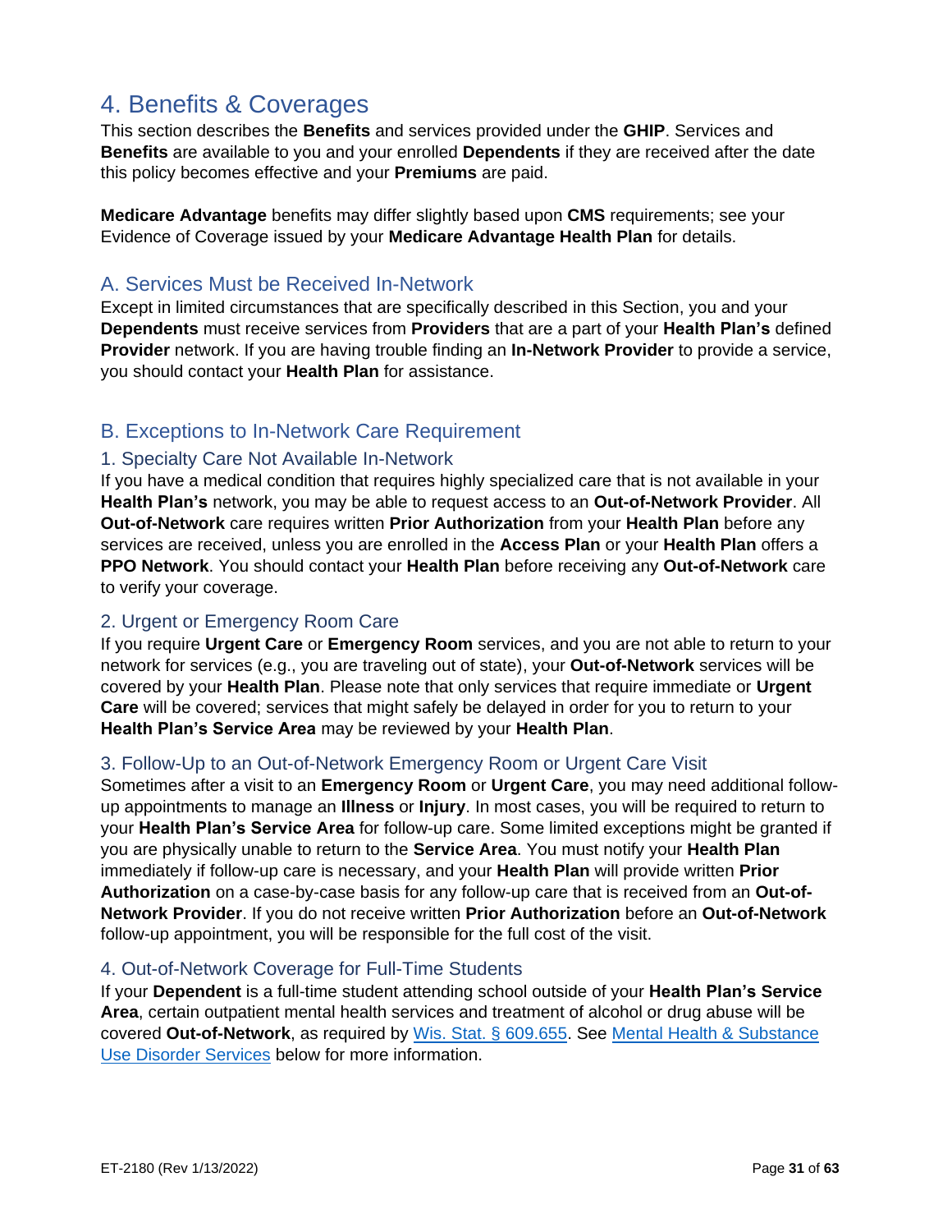# 4. Benefits & Coverages

This section describes the **Benefits** and services provided under the **GHIP**. Services and **Benefits** are available to you and your enrolled **Dependents** if they are received after the date this policy becomes effective and your **Premiums** are paid.

**Medicare Advantage** benefits may differ slightly based upon **CMS** requirements; see your Evidence of Coverage issued by your **Medicare Advantage Health Plan** for details.

## A. Services Must be Received In-Network

Except in limited circumstances that are specifically described in this Section, you and your **Dependents** must receive services from **Providers** that are a part of your **Health Plan's** defined **Provider** network. If you are having trouble finding an **In-Network Provider** to provide a service, you should contact your **Health Plan** for assistance.

## B. Exceptions to In-Network Care Requirement

### 1. Specialty Care Not Available In-Network

If you have a medical condition that requires highly specialized care that is not available in your **Health Plan's** network, you may be able to request access to an **Out-of-Network Provider**. All **Out-of-Network** care requires written **Prior Authorization** from your **Health Plan** before any services are received, unless you are enrolled in the **Access Plan** or your **Health Plan** offers a **PPO Network**. You should contact your **Health Plan** before receiving any **Out-of-Network** care to verify your coverage.

### 2. Urgent or Emergency Room Care

If you require **Urgent Care** or **Emergency Room** services, and you are not able to return to your network for services (e.g., you are traveling out of state), your **Out-of-Network** services will be covered by your **Health Plan**. Please note that only services that require immediate or **Urgent Care** will be covered; services that might safely be delayed in order for you to return to your **Health Plan's Service Area** may be reviewed by your **Health Plan**.

### 3. Follow-Up to an Out-of-Network Emergency Room or Urgent Care Visit

Sometimes after a visit to an **Emergency Room** or **Urgent Care**, you may need additional follow-up appointments to manage an **Illness** or **Injury**. In most cases, you will be required to return to your **Health Plan's Service Area** for follow-up care. Some limited exceptions might be granted if you are physically unable to return to the **Service Area**. You must notify your **Health Plan** immediately if follow-up care is necessary, and your **Health Plan** will provide written **Prior Authorization** on a case-by-case basis for any follow-up care that is received from an **Out-of-Network Provider**. If you do not receive written **Prior Authorization** before an **Out-of-Network** follow-up appointment, you will be responsible for the full cost of the visit.

### 4. Out-of-Network Coverage for Full-Time Students

If your **Dependent** is a full-time student attending school outside of your **Health Plan's Service Area**, certain outpatient mental health services and treatment of alcohol or drug abuse will be covered **Out-of-Network**, as required by [Wis. Stat. § 609.655](). See [Mental Health & Substance Use Disorder Services]() below for more information.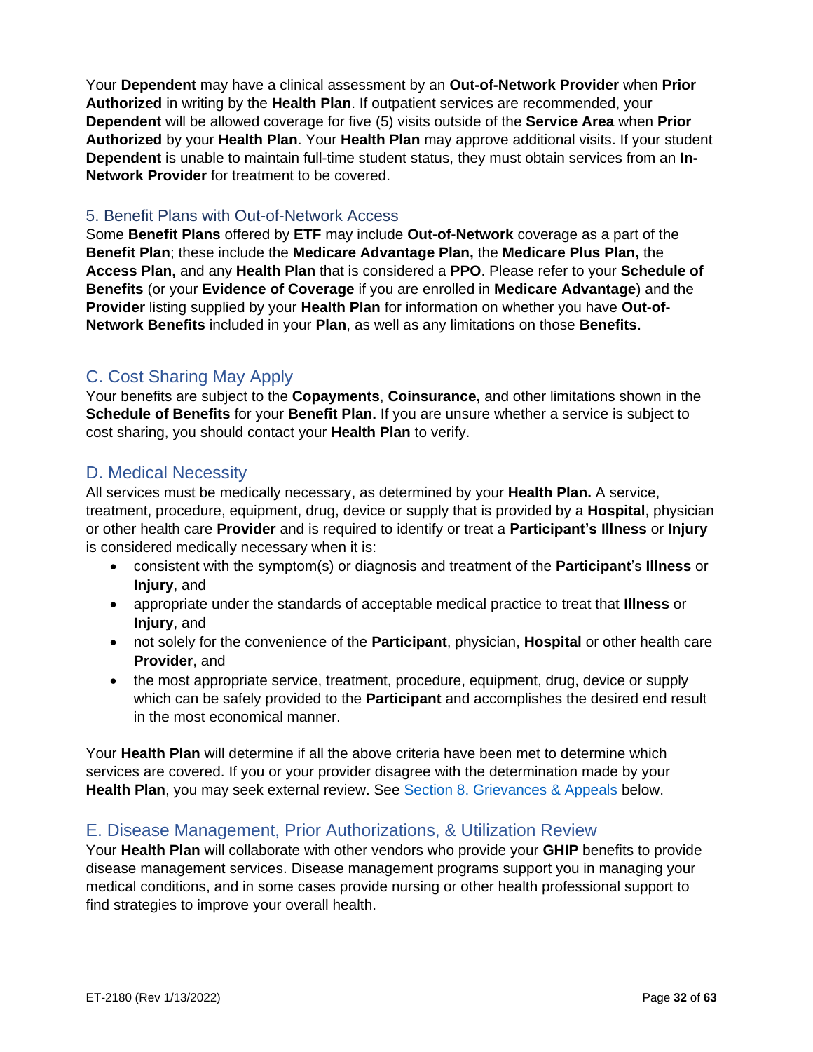Your **Dependent** may have a clinical assessment by an **Out-of-Network Provider** when **Prior Authorized** in writing by the **Health Plan**. If outpatient services are recommended, your **Dependent** will be allowed coverage for five (5) visits outside of the **Service Area** when **Prior Authorized** by your **Health Plan**. Your **Health Plan** may approve additional visits. If your student **Dependent** is unable to maintain full-time student status, they must obtain services from an **In-Network Provider** for treatment to be covered.

### 5. Benefit Plans with Out-of-Network Access

Some **Benefit Plans** offered by **ETF** may include **Out-of-Network** coverage as a part of the **Benefit Plan**; these include the **Medicare Advantage Plan,** the **Medicare Plus Plan,** the **Access Plan,** and any **Health Plan** that is considered a **PPO**. Please refer to your **Schedule of Benefits** (or your **Evidence of Coverage** if you are enrolled in **Medicare Advantage**) and the **Provider** listing supplied by your **Health Plan** for information on whether you have **Out-of-Network Benefits** included in your **Plan**, as well as any limitations on those **Benefits.**

## C. Cost Sharing May Apply

Your benefits are subject to the **Copayments**, **Coinsurance,** and other limitations shown in the **Schedule of Benefits** for your **Benefit Plan.** If you are unsure whether a service is subject to cost sharing, you should contact your **Health Plan** to verify.

## D. Medical Necessity

All services must be medically necessary, as determined by your **Health Plan.** A service, treatment, procedure, equipment, drug, device or supply that is provided by a **Hospital**, physician or other health care **Provider** and is required to identify or treat a **Participant's Illness** or **Injury** is considered medically necessary when it is:

- consistent with the symptom(s) or diagnosis and treatment of the **Participant**'s **Illness** or **Injury**, and
- appropriate under the standards of acceptable medical practice to treat that **Illness** or **Injury**, and
- not solely for the convenience of the **Participant**, physician, **Hospital** or other health care **Provider**, and
- the most appropriate service, treatment, procedure, equipment, drug, device or supply which can be safely provided to the **Participant** and accomplishes the desired end result in the most economical manner.

Your **Health Plan** will determine if all the above criteria have been met to determine which services are covered. If you or your provider disagree with the determination made by your **Health Plan**, you may seek external review. See Section 8. Grievances & Appeals below.

## E. Disease Management, Prior Authorizations, & Utilization Review

Your **Health Plan** will collaborate with other vendors who provide your **GHIP** benefits to provide disease management services. Disease management programs support you in managing your medical conditions, and in some cases provide nursing or other health professional support to find strategies to improve your overall health.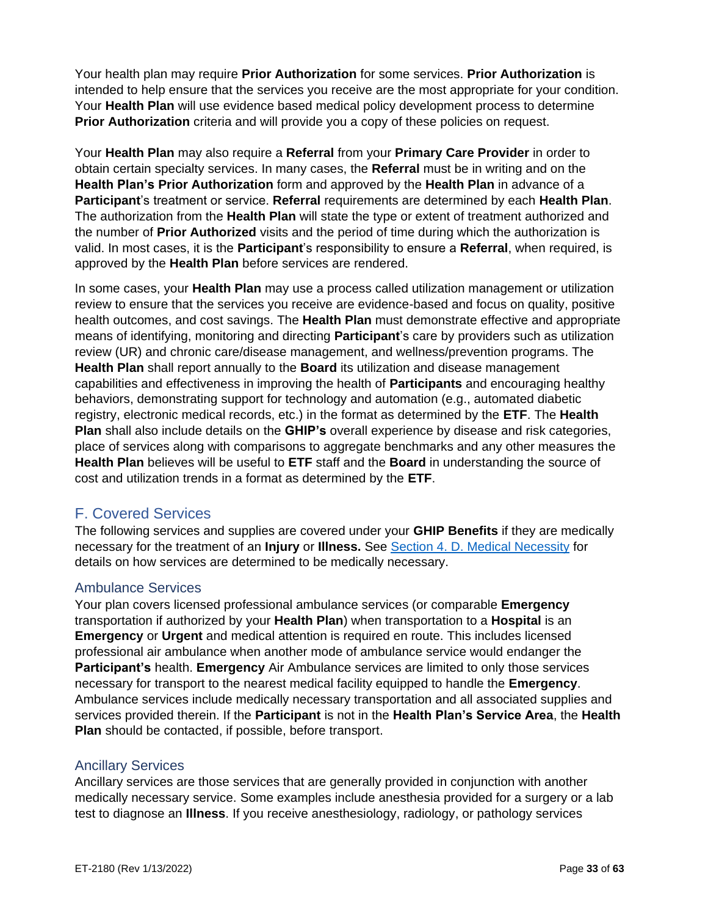Your health plan may require **Prior Authorization** for some services. **Prior Authorization** is intended to help ensure that the services you receive are the most appropriate for your condition. Your **Health Plan** will use evidence based medical policy development process to determine **Prior Authorization** criteria and will provide you a copy of these policies on request.

Your **Health Plan** may also require a **Referral** from your **Primary Care Provider** in order to obtain certain specialty services. In many cases, the **Referral** must be in writing and on the **Health Plan's Prior Authorization** form and approved by the **Health Plan** in advance of a **Participant**'s treatment or service. **Referral** requirements are determined by each **Health Plan**. The authorization from the **Health Plan** will state the type or extent of treatment authorized and the number of **Prior Authorized** visits and the period of time during which the authorization is valid. In most cases, it is the **Participant**'s responsibility to ensure a **Referral**, when required, is approved by the **Health Plan** before services are rendered.

In some cases, your **Health Plan** may use a process called utilization management or utilization review to ensure that the services you receive are evidence-based and focus on quality, positive health outcomes, and cost savings. The **Health Plan** must demonstrate effective and appropriate means of identifying, monitoring and directing **Participant**'s care by providers such as utilization review (UR) and chronic care/disease management, and wellness/prevention programs. The **Health Plan** shall report annually to the **Board** its utilization and disease management capabilities and effectiveness in improving the health of **Participants** and encouraging healthy behaviors, demonstrating support for technology and automation (e.g., automated diabetic registry, electronic medical records, etc.) in the format as determined by the **ETF**. The **Health Plan** shall also include details on the **GHIP's** overall experience by disease and risk categories, place of services along with comparisons to aggregate benchmarks and any other measures the **Health Plan** believes will be useful to **ETF** staff and the **Board** in understanding the source of cost and utilization trends in a format as determined by the **ETF**.

## F. Covered Services

The following services and supplies are covered under your **GHIP Benefits** if they are medically necessary for the treatment of an **Injury** or **Illness.** See [Section 4. D. Medical Necessity] for details on how services are determined to be medically necessary.

### Ambulance Services

Your plan covers licensed professional ambulance services (or comparable **Emergency** transportation if authorized by your **Health Plan**) when transportation to a **Hospital** is an **Emergency** or **Urgent** and medical attention is required en route. This includes licensed professional air ambulance when another mode of ambulance service would endanger the **Participant's** health. **Emergency** Air Ambulance services are limited to only those services necessary for transport to the nearest medical facility equipped to handle the **Emergency**. Ambulance services include medically necessary transportation and all associated supplies and services provided therein. If the **Participant** is not in the **Health Plan's Service Area**, the **Health Plan** should be contacted, if possible, before transport.

### Ancillary Services

Ancillary services are those services that are generally provided in conjunction with another medically necessary service. Some examples include anesthesia provided for a surgery or a lab test to diagnose an **Illness**. If you receive anesthesiology, radiology, or pathology services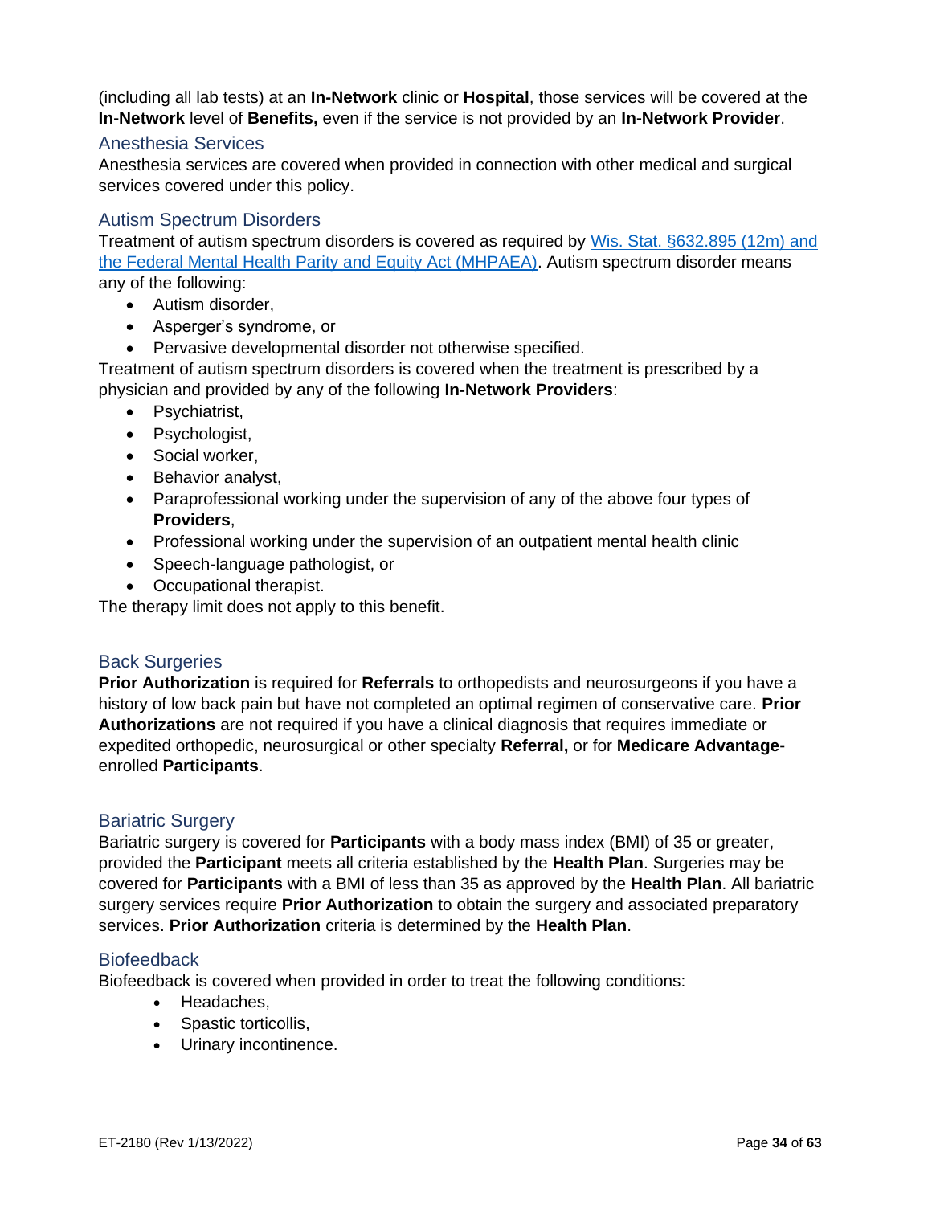(including all lab tests) at an **In-Network** clinic or **Hospital**, those services will be covered at the **In-Network** level of **Benefits,** even if the service is not provided by an **In-Network Provider**.

### Anesthesia Services

Anesthesia services are covered when provided in connection with other medical and surgical services covered under this policy.

### Autism Spectrum Disorders

Treatment of autism spectrum disorders is covered as required by [Wis. Stat. §632.895 (12m) and the Federal Mental Health Parity and Equity Act (MHPAEA)](). Autism spectrum disorder means any of the following:

- Autism disorder,
- Asperger's syndrome, or
- Pervasive developmental disorder not otherwise specified.

Treatment of autism spectrum disorders is covered when the treatment is prescribed by a physician and provided by any of the following **In-Network Providers**:

- Psychiatrist,
- Psychologist,
- Social worker,
- Behavior analyst,
- Paraprofessional working under the supervision of any of the above four types of **Providers**,
- Professional working under the supervision of an outpatient mental health clinic
- Speech-language pathologist, or
- Occupational therapist.

The therapy limit does not apply to this benefit.

### Back Surgeries

**Prior Authorization** is required for **Referrals** to orthopedists and neurosurgeons if you have a history of low back pain but have not completed an optimal regimen of conservative care. **Prior Authorizations** are not required if you have a clinical diagnosis that requires immediate or expedited orthopedic, neurosurgical or other specialty **Referral,** or for **Medicare Advantage**-enrolled **Participants**.

### Bariatric Surgery

Bariatric surgery is covered for **Participants** with a body mass index (BMI) of 35 or greater, provided the **Participant** meets all criteria established by the **Health Plan**. Surgeries may be covered for **Participants** with a BMI of less than 35 as approved by the **Health Plan**. All bariatric surgery services require **Prior Authorization** to obtain the surgery and associated preparatory services. **Prior Authorization** criteria is determined by the **Health Plan**.

### Biofeedback

Biofeedback is covered when provided in order to treat the following conditions:

- Headaches,
- Spastic torticollis,
- Urinary incontinence.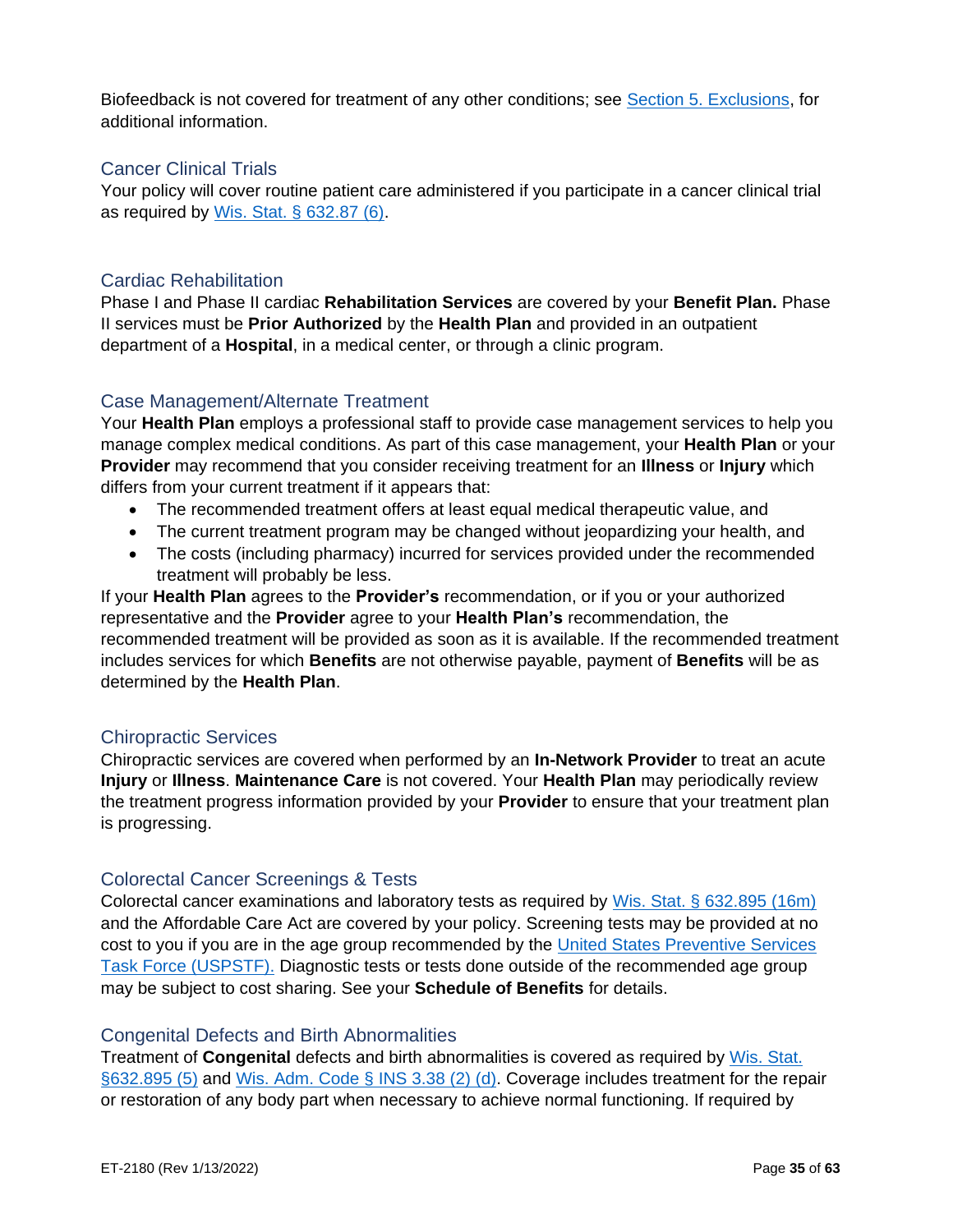Biofeedback is not covered for treatment of any other conditions; see [Section 5. Exclusions](), for additional information.

### Cancer Clinical Trials

Your policy will cover routine patient care administered if you participate in a cancer clinical trial as required by [Wis. Stat. § 632.87 (6)]().

### Cardiac Rehabilitation

Phase I and Phase II cardiac **Rehabilitation Services** are covered by your **Benefit Plan.** Phase II services must be **Prior Authorized** by the **Health Plan** and provided in an outpatient department of a **Hospital**, in a medical center, or through a clinic program.

### Case Management/Alternate Treatment

Your **Health Plan** employs a professional staff to provide case management services to help you manage complex medical conditions. As part of this case management, your **Health Plan** or your **Provider** may recommend that you consider receiving treatment for an **Illness** or **Injury** which differs from your current treatment if it appears that:

- The recommended treatment offers at least equal medical therapeutic value, and
- The current treatment program may be changed without jeopardizing your health, and
- The costs (including pharmacy) incurred for services provided under the recommended treatment will probably be less.

If your **Health Plan** agrees to the **Provider's** recommendation, or if you or your authorized representative and the **Provider** agree to your **Health Plan's** recommendation, the recommended treatment will be provided as soon as it is available. If the recommended treatment includes services for which **Benefits** are not otherwise payable, payment of **Benefits** will be as determined by the **Health Plan**.

### Chiropractic Services

Chiropractic services are covered when performed by an **In-Network Provider** to treat an acute **Injury** or **Illness**. **Maintenance Care** is not covered. Your **Health Plan** may periodically review the treatment progress information provided by your **Provider** to ensure that your treatment plan is progressing.

### Colorectal Cancer Screenings & Tests

Colorectal cancer examinations and laboratory tests as required by [Wis. Stat. § 632.895 (16m)]() and the Affordable Care Act are covered by your policy. Screening tests may be provided at no cost to you if you are in the age group recommended by the [United States Preventive Services Task Force (USPSTF).]() Diagnostic tests or tests done outside of the recommended age group may be subject to cost sharing. See your **Schedule of Benefits** for details.

### Congenital Defects and Birth Abnormalities

Treatment of **Congenital** defects and birth abnormalities is covered as required by [Wis. Stat. §632.895 (5)]() and [Wis. Adm. Code § INS 3.38 (2) (d)](). Coverage includes treatment for the repair or restoration of any body part when necessary to achieve normal functioning. If required by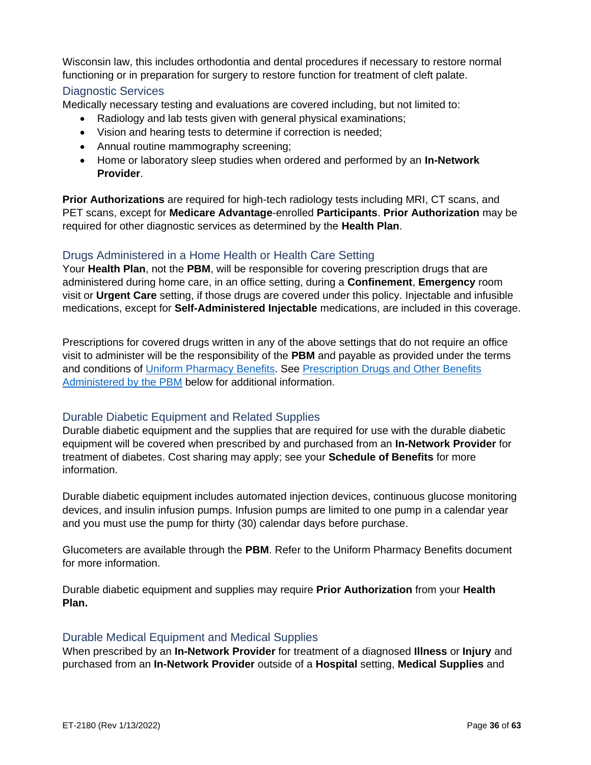Wisconsin law, this includes orthodontia and dental procedures if necessary to restore normal functioning or in preparation for surgery to restore function for treatment of cleft palate.

### Diagnostic Services

Medically necessary testing and evaluations are covered including, but not limited to:

- Radiology and lab tests given with general physical examinations;
- Vision and hearing tests to determine if correction is needed;
- Annual routine mammography screening;
- Home or laboratory sleep studies when ordered and performed by an **In-Network Provider**.

**Prior Authorizations** are required for high-tech radiology tests including MRI, CT scans, and PET scans, except for **Medicare Advantage**-enrolled **Participants**. **Prior Authorization** may be required for other diagnostic services as determined by the **Health Plan**.

### Drugs Administered in a Home Health or Health Care Setting

Your **Health Plan**, not the **PBM**, will be responsible for covering prescription drugs that are administered during home care, in an office setting, during a **Confinement**, **Emergency** room visit or **Urgent Care** setting, if those drugs are covered under this policy. Injectable and infusible medications, except for **Self-Administered Injectable** medications, are included in this coverage.

Prescriptions for covered drugs written in any of the above settings that do not require an office visit to administer will be the responsibility of the **PBM** and payable as provided under the terms and conditions of Uniform Pharmacy Benefits. See Prescription Drugs and Other Benefits Administered by the PBM below for additional information.

### Durable Diabetic Equipment and Related Supplies

Durable diabetic equipment and the supplies that are required for use with the durable diabetic equipment will be covered when prescribed by and purchased from an **In-Network Provider** for treatment of diabetes. Cost sharing may apply; see your **Schedule of Benefits** for more information.

Durable diabetic equipment includes automated injection devices, continuous glucose monitoring devices, and insulin infusion pumps. Infusion pumps are limited to one pump in a calendar year and you must use the pump for thirty (30) calendar days before purchase.

Glucometers are available through the **PBM**. Refer to the Uniform Pharmacy Benefits document for more information.

Durable diabetic equipment and supplies may require **Prior Authorization** from your **Health Plan.**

### Durable Medical Equipment and Medical Supplies

When prescribed by an **In-Network Provider** for treatment of a diagnosed **Illness** or **Injury** and purchased from an **In-Network Provider** outside of a **Hospital** setting, **Medical Supplies** and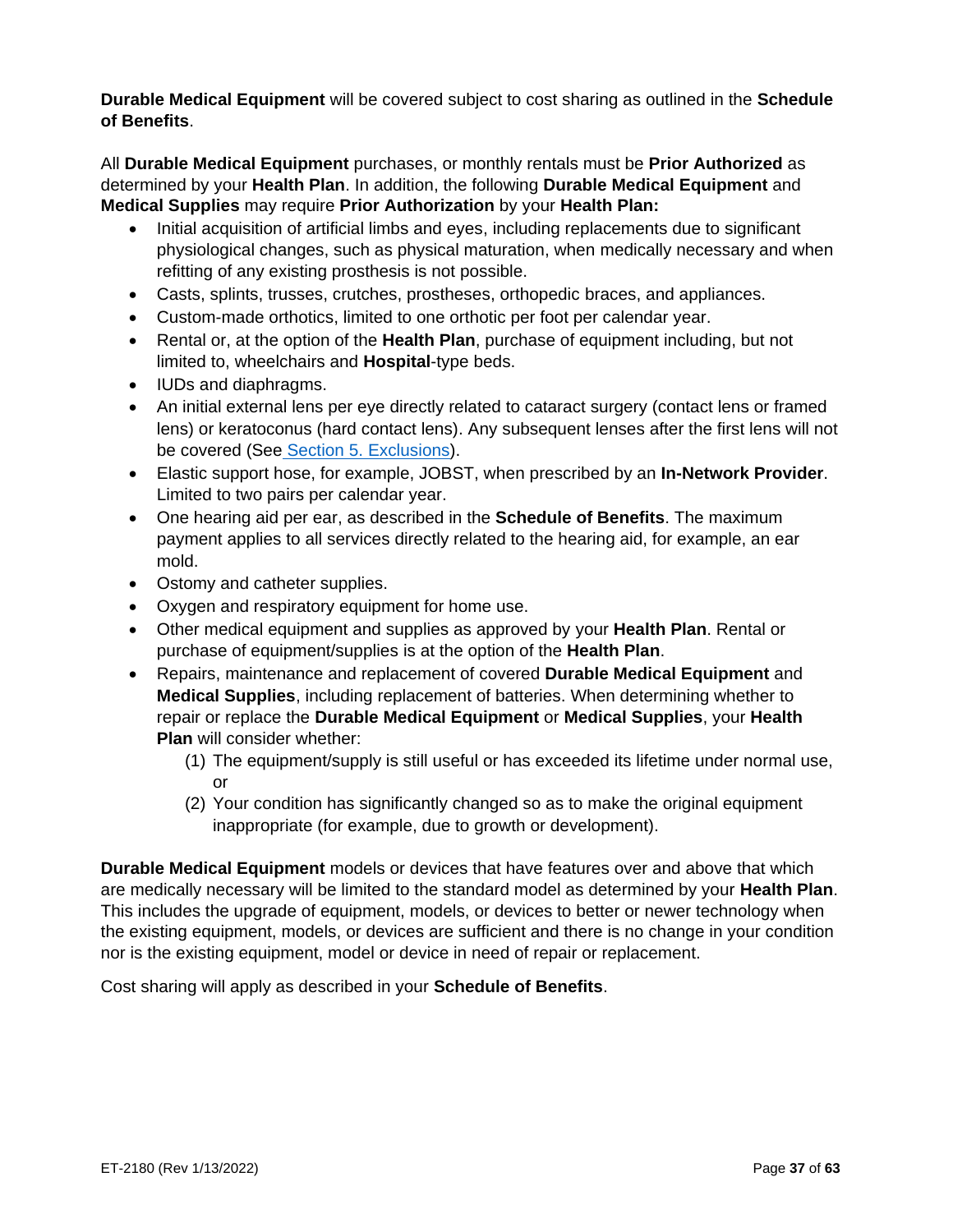**Durable Medical Equipment** will be covered subject to cost sharing as outlined in the **Schedule of Benefits**.

All **Durable Medical Equipment** purchases, or monthly rentals must be **Prior Authorized** as determined by your **Health Plan**. In addition, the following **Durable Medical Equipment** and **Medical Supplies** may require **Prior Authorization** by your **Health Plan:**

- Initial acquisition of artificial limbs and eyes, including replacements due to significant physiological changes, such as physical maturation, when medically necessary and when refitting of any existing prosthesis is not possible.
- Casts, splints, trusses, crutches, prostheses, orthopedic braces, and appliances.
- Custom-made orthotics, limited to one orthotic per foot per calendar year.
- Rental or, at the option of the **Health Plan**, purchase of equipment including, but not limited to, wheelchairs and **Hospital**-type beds.
- IUDs and diaphragms.
- An initial external lens per eye directly related to cataract surgery (contact lens or framed lens) or keratoconus (hard contact lens). Any subsequent lenses after the first lens will not be covered (See Section 5. Exclusions).
- Elastic support hose, for example, JOBST, when prescribed by an **In-Network Provider**. Limited to two pairs per calendar year.
- One hearing aid per ear, as described in the **Schedule of Benefits**. The maximum payment applies to all services directly related to the hearing aid, for example, an ear mold.
- Ostomy and catheter supplies.
- Oxygen and respiratory equipment for home use.
- Other medical equipment and supplies as approved by your **Health Plan**. Rental or purchase of equipment/supplies is at the option of the **Health Plan**.
- Repairs, maintenance and replacement of covered **Durable Medical Equipment** and **Medical Supplies**, including replacement of batteries. When determining whether to repair or replace the **Durable Medical Equipment** or **Medical Supplies**, your **Health Plan** will consider whether:
  1. The equipment/supply is still useful or has exceeded its lifetime under normal use, or
  2. Your condition has significantly changed so as to make the original equipment inappropriate (for example, due to growth or development).

**Durable Medical Equipment** models or devices that have features over and above that which are medically necessary will be limited to the standard model as determined by your **Health Plan**. This includes the upgrade of equipment, models, or devices to better or newer technology when the existing equipment, models, or devices are sufficient and there is no change in your condition nor is the existing equipment, model or device in need of repair or replacement.

Cost sharing will apply as described in your **Schedule of Benefits**.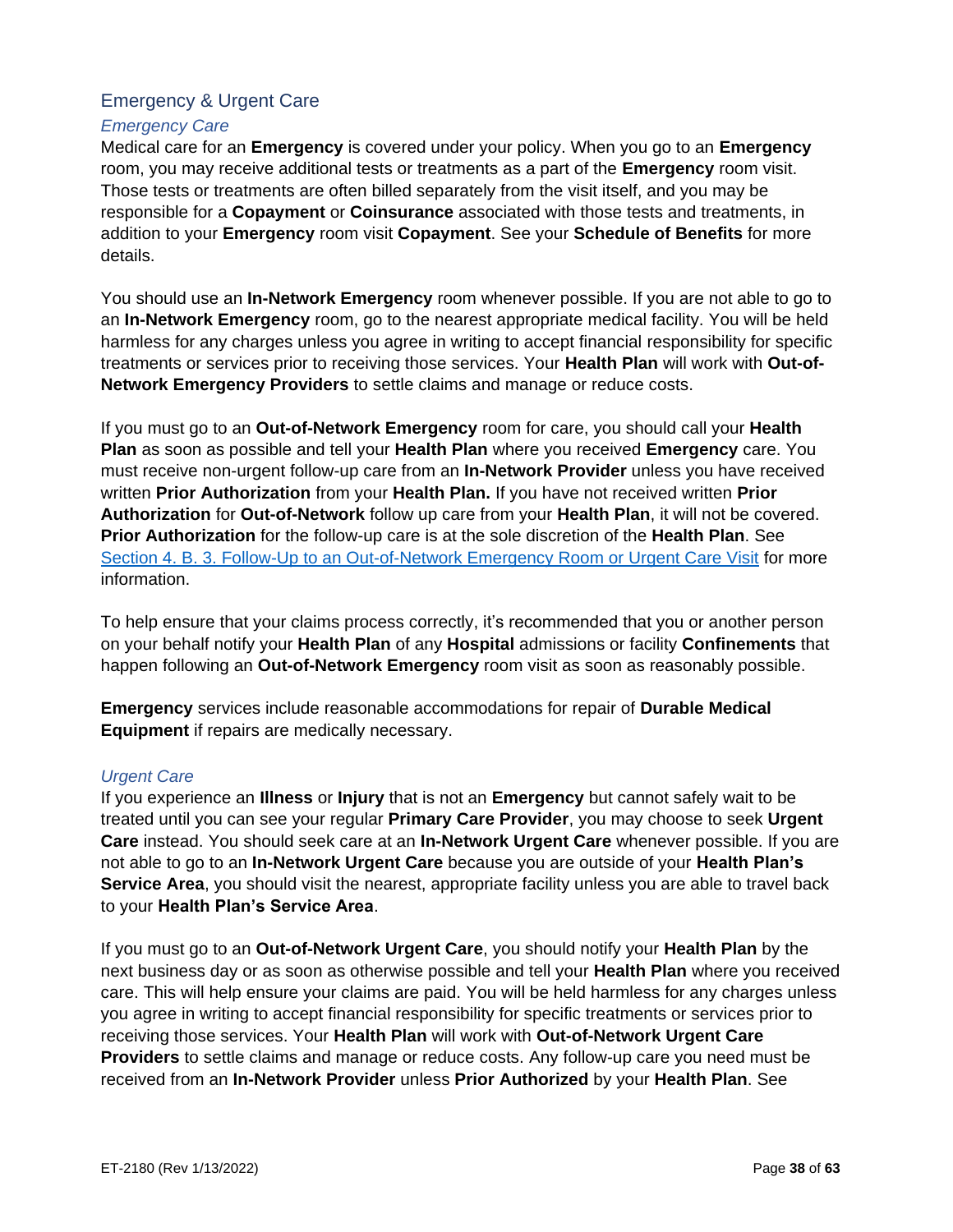## Emergency & Urgent Care

### *Emergency Care*

Medical care for an **Emergency** is covered under your policy. When you go to an **Emergency** room, you may receive additional tests or treatments as a part of the **Emergency** room visit. Those tests or treatments are often billed separately from the visit itself, and you may be responsible for a **Copayment** or **Coinsurance** associated with those tests and treatments, in addition to your **Emergency** room visit **Copayment**. See your **Schedule of Benefits** for more details.

You should use an **In-Network Emergency** room whenever possible. If you are not able to go to an **In-Network Emergency** room, go to the nearest appropriate medical facility. You will be held harmless for any charges unless you agree in writing to accept financial responsibility for specific treatments or services prior to receiving those services. Your **Health Plan** will work with **Out-of-Network Emergency Providers** to settle claims and manage or reduce costs.

If you must go to an **Out-of-Network Emergency** room for care, you should call your **Health Plan** as soon as possible and tell your **Health Plan** where you received **Emergency** care. You must receive non-urgent follow-up care from an **In-Network Provider** unless you have received written **Prior Authorization** from your **Health Plan.** If you have not received written **Prior Authorization** for **Out-of-Network** follow up care from your **Health Plan**, it will not be covered. **Prior Authorization** for the follow-up care is at the sole discretion of the **Health Plan**. See Section 4. B. 3. Follow-Up to an Out-of-Network Emergency Room or Urgent Care Visit for more information.

To help ensure that your claims process correctly, it's recommended that you or another person on your behalf notify your **Health Plan** of any **Hospital** admissions or facility **Confinements** that happen following an **Out-of-Network Emergency** room visit as soon as reasonably possible.

**Emergency** services include reasonable accommodations for repair of **Durable Medical Equipment** if repairs are medically necessary.

### *Urgent Care*

If you experience an **Illness** or **Injury** that is not an **Emergency** but cannot safely wait to be treated until you can see your regular **Primary Care Provider**, you may choose to seek **Urgent Care** instead. You should seek care at an **In-Network Urgent Care** whenever possible. If you are not able to go to an **In-Network Urgent Care** because you are outside of your **Health Plan's Service Area**, you should visit the nearest, appropriate facility unless you are able to travel back to your **Health Plan's Service Area**.

If you must go to an **Out-of-Network Urgent Care**, you should notify your **Health Plan** by the next business day or as soon as otherwise possible and tell your **Health Plan** where you received care. This will help ensure your claims are paid. You will be held harmless for any charges unless you agree in writing to accept financial responsibility for specific treatments or services prior to receiving those services. Your **Health Plan** will work with **Out-of-Network Urgent Care Providers** to settle claims and manage or reduce costs. Any follow-up care you need must be received from an **In-Network Provider** unless **Prior Authorized** by your **Health Plan**. See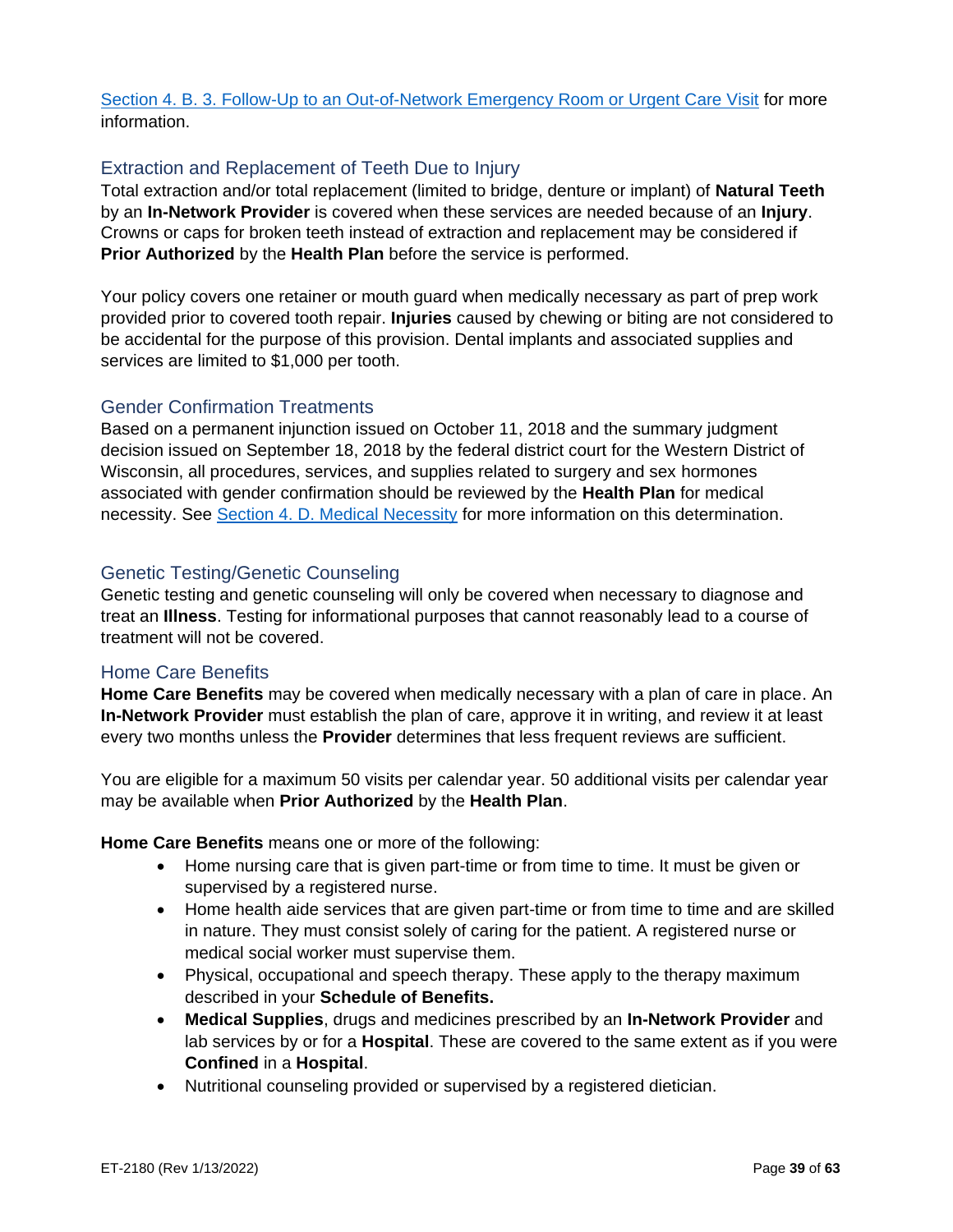Section 4. B. 3. Follow-Up to an Out-of-Network Emergency Room or Urgent Care Visit for more information.

### Extraction and Replacement of Teeth Due to Injury

Total extraction and/or total replacement (limited to bridge, denture or implant) of **Natural Teeth** by an **In-Network Provider** is covered when these services are needed because of an **Injury**. Crowns or caps for broken teeth instead of extraction and replacement may be considered if **Prior Authorized** by the **Health Plan** before the service is performed.

Your policy covers one retainer or mouth guard when medically necessary as part of prep work provided prior to covered tooth repair. **Injuries** caused by chewing or biting are not considered to be accidental for the purpose of this provision. Dental implants and associated supplies and services are limited to $1,000 per tooth.

### Gender Confirmation Treatments

Based on a permanent injunction issued on October 11, 2018 and the summary judgment decision issued on September 18, 2018 by the federal district court for the Western District of Wisconsin, all procedures, services, and supplies related to surgery and sex hormones associated with gender confirmation should be reviewed by the **Health Plan** for medical necessity. See Section 4. D. Medical Necessity for more information on this determination.

### Genetic Testing/Genetic Counseling

Genetic testing and genetic counseling will only be covered when necessary to diagnose and treat an **Illness**. Testing for informational purposes that cannot reasonably lead to a course of treatment will not be covered.

### Home Care Benefits

**Home Care Benefits** may be covered when medically necessary with a plan of care in place. An **In-Network Provider** must establish the plan of care, approve it in writing, and review it at least every two months unless the **Provider** determines that less frequent reviews are sufficient.

You are eligible for a maximum 50 visits per calendar year. 50 additional visits per calendar year may be available when **Prior Authorized** by the **Health Plan**.

**Home Care Benefits** means one or more of the following:

- Home nursing care that is given part-time or from time to time. It must be given or supervised by a registered nurse.
- Home health aide services that are given part-time or from time to time and are skilled in nature. They must consist solely of caring for the patient. A registered nurse or medical social worker must supervise them.
- Physical, occupational and speech therapy. These apply to the therapy maximum described in your **Schedule of Benefits.**
- **Medical Supplies**, drugs and medicines prescribed by an **In-Network Provider** and lab services by or for a **Hospital**. These are covered to the same extent as if you were **Confined** in a **Hospital**.
- Nutritional counseling provided or supervised by a registered dietician.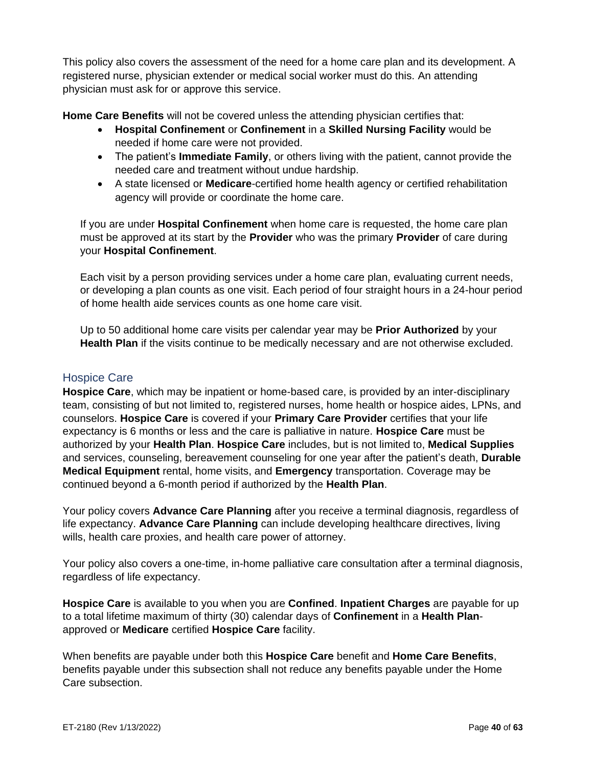This policy also covers the assessment of the need for a home care plan and its development. A registered nurse, physician extender or medical social worker must do this. An attending physician must ask for or approve this service.

**Home Care Benefits** will not be covered unless the attending physician certifies that:

- **Hospital Confinement** or **Confinement** in a **Skilled Nursing Facility** would be needed if home care were not provided.
- The patient's **Immediate Family**, or others living with the patient, cannot provide the needed care and treatment without undue hardship.
- A state licensed or **Medicare**-certified home health agency or certified rehabilitation agency will provide or coordinate the home care.

If you are under **Hospital Confinement** when home care is requested, the home care plan must be approved at its start by the **Provider** who was the primary **Provider** of care during your **Hospital Confinement**.

Each visit by a person providing services under a home care plan, evaluating current needs, or developing a plan counts as one visit. Each period of four straight hours in a 24-hour period of home health aide services counts as one home care visit.

Up to 50 additional home care visits per calendar year may be **Prior Authorized** by your **Health Plan** if the visits continue to be medically necessary and are not otherwise excluded.

## Hospice Care

**Hospice Care**, which may be inpatient or home-based care, is provided by an inter-disciplinary team, consisting of but not limited to, registered nurses, home health or hospice aides, LPNs, and counselors. **Hospice Care** is covered if your **Primary Care Provider** certifies that your life expectancy is 6 months or less and the care is palliative in nature. **Hospice Care** must be authorized by your **Health Plan**. **Hospice Care** includes, but is not limited to, **Medical Supplies** and services, counseling, bereavement counseling for one year after the patient's death, **Durable Medical Equipment** rental, home visits, and **Emergency** transportation. Coverage may be continued beyond a 6-month period if authorized by the **Health Plan**.

Your policy covers **Advance Care Planning** after you receive a terminal diagnosis, regardless of life expectancy. **Advance Care Planning** can include developing healthcare directives, living wills, health care proxies, and health care power of attorney.

Your policy also covers a one-time, in-home palliative care consultation after a terminal diagnosis, regardless of life expectancy.

**Hospice Care** is available to you when you are **Confined**. **Inpatient Charges** are payable for up to a total lifetime maximum of thirty (30) calendar days of **Confinement** in a **Health Plan**-approved or **Medicare** certified **Hospice Care** facility.

When benefits are payable under both this **Hospice Care** benefit and **Home Care Benefits**, benefits payable under this subsection shall not reduce any benefits payable under the Home Care subsection.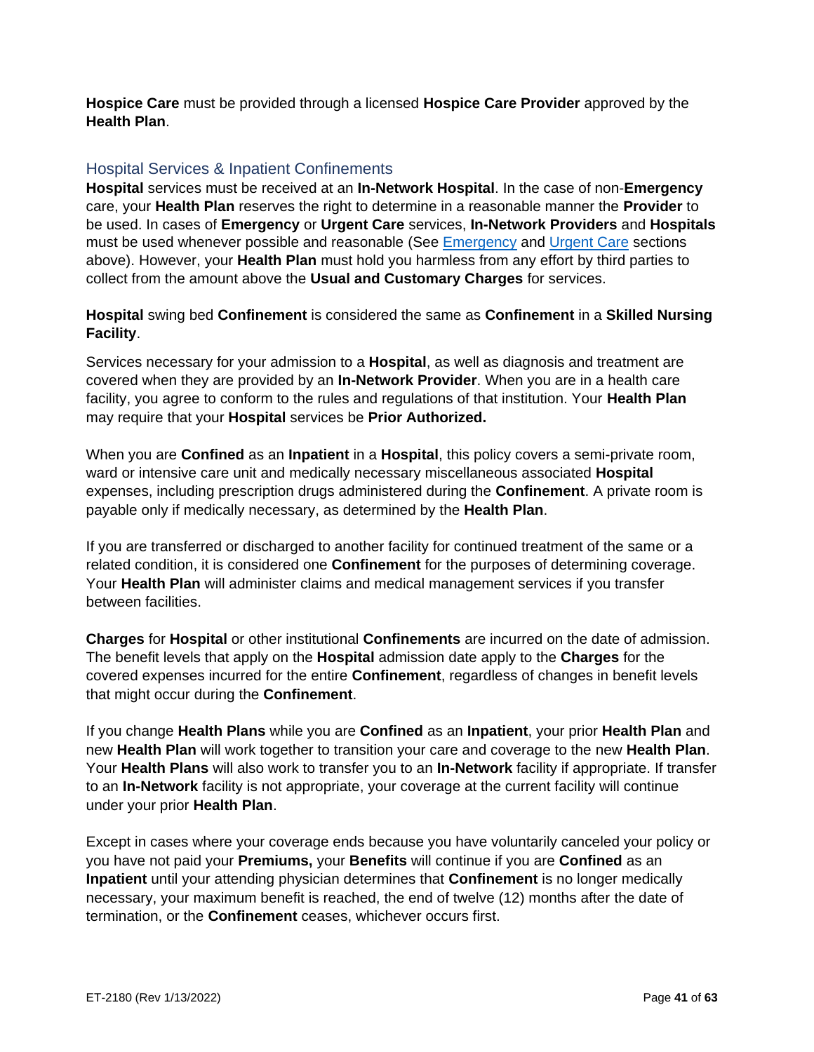**Hospice Care** must be provided through a licensed **Hospice Care Provider** approved by the **Health Plan**.

## Hospital Services & Inpatient Confinements

**Hospital** services must be received at an **In-Network Hospital**. In the case of non-**Emergency** care, your **Health Plan** reserves the right to determine in a reasonable manner the **Provider** to be used. In cases of **Emergency** or **Urgent Care** services, **In-Network Providers** and **Hospitals** must be used whenever possible and reasonable (See Emergency and Urgent Care sections above). However, your **Health Plan** must hold you harmless from any effort by third parties to collect from the amount above the **Usual and Customary Charges** for services.

**Hospital** swing bed **Confinement** is considered the same as **Confinement** in a **Skilled Nursing Facility**.

Services necessary for your admission to a **Hospital**, as well as diagnosis and treatment are covered when they are provided by an **In-Network Provider**. When you are in a health care facility, you agree to conform to the rules and regulations of that institution. Your **Health Plan** may require that your **Hospital** services be **Prior Authorized.**

When you are **Confined** as an **Inpatient** in a **Hospital**, this policy covers a semi-private room, ward or intensive care unit and medically necessary miscellaneous associated **Hospital** expenses, including prescription drugs administered during the **Confinement**. A private room is payable only if medically necessary, as determined by the **Health Plan**.

If you are transferred or discharged to another facility for continued treatment of the same or a related condition, it is considered one **Confinement** for the purposes of determining coverage. Your **Health Plan** will administer claims and medical management services if you transfer between facilities.

**Charges** for **Hospital** or other institutional **Confinements** are incurred on the date of admission. The benefit levels that apply on the **Hospital** admission date apply to the **Charges** for the covered expenses incurred for the entire **Confinement**, regardless of changes in benefit levels that might occur during the **Confinement**.

If you change **Health Plans** while you are **Confined** as an **Inpatient**, your prior **Health Plan** and new **Health Plan** will work together to transition your care and coverage to the new **Health Plan**. Your **Health Plans** will also work to transfer you to an **In-Network** facility if appropriate. If transfer to an **In-Network** facility is not appropriate, your coverage at the current facility will continue under your prior **Health Plan**.

Except in cases where your coverage ends because you have voluntarily canceled your policy or you have not paid your **Premiums,** your **Benefits** will continue if you are **Confined** as an **Inpatient** until your attending physician determines that **Confinement** is no longer medically necessary, your maximum benefit is reached, the end of twelve (12) months after the date of termination, or the **Confinement** ceases, whichever occurs first.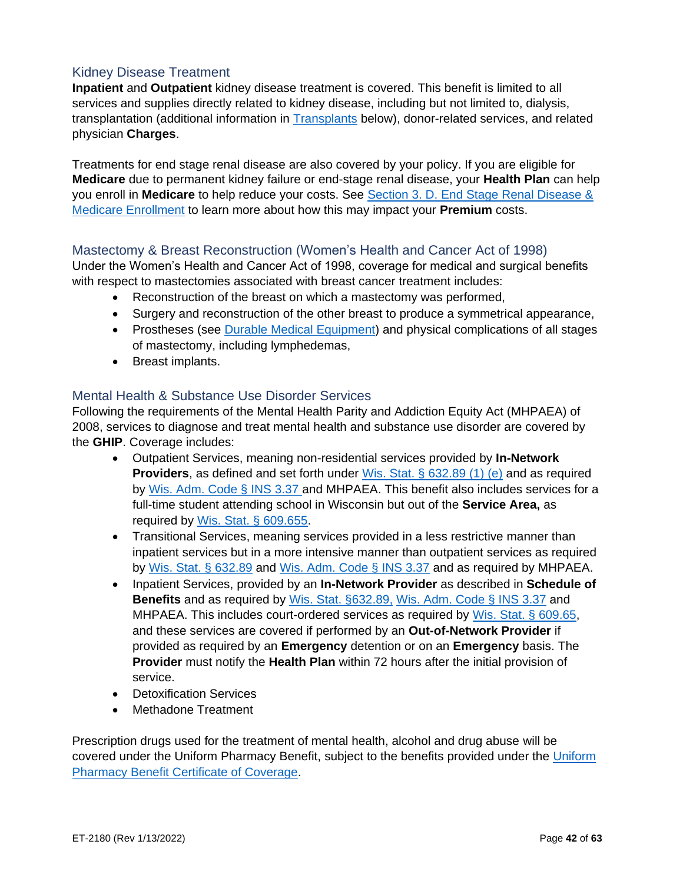### Kidney Disease Treatment

**Inpatient** and **Outpatient** kidney disease treatment is covered. This benefit is limited to all services and supplies directly related to kidney disease, including but not limited to, dialysis, transplantation (additional information in Transplants below), donor-related services, and related physician **Charges**.

Treatments for end stage renal disease are also covered by your policy. If you are eligible for **Medicare** due to permanent kidney failure or end-stage renal disease, your **Health Plan** can help you enroll in **Medicare** to help reduce your costs. See Section 3. D. End Stage Renal Disease & Medicare Enrollment to learn more about how this may impact your **Premium** costs.

### Mastectomy & Breast Reconstruction (Women's Health and Cancer Act of 1998)

Under the Women's Health and Cancer Act of 1998, coverage for medical and surgical benefits with respect to mastectomies associated with breast cancer treatment includes:

- Reconstruction of the breast on which a mastectomy was performed,
- Surgery and reconstruction of the other breast to produce a symmetrical appearance,
- Prostheses (see Durable Medical Equipment) and physical complications of all stages of mastectomy, including lymphedemas,
- Breast implants.

### Mental Health & Substance Use Disorder Services

Following the requirements of the Mental Health Parity and Addiction Equity Act (MHPAEA) of 2008, services to diagnose and treat mental health and substance use disorder are covered by the **GHIP**. Coverage includes:

- Outpatient Services, meaning non-residential services provided by **In-Network Providers**, as defined and set forth under Wis. Stat. § 632.89 (1) (e) and as required by Wis. Adm. Code § INS 3.37 and MHPAEA. This benefit also includes services for a full-time student attending school in Wisconsin but out of the **Service Area,** as required by Wis. Stat. § 609.655.
- Transitional Services, meaning services provided in a less restrictive manner than inpatient services but in a more intensive manner than outpatient services as required by Wis. Stat. § 632.89 and Wis. Adm. Code § INS 3.37 and as required by MHPAEA.
- Inpatient Services, provided by an **In-Network Provider** as described in **Schedule of Benefits** and as required by Wis. Stat. §632.89, Wis. Adm. Code § INS 3.37 and MHPAEA. This includes court-ordered services as required by Wis. Stat. § 609.65, and these services are covered if performed by an **Out-of-Network Provider** if provided as required by an **Emergency** detention or on an **Emergency** basis. The **Provider** must notify the **Health Plan** within 72 hours after the initial provision of service.
- Detoxification Services
- Methadone Treatment

Prescription drugs used for the treatment of mental health, alcohol and drug abuse will be covered under the Uniform Pharmacy Benefit, subject to the benefits provided under the Uniform Pharmacy Benefit Certificate of Coverage.

ET-2180 (Rev 1/13/2022)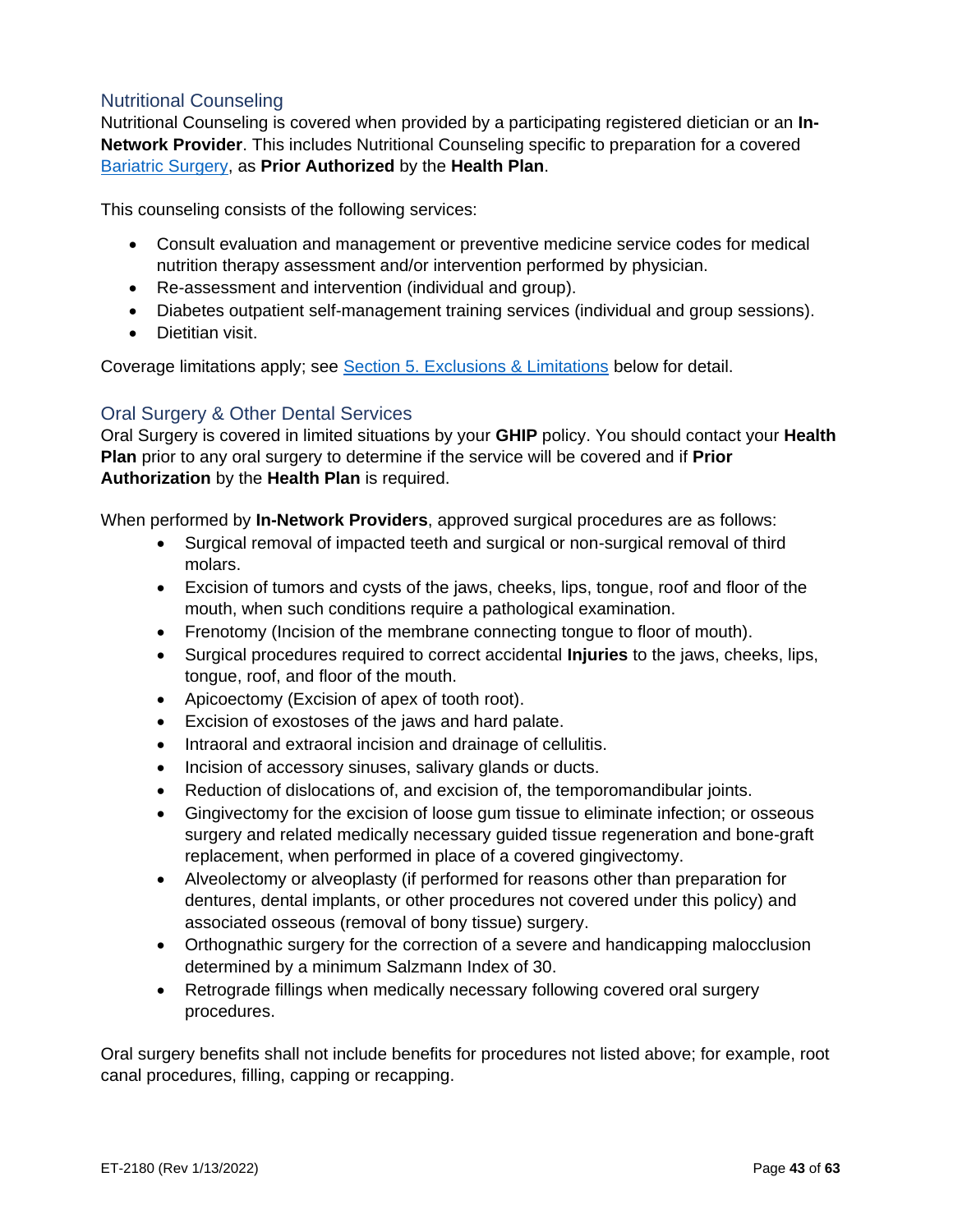## Nutritional Counseling

Nutritional Counseling is covered when provided by a participating registered dietician or an **In-Network Provider**. This includes Nutritional Counseling specific to preparation for a covered Bariatric Surgery, as **Prior Authorized** by the **Health Plan**.

This counseling consists of the following services:

- Consult evaluation and management or preventive medicine service codes for medical nutrition therapy assessment and/or intervention performed by physician.
- Re-assessment and intervention (individual and group).
- Diabetes outpatient self-management training services (individual and group sessions).
- Dietitian visit.

Coverage limitations apply; see Section 5. Exclusions & Limitations below for detail.

## Oral Surgery & Other Dental Services

Oral Surgery is covered in limited situations by your **GHIP** policy. You should contact your **Health Plan** prior to any oral surgery to determine if the service will be covered and if **Prior Authorization** by the **Health Plan** is required.

When performed by **In-Network Providers**, approved surgical procedures are as follows:

- Surgical removal of impacted teeth and surgical or non-surgical removal of third molars.
- Excision of tumors and cysts of the jaws, cheeks, lips, tongue, roof and floor of the mouth, when such conditions require a pathological examination.
- Frenotomy (Incision of the membrane connecting tongue to floor of mouth).
- Surgical procedures required to correct accidental **Injuries** to the jaws, cheeks, lips, tongue, roof, and floor of the mouth.
- Apicoectomy (Excision of apex of tooth root).
- Excision of exostoses of the jaws and hard palate.
- Intraoral and extraoral incision and drainage of cellulitis.
- Incision of accessory sinuses, salivary glands or ducts.
- Reduction of dislocations of, and excision of, the temporomandibular joints.
- Gingivectomy for the excision of loose gum tissue to eliminate infection; or osseous surgery and related medically necessary guided tissue regeneration and bone-graft replacement, when performed in place of a covered gingivectomy.
- Alveolectomy or alveoplasty (if performed for reasons other than preparation for dentures, dental implants, or other procedures not covered under this policy) and associated osseous (removal of bony tissue) surgery.
- Orthognathic surgery for the correction of a severe and handicapping malocclusion determined by a minimum Salzmann Index of 30.
- Retrograde fillings when medically necessary following covered oral surgery procedures.

Oral surgery benefits shall not include benefits for procedures not listed above; for example, root canal procedures, filling, capping or recapping.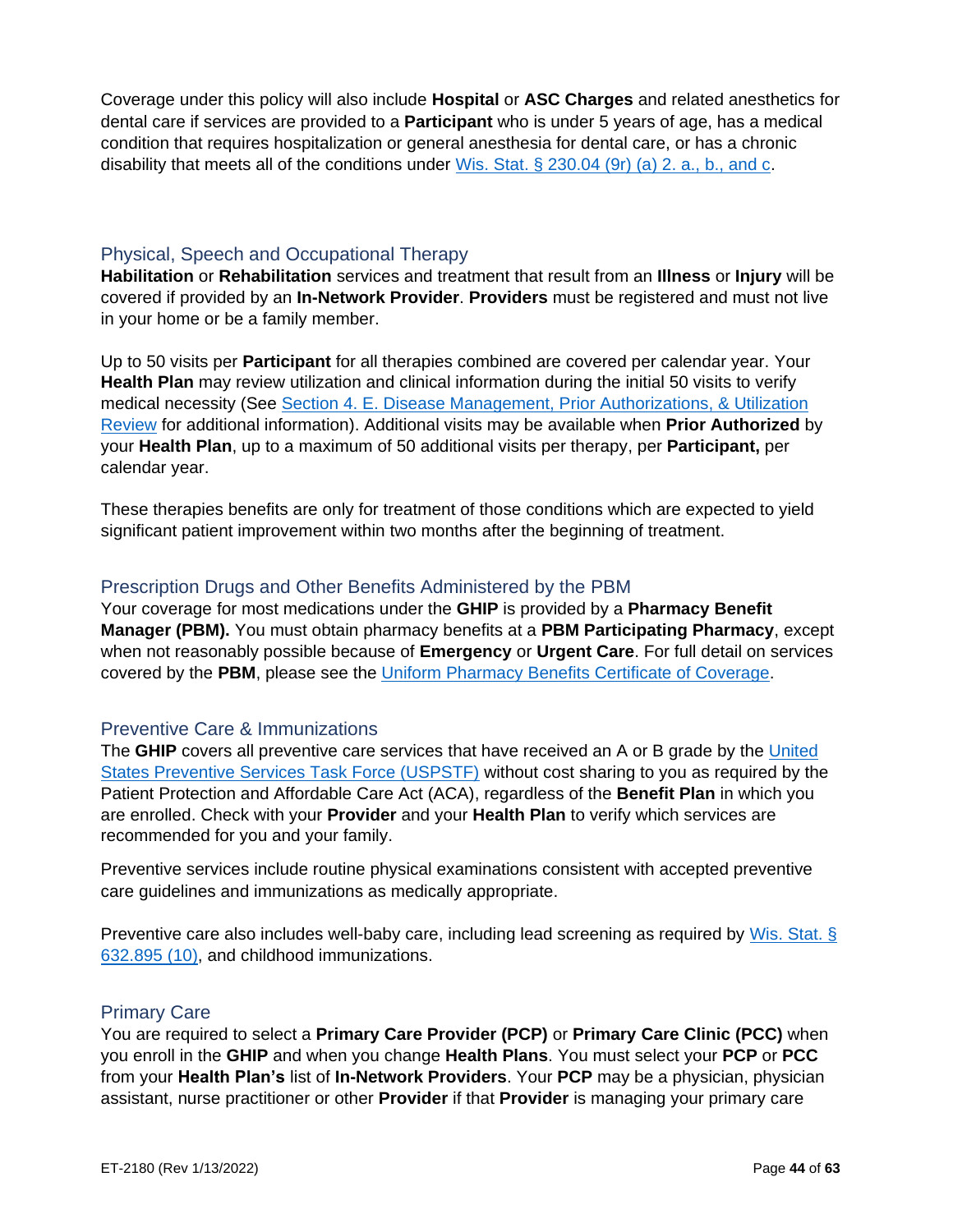Coverage under this policy will also include **Hospital** or **ASC Charges** and related anesthetics for dental care if services are provided to a **Participant** who is under 5 years of age, has a medical condition that requires hospitalization or general anesthesia for dental care, or has a chronic disability that meets all of the conditions under [Wis. Stat. § 230.04 (9r) (a) 2. a., b., and c](#).

### Physical, Speech and Occupational Therapy

**Habilitation** or **Rehabilitation** services and treatment that result from an **Illness** or **Injury** will be covered if provided by an **In-Network Provider**. **Providers** must be registered and must not live in your home or be a family member.

Up to 50 visits per **Participant** for all therapies combined are covered per calendar year. Your **Health Plan** may review utilization and clinical information during the initial 50 visits to verify medical necessity (See [Section 4. E. Disease Management, Prior Authorizations, & Utilization Review](#) for additional information). Additional visits may be available when **Prior Authorized** by your **Health Plan**, up to a maximum of 50 additional visits per therapy, per **Participant,** per calendar year.

These therapies benefits are only for treatment of those conditions which are expected to yield significant patient improvement within two months after the beginning of treatment.

### Prescription Drugs and Other Benefits Administered by the PBM

Your coverage for most medications under the **GHIP** is provided by a **Pharmacy Benefit Manager (PBM).** You must obtain pharmacy benefits at a **PBM Participating Pharmacy**, except when not reasonably possible because of **Emergency** or **Urgent Care**. For full detail on services covered by the **PBM**, please see the [Uniform Pharmacy Benefits Certificate of Coverage](#).

### Preventive Care & Immunizations

The **GHIP** covers all preventive care services that have received an A or B grade by the [United States Preventive Services Task Force (USPSTF)](#) without cost sharing to you as required by the Patient Protection and Affordable Care Act (ACA), regardless of the **Benefit Plan** in which you are enrolled. Check with your **Provider** and your **Health Plan** to verify which services are recommended for you and your family.

Preventive services include routine physical examinations consistent with accepted preventive care guidelines and immunizations as medically appropriate.

Preventive care also includes well-baby care, including lead screening as required by [Wis. Stat. § 632.895 (10)](#), and childhood immunizations.

### Primary Care

You are required to select a **Primary Care Provider (PCP)** or **Primary Care Clinic (PCC)** when you enroll in the **GHIP** and when you change **Health Plans**. You must select your **PCP** or **PCC** from your **Health Plan's** list of **In-Network Providers**. Your **PCP** may be a physician, physician assistant, nurse practitioner or other **Provider** if that **Provider** is managing your primary care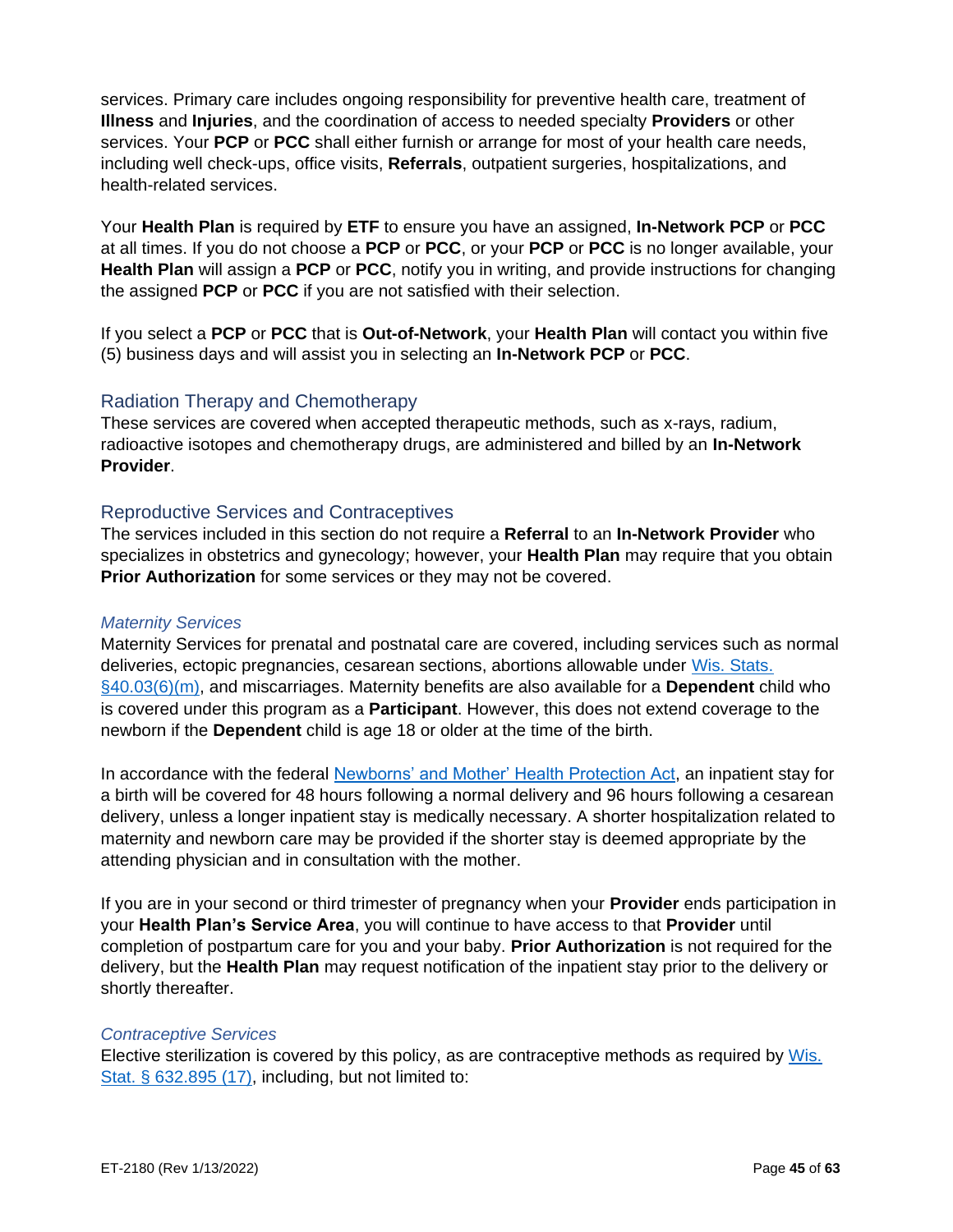services. Primary care includes ongoing responsibility for preventive health care, treatment of **Illness** and **Injuries**, and the coordination of access to needed specialty **Providers** or other services. Your **PCP** or **PCC** shall either furnish or arrange for most of your health care needs, including well check-ups, office visits, **Referrals**, outpatient surgeries, hospitalizations, and health-related services.

Your **Health Plan** is required by **ETF** to ensure you have an assigned, **In-Network PCP** or **PCC** at all times. If you do not choose a **PCP** or **PCC**, or your **PCP** or **PCC** is no longer available, your **Health Plan** will assign a **PCP** or **PCC**, notify you in writing, and provide instructions for changing the assigned **PCP** or **PCC** if you are not satisfied with their selection.

If you select a **PCP** or **PCC** that is **Out-of-Network**, your **Health Plan** will contact you within five (5) business days and will assist you in selecting an **In-Network PCP** or **PCC**.

## Radiation Therapy and Chemotherapy

These services are covered when accepted therapeutic methods, such as x-rays, radium, radioactive isotopes and chemotherapy drugs, are administered and billed by an **In-Network Provider**.

## Reproductive Services and Contraceptives

The services included in this section do not require a **Referral** to an **In-Network Provider** who specializes in obstetrics and gynecology; however, your **Health Plan** may require that you obtain **Prior Authorization** for some services or they may not be covered.

### *Maternity Services*

Maternity Services for prenatal and postnatal care are covered, including services such as normal deliveries, ectopic pregnancies, cesarean sections, abortions allowable under Wis. Stats. §40.03(6)(m), and miscarriages. Maternity benefits are also available for a **Dependent** child who is covered under this program as a **Participant**. However, this does not extend coverage to the newborn if the **Dependent** child is age 18 or older at the time of the birth.

In accordance with the federal Newborns' and Mother' Health Protection Act, an inpatient stay for a birth will be covered for 48 hours following a normal delivery and 96 hours following a cesarean delivery, unless a longer inpatient stay is medically necessary. A shorter hospitalization related to maternity and newborn care may be provided if the shorter stay is deemed appropriate by the attending physician and in consultation with the mother.

If you are in your second or third trimester of pregnancy when your **Provider** ends participation in your **Health Plan's Service Area**, you will continue to have access to that **Provider** until completion of postpartum care for you and your baby. **Prior Authorization** is not required for the delivery, but the **Health Plan** may request notification of the inpatient stay prior to the delivery or shortly thereafter.

### *Contraceptive Services*

Elective sterilization is covered by this policy, as are contraceptive methods as required by Wis. Stat. § 632.895 (17), including, but not limited to: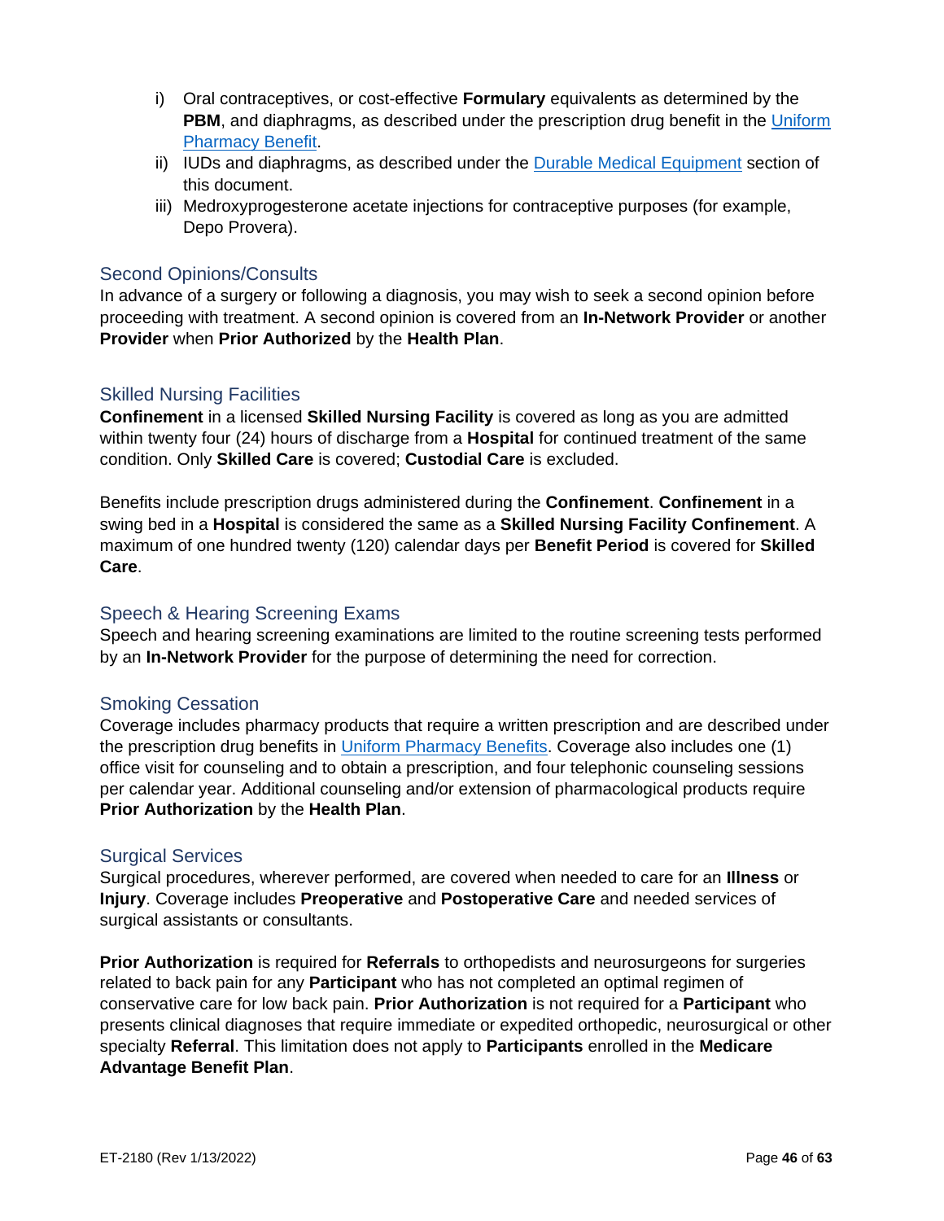i) Oral contraceptives, or cost-effective **Formulary** equivalents as determined by the **PBM**, and diaphragms, as described under the prescription drug benefit in the Uniform Pharmacy Benefit.
ii) IUDs and diaphragms, as described under the Durable Medical Equipment section of this document.
iii) Medroxyprogesterone acetate injections for contraceptive purposes (for example, Depo Provera).

### Second Opinions/Consults

In advance of a surgery or following a diagnosis, you may wish to seek a second opinion before proceeding with treatment. A second opinion is covered from an **In-Network Provider** or another **Provider** when **Prior Authorized** by the **Health Plan**.

### Skilled Nursing Facilities

**Confinement** in a licensed **Skilled Nursing Facility** is covered as long as you are admitted within twenty four (24) hours of discharge from a **Hospital** for continued treatment of the same condition. Only **Skilled Care** is covered; **Custodial Care** is excluded.

Benefits include prescription drugs administered during the **Confinement**. **Confinement** in a swing bed in a **Hospital** is considered the same as a **Skilled Nursing Facility Confinement**. A maximum of one hundred twenty (120) calendar days per **Benefit Period** is covered for **Skilled Care**.

### Speech & Hearing Screening Exams

Speech and hearing screening examinations are limited to the routine screening tests performed by an **In-Network Provider** for the purpose of determining the need for correction.

### Smoking Cessation

Coverage includes pharmacy products that require a written prescription and are described under the prescription drug benefits in Uniform Pharmacy Benefits. Coverage also includes one (1) office visit for counseling and to obtain a prescription, and four telephonic counseling sessions per calendar year. Additional counseling and/or extension of pharmacological products require **Prior Authorization** by the **Health Plan**.

### Surgical Services

Surgical procedures, wherever performed, are covered when needed to care for an **Illness** or **Injury**. Coverage includes **Preoperative** and **Postoperative Care** and needed services of surgical assistants or consultants.

**Prior Authorization** is required for **Referrals** to orthopedists and neurosurgeons for surgeries related to back pain for any **Participant** who has not completed an optimal regimen of conservative care for low back pain. **Prior Authorization** is not required for a **Participant** who presents clinical diagnoses that require immediate or expedited orthopedic, neurosurgical or other specialty **Referral**. This limitation does not apply to **Participants** enrolled in the **Medicare Advantage Benefit Plan**.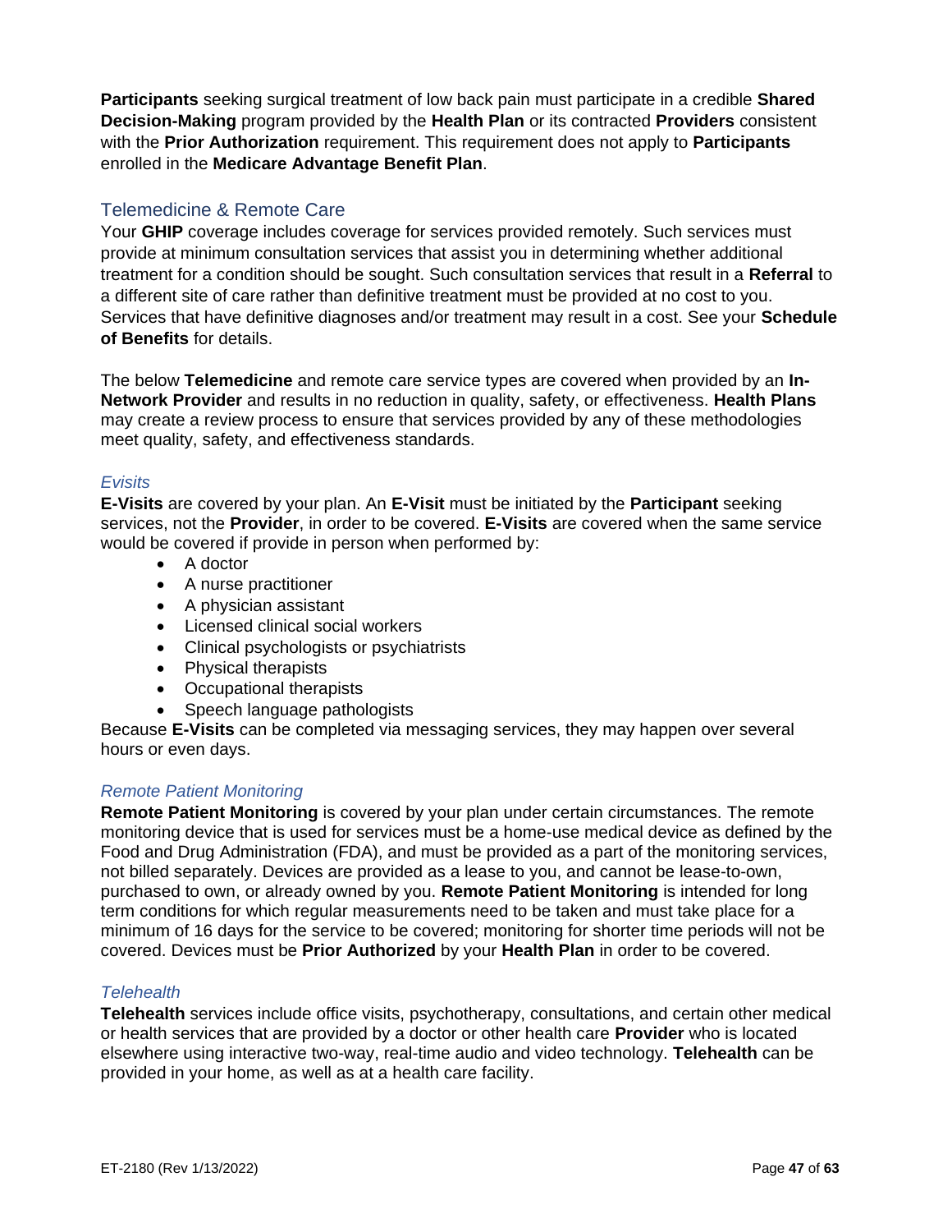**Participants** seeking surgical treatment of low back pain must participate in a credible **Shared Decision-Making** program provided by the **Health Plan** or its contracted **Providers** consistent with the **Prior Authorization** requirement. This requirement does not apply to **Participants** enrolled in the **Medicare Advantage Benefit Plan**.

## Telemedicine & Remote Care

Your **GHIP** coverage includes coverage for services provided remotely. Such services must provide at minimum consultation services that assist you in determining whether additional treatment for a condition should be sought. Such consultation services that result in a **Referral** to a different site of care rather than definitive treatment must be provided at no cost to you. Services that have definitive diagnoses and/or treatment may result in a cost. See your **Schedule of Benefits** for details.

The below **Telemedicine** and remote care service types are covered when provided by an **In-Network Provider** and results in no reduction in quality, safety, or effectiveness. **Health Plans** may create a review process to ensure that services provided by any of these methodologies meet quality, safety, and effectiveness standards.

### *Evisits*

**E-Visits** are covered by your plan. An **E-Visit** must be initiated by the **Participant** seeking services, not the **Provider**, in order to be covered. **E-Visits** are covered when the same service would be covered if provide in person when performed by:

- A doctor
- A nurse practitioner
- A physician assistant
- Licensed clinical social workers
- Clinical psychologists or psychiatrists
- Physical therapists
- Occupational therapists
- Speech language pathologists

Because **E-Visits** can be completed via messaging services, they may happen over several hours or even days.

### *Remote Patient Monitoring*

**Remote Patient Monitoring** is covered by your plan under certain circumstances. The remote monitoring device that is used for services must be a home-use medical device as defined by the Food and Drug Administration (FDA), and must be provided as a part of the monitoring services, not billed separately. Devices are provided as a lease to you, and cannot be lease-to-own, purchased to own, or already owned by you. **Remote Patient Monitoring** is intended for long term conditions for which regular measurements need to be taken and must take place for a minimum of 16 days for the service to be covered; monitoring for shorter time periods will not be covered. Devices must be **Prior Authorized** by your **Health Plan** in order to be covered.

### *Telehealth*

**Telehealth** services include office visits, psychotherapy, consultations, and certain other medical or health services that are provided by a doctor or other health care **Provider** who is located elsewhere using interactive two-way, real-time audio and video technology. **Telehealth** can be provided in your home, as well as at a health care facility.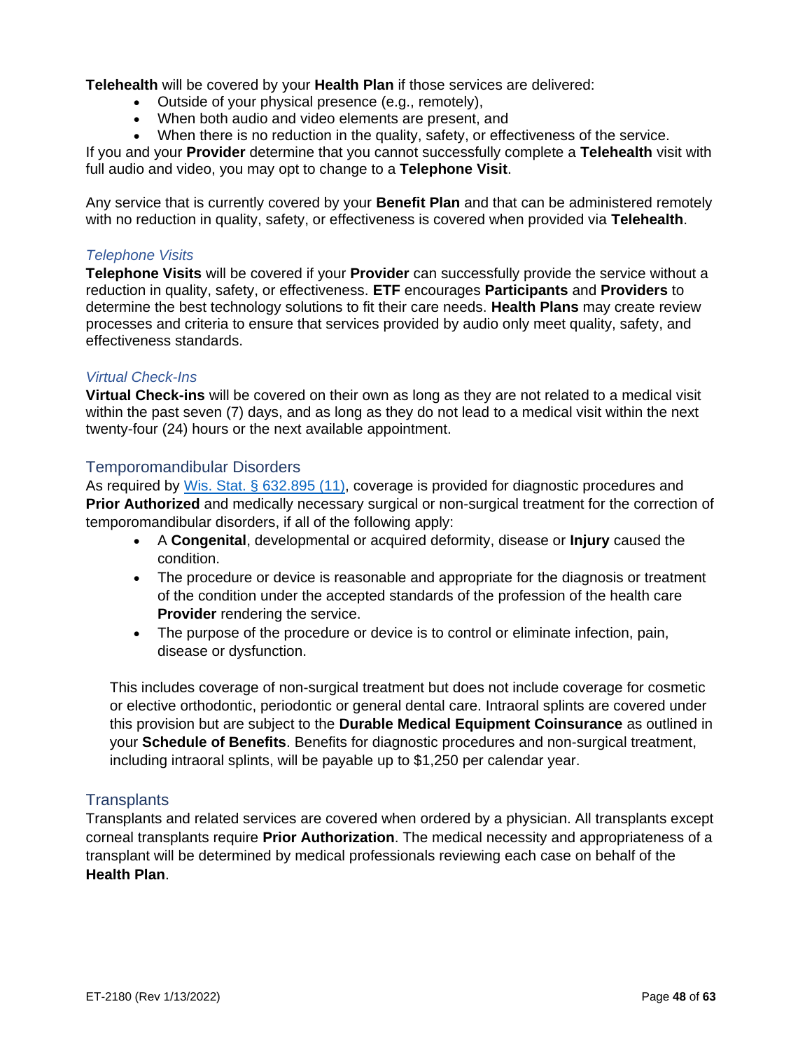**Telehealth** will be covered by your **Health Plan** if those services are delivered:

- Outside of your physical presence (e.g., remotely),
- When both audio and video elements are present, and
- When there is no reduction in the quality, safety, or effectiveness of the service.

If you and your **Provider** determine that you cannot successfully complete a **Telehealth** visit with full audio and video, you may opt to change to a **Telephone Visit**.

Any service that is currently covered by your **Benefit Plan** and that can be administered remotely with no reduction in quality, safety, or effectiveness is covered when provided via **Telehealth**.

#### *Telephone Visits*

**Telephone Visits** will be covered if your **Provider** can successfully provide the service without a reduction in quality, safety, or effectiveness. **ETF** encourages **Participants** and **Providers** to determine the best technology solutions to fit their care needs. **Health Plans** may create review processes and criteria to ensure that services provided by audio only meet quality, safety, and effectiveness standards.

#### *Virtual Check-Ins*

**Virtual Check-ins** will be covered on their own as long as they are not related to a medical visit within the past seven (7) days, and as long as they do not lead to a medical visit within the next twenty-four (24) hours or the next available appointment.

### Temporomandibular Disorders

As required by [Wis. Stat. § 632.895 (11)](), coverage is provided for diagnostic procedures and **Prior Authorized** and medically necessary surgical or non-surgical treatment for the correction of temporomandibular disorders, if all of the following apply:

- A **Congenital**, developmental or acquired deformity, disease or **Injury** caused the condition.
- The procedure or device is reasonable and appropriate for the diagnosis or treatment of the condition under the accepted standards of the profession of the health care **Provider** rendering the service.
- The purpose of the procedure or device is to control or eliminate infection, pain, disease or dysfunction.

This includes coverage of non-surgical treatment but does not include coverage for cosmetic or elective orthodontic, periodontic or general dental care. Intraoral splints are covered under this provision but are subject to the **Durable Medical Equipment Coinsurance** as outlined in your **Schedule of Benefits**. Benefits for diagnostic procedures and non-surgical treatment, including intraoral splints, will be payable up to $1,250 per calendar year.

### Transplants

Transplants and related services are covered when ordered by a physician. All transplants except corneal transplants require **Prior Authorization**. The medical necessity and appropriateness of a transplant will be determined by medical professionals reviewing each case on behalf of the **Health Plan**.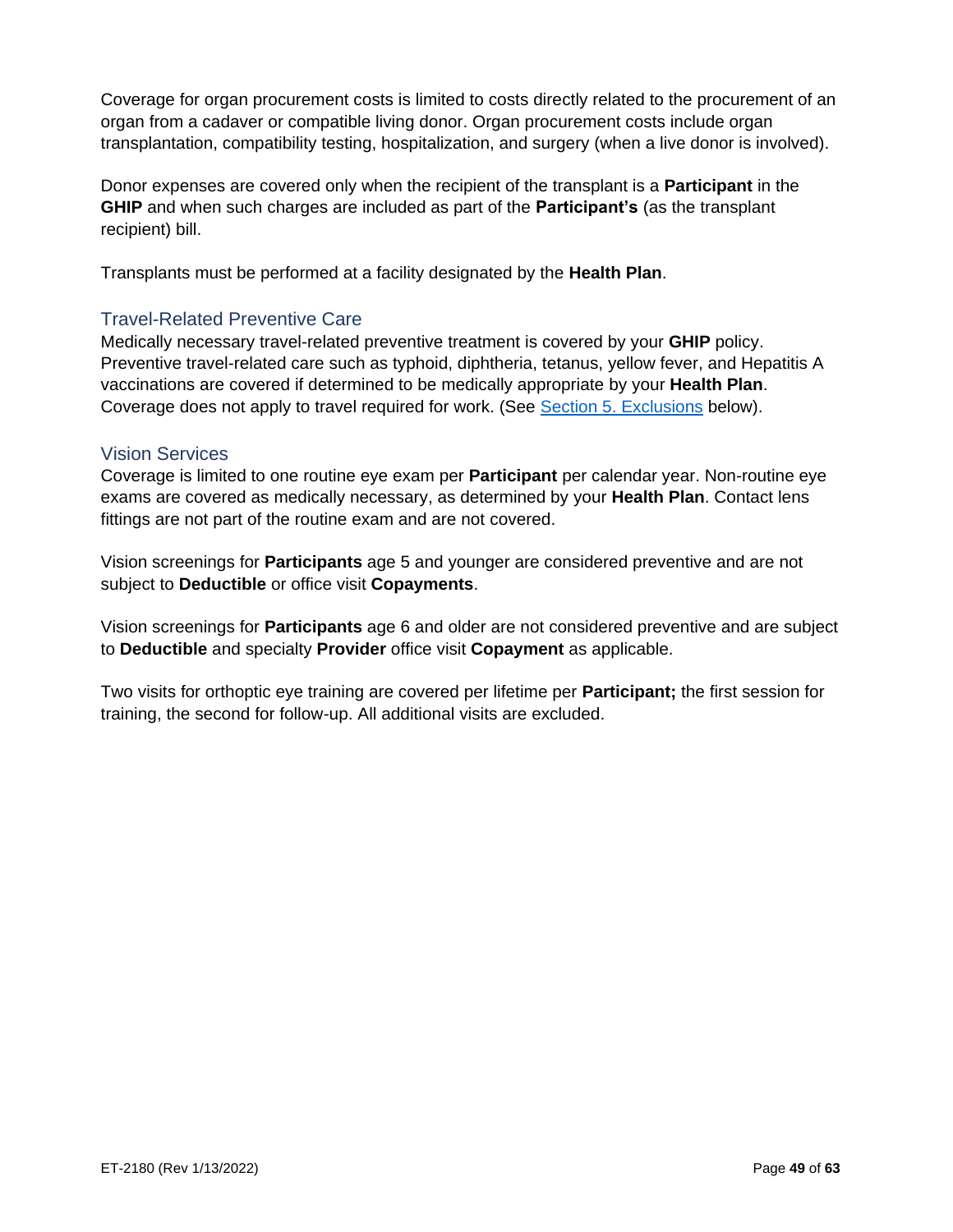Coverage for organ procurement costs is limited to costs directly related to the procurement of an organ from a cadaver or compatible living donor. Organ procurement costs include organ transplantation, compatibility testing, hospitalization, and surgery (when a live donor is involved).

Donor expenses are covered only when the recipient of the transplant is a **Participant** in the **GHIP** and when such charges are included as part of the **Participant's** (as the transplant recipient) bill.

Transplants must be performed at a facility designated by the **Health Plan**.

### Travel-Related Preventive Care

Medically necessary travel-related preventive treatment is covered by your **GHIP** policy. Preventive travel-related care such as typhoid, diphtheria, tetanus, yellow fever, and Hepatitis A vaccinations are covered if determined to be medically appropriate by your **Health Plan**. Coverage does not apply to travel required for work. (See Section 5. Exclusions below).

### Vision Services

Coverage is limited to one routine eye exam per **Participant** per calendar year. Non-routine eye exams are covered as medically necessary, as determined by your **Health Plan**. Contact lens fittings are not part of the routine exam and are not covered.

Vision screenings for **Participants** age 5 and younger are considered preventive and are not subject to **Deductible** or office visit **Copayments**.

Vision screenings for **Participants** age 6 and older are not considered preventive and are subject to **Deductible** and specialty **Provider** office visit **Copayment** as applicable.

Two visits for orthoptic eye training are covered per lifetime per **Participant;** the first session for training, the second for follow-up. All additional visits are excluded.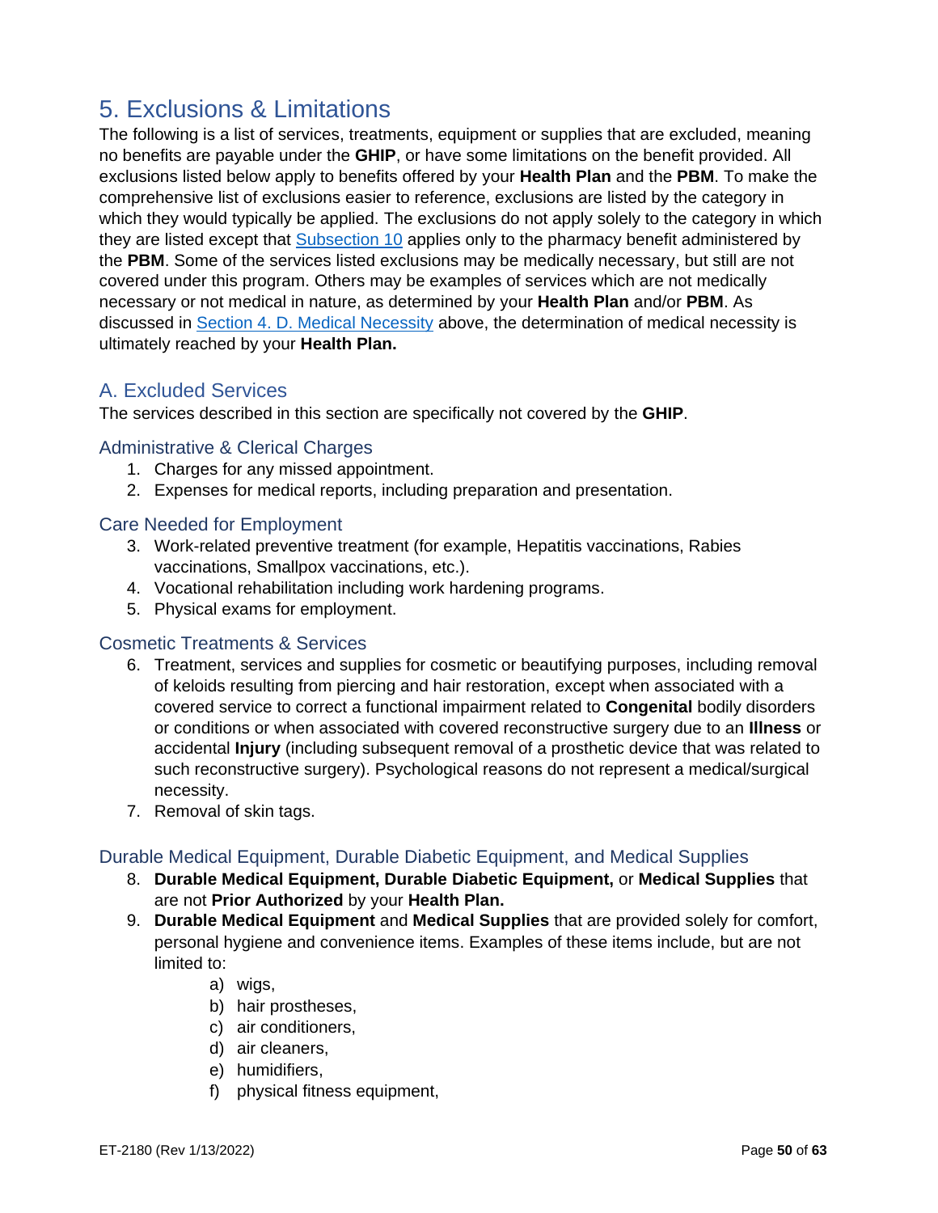# 5. Exclusions & Limitations

The following is a list of services, treatments, equipment or supplies that are excluded, meaning no benefits are payable under the **GHIP**, or have some limitations on the benefit provided. All exclusions listed below apply to benefits offered by your **Health Plan** and the **PBM**. To make the comprehensive list of exclusions easier to reference, exclusions are listed by the category in which they would typically be applied. The exclusions do not apply solely to the category in which they are listed except that Subsection 10 applies only to the pharmacy benefit administered by the **PBM**. Some of the services listed exclusions may be medically necessary, but still are not covered under this program. Others may be examples of services which are not medically necessary or not medical in nature, as determined by your **Health Plan** and/or **PBM**. As discussed in Section 4. D. Medical Necessity above, the determination of medical necessity is ultimately reached by your **Health Plan.**

## A. Excluded Services

The services described in this section are specifically not covered by the **GHIP**.

### Administrative & Clerical Charges

1. Charges for any missed appointment.
2. Expenses for medical reports, including preparation and presentation.

### Care Needed for Employment

3. Work-related preventive treatment (for example, Hepatitis vaccinations, Rabies vaccinations, Smallpox vaccinations, etc.).
4. Vocational rehabilitation including work hardening programs.
5. Physical exams for employment.

### Cosmetic Treatments & Services

6. Treatment, services and supplies for cosmetic or beautifying purposes, including removal of keloids resulting from piercing and hair restoration, except when associated with a covered service to correct a functional impairment related to **Congenital** bodily disorders or conditions or when associated with covered reconstructive surgery due to an **Illness** or accidental **Injury** (including subsequent removal of a prosthetic device that was related to such reconstructive surgery). Psychological reasons do not represent a medical/surgical necessity.
7. Removal of skin tags.

### Durable Medical Equipment, Durable Diabetic Equipment, and Medical Supplies

8. **Durable Medical Equipment, Durable Diabetic Equipment,** or **Medical Supplies** that are not **Prior Authorized** by your **Health Plan.**
9. **Durable Medical Equipment** and **Medical Supplies** that are provided solely for comfort, personal hygiene and convenience items. Examples of these items include, but are not limited to:
    a) wigs,
    b) hair prostheses,
    c) air conditioners,
    d) air cleaners,
    e) humidifiers,
    f) physical fitness equipment,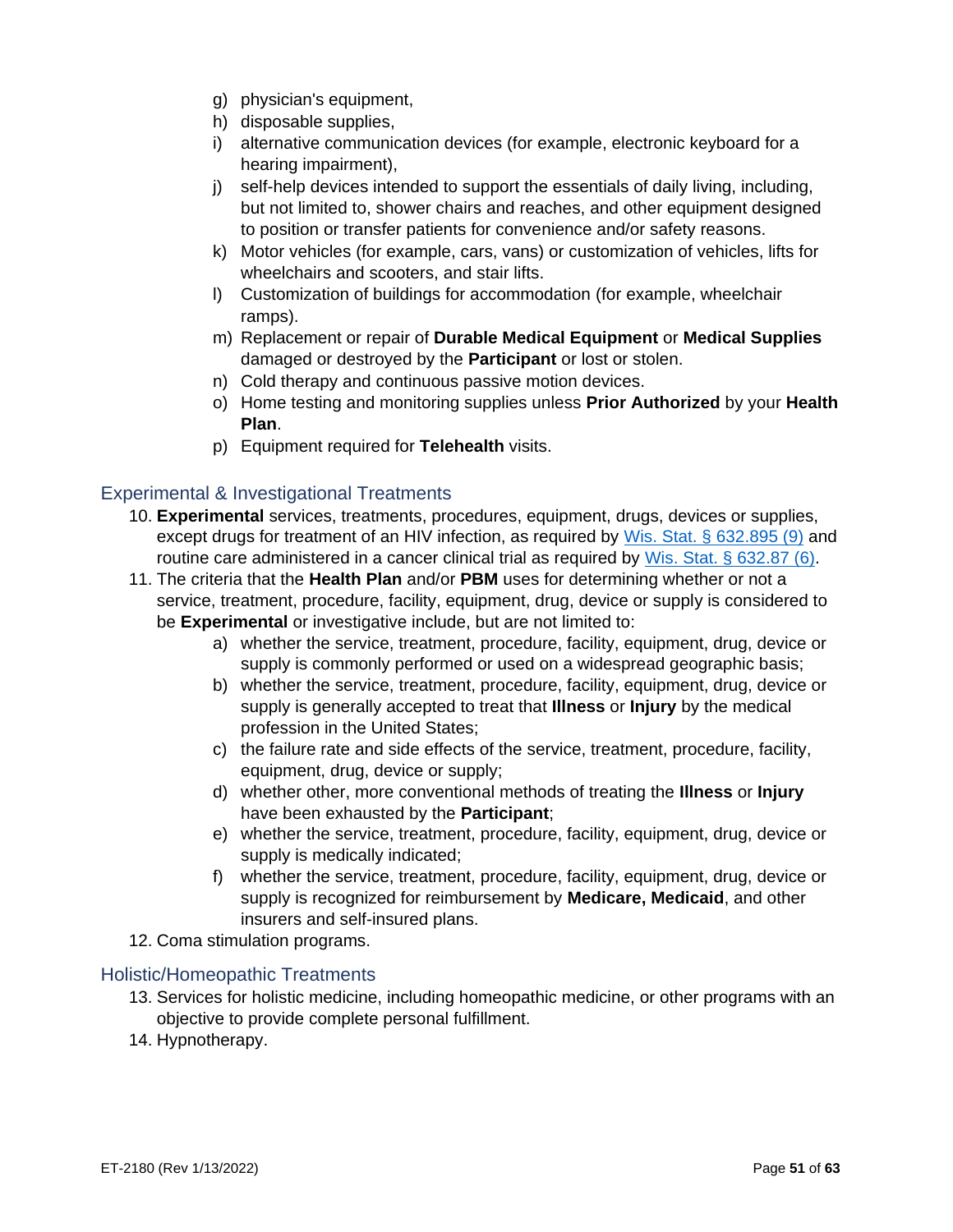g) physician's equipment,
h) disposable supplies,
i) alternative communication devices (for example, electronic keyboard for a hearing impairment),
j) self-help devices intended to support the essentials of daily living, including, but not limited to, shower chairs and reaches, and other equipment designed to position or transfer patients for convenience and/or safety reasons.
k) Motor vehicles (for example, cars, vans) or customization of vehicles, lifts for wheelchairs and scooters, and stair lifts.
l) Customization of buildings for accommodation (for example, wheelchair ramps).
m) Replacement or repair of **Durable Medical Equipment** or **Medical Supplies** damaged or destroyed by the **Participant** or lost or stolen.
n) Cold therapy and continuous passive motion devices.
o) Home testing and monitoring supplies unless **Prior Authorized** by your **Health Plan**.
p) Equipment required for **Telehealth** visits.

## Experimental & Investigational Treatments

10. **Experimental** services, treatments, procedures, equipment, drugs, devices or supplies, except drugs for treatment of an HIV infection, as required by [Wis. Stat. § 632.895 (9)] and routine care administered in a cancer clinical trial as required by [Wis. Stat. § 632.87 (6)].
11. The criteria that the **Health Plan** and/or **PBM** uses for determining whether or not a service, treatment, procedure, facility, equipment, drug, device or supply is considered to be **Experimental** or investigative include, but are not limited to:
    a) whether the service, treatment, procedure, facility, equipment, drug, device or supply is commonly performed or used on a widespread geographic basis;
    b) whether the service, treatment, procedure, facility, equipment, drug, device or supply is generally accepted to treat that **Illness** or **Injury** by the medical profession in the United States;
    c) the failure rate and side effects of the service, treatment, procedure, facility, equipment, drug, device or supply;
    d) whether other, more conventional methods of treating the **Illness** or **Injury** have been exhausted by the **Participant**;
    e) whether the service, treatment, procedure, facility, equipment, drug, device or supply is medically indicated;
    f) whether the service, treatment, procedure, facility, equipment, drug, device or supply is recognized for reimbursement by **Medicare, Medicaid**, and other insurers and self-insured plans.
12. Coma stimulation programs.

## Holistic/Homeopathic Treatments

13. Services for holistic medicine, including homeopathic medicine, or other programs with an objective to provide complete personal fulfillment.
14. Hypnotherapy.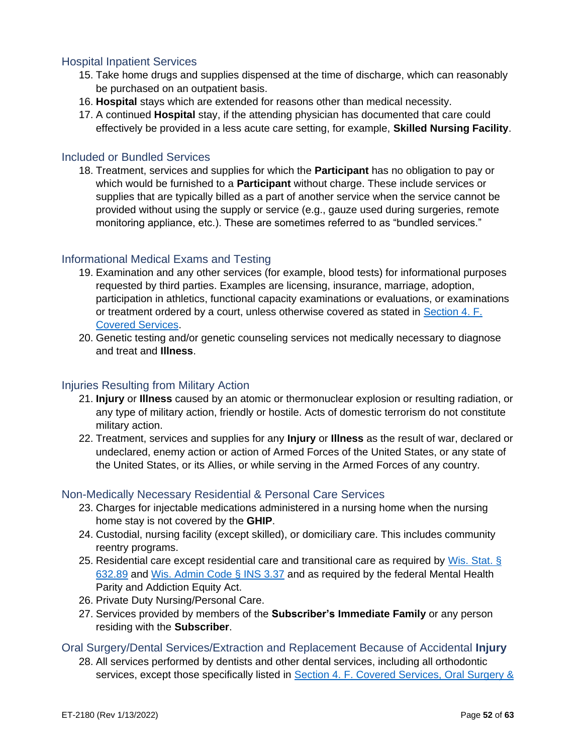### Hospital Inpatient Services

15. Take home drugs and supplies dispensed at the time of discharge, which can reasonably be purchased on an outpatient basis.
16. **Hospital** stays which are extended for reasons other than medical necessity.
17. A continued **Hospital** stay, if the attending physician has documented that care could effectively be provided in a less acute care setting, for example, **Skilled Nursing Facility**.

### Included or Bundled Services

18. Treatment, services and supplies for which the **Participant** has no obligation to pay or which would be furnished to a **Participant** without charge. These include services or supplies that are typically billed as a part of another service when the service cannot be provided without using the supply or service (e.g., gauze used during surgeries, remote monitoring appliance, etc.). These are sometimes referred to as "bundled services."

### Informational Medical Exams and Testing

19. Examination and any other services (for example, blood tests) for informational purposes requested by third parties. Examples are licensing, insurance, marriage, adoption, participation in athletics, functional capacity examinations or evaluations, or examinations or treatment ordered by a court, unless otherwise covered as stated in Section 4. F. Covered Services.
20. Genetic testing and/or genetic counseling services not medically necessary to diagnose and treat and **Illness**.

### Injuries Resulting from Military Action

21. **Injury** or **Illness** caused by an atomic or thermonuclear explosion or resulting radiation, or any type of military action, friendly or hostile. Acts of domestic terrorism do not constitute military action.
22. Treatment, services and supplies for any **Injury** or **Illness** as the result of war, declared or undeclared, enemy action or action of Armed Forces of the United States, or any state of the United States, or its Allies, or while serving in the Armed Forces of any country.

### Non-Medically Necessary Residential & Personal Care Services

23. Charges for injectable medications administered in a nursing home when the nursing home stay is not covered by the **GHIP**.
24. Custodial, nursing facility (except skilled), or domiciliary care. This includes community reentry programs.
25. Residential care except residential care and transitional care as required by Wis. Stat. § 632.89 and Wis. Admin Code § INS 3.37 and as required by the federal Mental Health Parity and Addiction Equity Act.
26. Private Duty Nursing/Personal Care.
27. Services provided by members of the **Subscriber's Immediate Family** or any person residing with the **Subscriber**.

### Oral Surgery/Dental Services/Extraction and Replacement Because of Accidental **Injury**

28. All services performed by dentists and other dental services, including all orthodontic services, except those specifically listed in Section 4. F. Covered Services, Oral Surgery &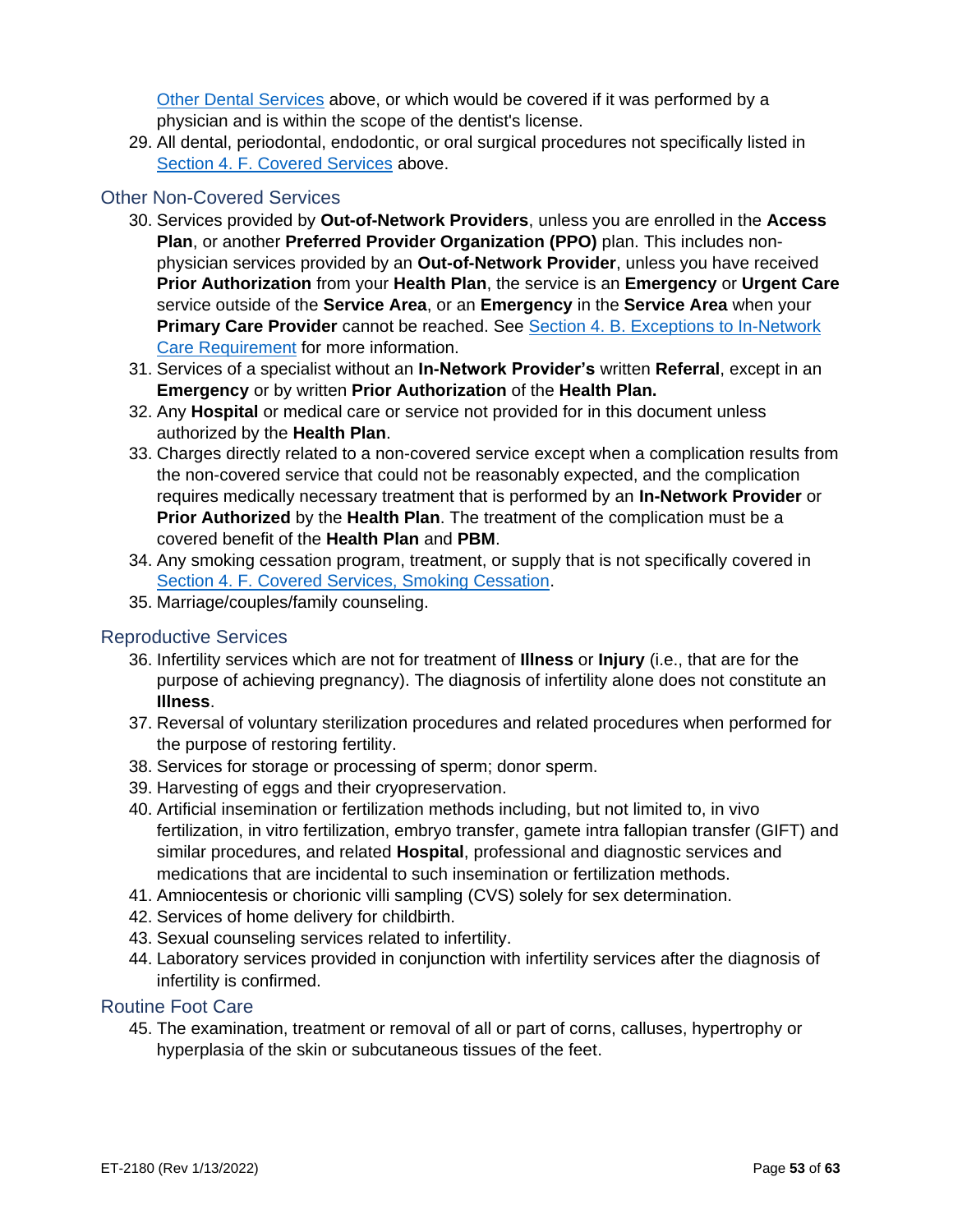Other Dental Services above, or which would be covered if it was performed by a physician and is within the scope of the dentist's license.

29. All dental, periodontal, endodontic, or oral surgical procedures not specifically listed in Section 4. F. Covered Services above.

### Other Non-Covered Services

30. Services provided by **Out-of-Network Providers**, unless you are enrolled in the **Access Plan**, or another **Preferred Provider Organization (PPO)** plan. This includes non-physician services provided by an **Out-of-Network Provider**, unless you have received **Prior Authorization** from your **Health Plan**, the service is an **Emergency** or **Urgent Care** service outside of the **Service Area**, or an **Emergency** in the **Service Area** when your **Primary Care Provider** cannot be reached. See Section 4. B. Exceptions to In-Network Care Requirement for more information.
31. Services of a specialist without an **In-Network Provider's** written **Referral**, except in an **Emergency** or by written **Prior Authorization** of the **Health Plan.**
32. Any **Hospital** or medical care or service not provided for in this document unless authorized by the **Health Plan**.
33. Charges directly related to a non-covered service except when a complication results from the non-covered service that could not be reasonably expected, and the complication requires medically necessary treatment that is performed by an **In-Network Provider** or **Prior Authorized** by the **Health Plan**. The treatment of the complication must be a covered benefit of the **Health Plan** and **PBM**.
34. Any smoking cessation program, treatment, or supply that is not specifically covered in Section 4. F. Covered Services, Smoking Cessation.
35. Marriage/couples/family counseling.

### Reproductive Services

36. Infertility services which are not for treatment of **Illness** or **Injury** (i.e., that are for the purpose of achieving pregnancy). The diagnosis of infertility alone does not constitute an **Illness**.
37. Reversal of voluntary sterilization procedures and related procedures when performed for the purpose of restoring fertility.
38. Services for storage or processing of sperm; donor sperm.
39. Harvesting of eggs and their cryopreservation.
40. Artificial insemination or fertilization methods including, but not limited to, in vivo fertilization, in vitro fertilization, embryo transfer, gamete intra fallopian transfer (GIFT) and similar procedures, and related **Hospital**, professional and diagnostic services and medications that are incidental to such insemination or fertilization methods.
41. Amniocentesis or chorionic villi sampling (CVS) solely for sex determination.
42. Services of home delivery for childbirth.
43. Sexual counseling services related to infertility.
44. Laboratory services provided in conjunction with infertility services after the diagnosis of infertility is confirmed.

### Routine Foot Care

45. The examination, treatment or removal of all or part of corns, calluses, hypertrophy or hyperplasia of the skin or subcutaneous tissues of the feet.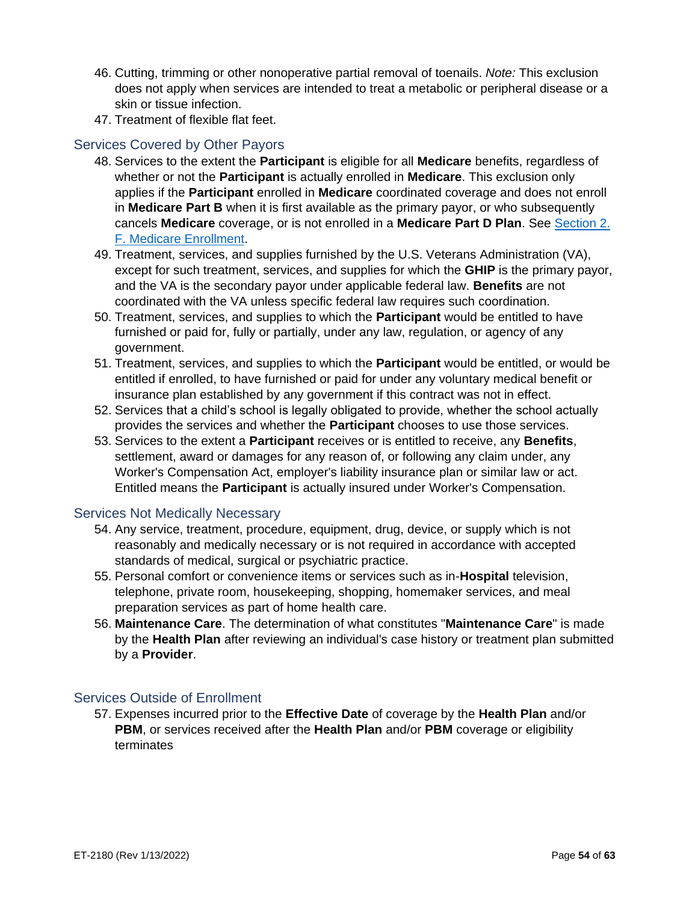46. Cutting, trimming or other nonoperative partial removal of toenails. *Note:* This exclusion does not apply when services are intended to treat a metabolic or peripheral disease or a skin or tissue infection.
47. Treatment of flexible flat feet.

### Services Covered by Other Payors

48. Services to the extent the **Participant** is eligible for all **Medicare** benefits, regardless of whether or not the **Participant** is actually enrolled in **Medicare**. This exclusion only applies if the **Participant** enrolled in **Medicare** coordinated coverage and does not enroll in **Medicare Part B** when it is first available as the primary payor, or who subsequently cancels **Medicare** coverage, or is not enrolled in a **Medicare Part D Plan**. See Section 2. F. Medicare Enrollment.
49. Treatment, services, and supplies furnished by the U.S. Veterans Administration (VA), except for such treatment, services, and supplies for which the **GHIP** is the primary payor, and the VA is the secondary payor under applicable federal law. **Benefits** are not coordinated with the VA unless specific federal law requires such coordination.
50. Treatment, services, and supplies to which the **Participant** would be entitled to have furnished or paid for, fully or partially, under any law, regulation, or agency of any government.
51. Treatment, services, and supplies to which the **Participant** would be entitled, or would be entitled if enrolled, to have furnished or paid for under any voluntary medical benefit or insurance plan established by any government if this contract was not in effect.
52. Services that a child's school is legally obligated to provide, whether the school actually provides the services and whether the **Participant** chooses to use those services.
53. Services to the extent a **Participant** receives or is entitled to receive, any **Benefits**, settlement, award or damages for any reason of, or following any claim under, any Worker's Compensation Act, employer's liability insurance plan or similar law or act. Entitled means the **Participant** is actually insured under Worker's Compensation.

### Services Not Medically Necessary

54. Any service, treatment, procedure, equipment, drug, device, or supply which is not reasonably and medically necessary or is not required in accordance with accepted standards of medical, surgical or psychiatric practice.
55. Personal comfort or convenience items or services such as in-**Hospital** television, telephone, private room, housekeeping, shopping, homemaker services, and meal preparation services as part of home health care.
56. **Maintenance Care**. The determination of what constitutes "**Maintenance Care**" is made by the **Health Plan** after reviewing an individual's case history or treatment plan submitted by a **Provider**.

### Services Outside of Enrollment

57. Expenses incurred prior to the **Effective Date** of coverage by the **Health Plan** and/or **PBM**, or services received after the **Health Plan** and/or **PBM** coverage or eligibility terminates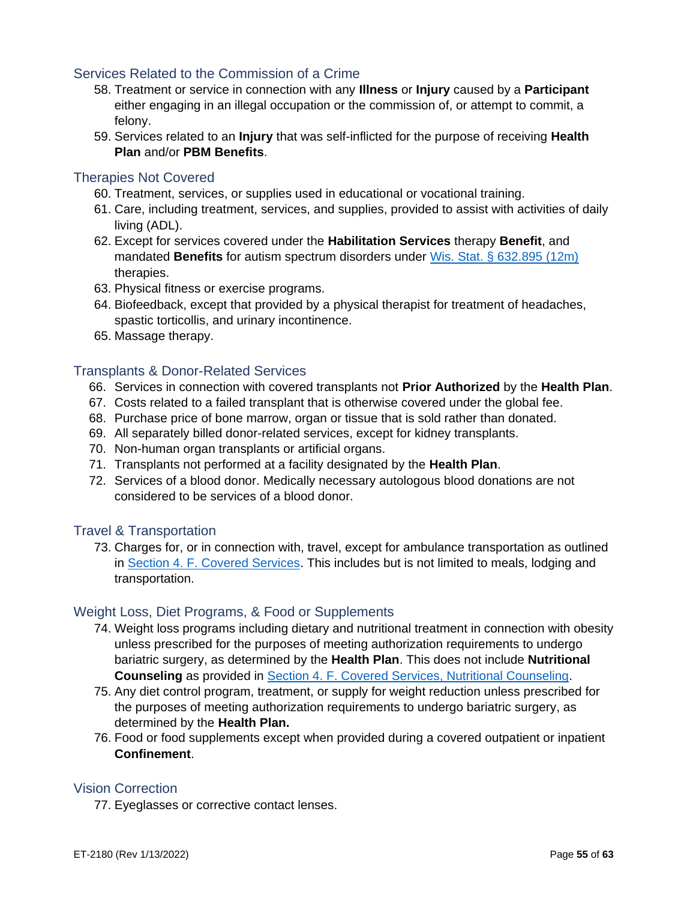### Services Related to the Commission of a Crime

58. Treatment or service in connection with any **Illness** or **Injury** caused by a **Participant** either engaging in an illegal occupation or the commission of, or attempt to commit, a felony.
59. Services related to an **Injury** that was self-inflicted for the purpose of receiving **Health Plan** and/or **PBM Benefits**.

### Therapies Not Covered

60. Treatment, services, or supplies used in educational or vocational training.
61. Care, including treatment, services, and supplies, provided to assist with activities of daily living (ADL).
62. Except for services covered under the **Habilitation Services** therapy **Benefit**, and mandated **Benefits** for autism spectrum disorders under [Wis. Stat. § 632.895 (12m)] therapies.
63. Physical fitness or exercise programs.
64. Biofeedback, except that provided by a physical therapist for treatment of headaches, spastic torticollis, and urinary incontinence.
65. Massage therapy.

### Transplants & Donor-Related Services

66. Services in connection with covered transplants not **Prior Authorized** by the **Health Plan**.
67. Costs related to a failed transplant that is otherwise covered under the global fee.
68. Purchase price of bone marrow, organ or tissue that is sold rather than donated.
69. All separately billed donor-related services, except for kidney transplants.
70. Non-human organ transplants or artificial organs.
71. Transplants not performed at a facility designated by the **Health Plan**.
72. Services of a blood donor. Medically necessary autologous blood donations are not considered to be services of a blood donor.

### Travel & Transportation

73. Charges for, or in connection with, travel, except for ambulance transportation as outlined in Section 4. F. Covered Services. This includes but is not limited to meals, lodging and transportation.

### Weight Loss, Diet Programs, & Food or Supplements

74. Weight loss programs including dietary and nutritional treatment in connection with obesity unless prescribed for the purposes of meeting authorization requirements to undergo bariatric surgery, as determined by the **Health Plan**. This does not include **Nutritional Counseling** as provided in Section 4. F. Covered Services, Nutritional Counseling.
75. Any diet control program, treatment, or supply for weight reduction unless prescribed for the purposes of meeting authorization requirements to undergo bariatric surgery, as determined by the **Health Plan.**
76. Food or food supplements except when provided during a covered outpatient or inpatient **Confinement**.

### Vision Correction

77. Eyeglasses or corrective contact lenses.

ET-2180 (Rev 1/13/2022)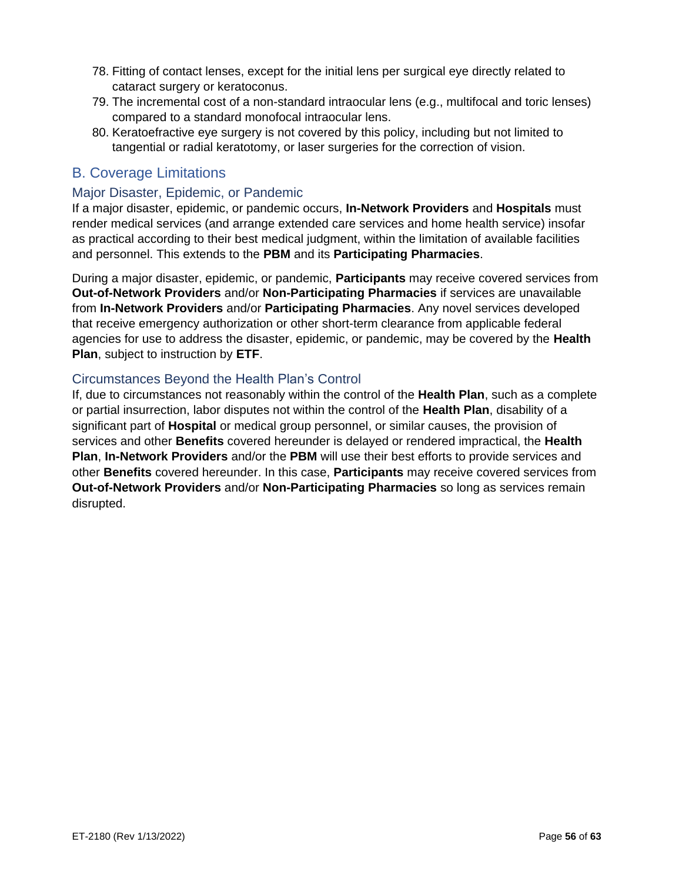78. Fitting of contact lenses, except for the initial lens per surgical eye directly related to cataract surgery or keratoconus.
79. The incremental cost of a non-standard intraocular lens (e.g., multifocal and toric lenses) compared to a standard monofocal intraocular lens.
80. Keratoefractive eye surgery is not covered by this policy, including but not limited to tangential or radial keratotomy, or laser surgeries for the correction of vision.

## B. Coverage Limitations

### Major Disaster, Epidemic, or Pandemic

If a major disaster, epidemic, or pandemic occurs, **In-Network Providers** and **Hospitals** must render medical services (and arrange extended care services and home health service) insofar as practical according to their best medical judgment, within the limitation of available facilities and personnel. This extends to the **PBM** and its **Participating Pharmacies**.

During a major disaster, epidemic, or pandemic, **Participants** may receive covered services from **Out-of-Network Providers** and/or **Non-Participating Pharmacies** if services are unavailable from **In-Network Providers** and/or **Participating Pharmacies**. Any novel services developed that receive emergency authorization or other short-term clearance from applicable federal agencies for use to address the disaster, epidemic, or pandemic, may be covered by the **Health Plan**, subject to instruction by **ETF**.

### Circumstances Beyond the Health Plan's Control

If, due to circumstances not reasonably within the control of the **Health Plan**, such as a complete or partial insurrection, labor disputes not within the control of the **Health Plan**, disability of a significant part of **Hospital** or medical group personnel, or similar causes, the provision of services and other **Benefits** covered hereunder is delayed or rendered impractical, the **Health Plan**, **In-Network Providers** and/or the **PBM** will use their best efforts to provide services and other **Benefits** covered hereunder. In this case, **Participants** may receive covered services from **Out-of-Network Providers** and/or **Non-Participating Pharmacies** so long as services remain disrupted.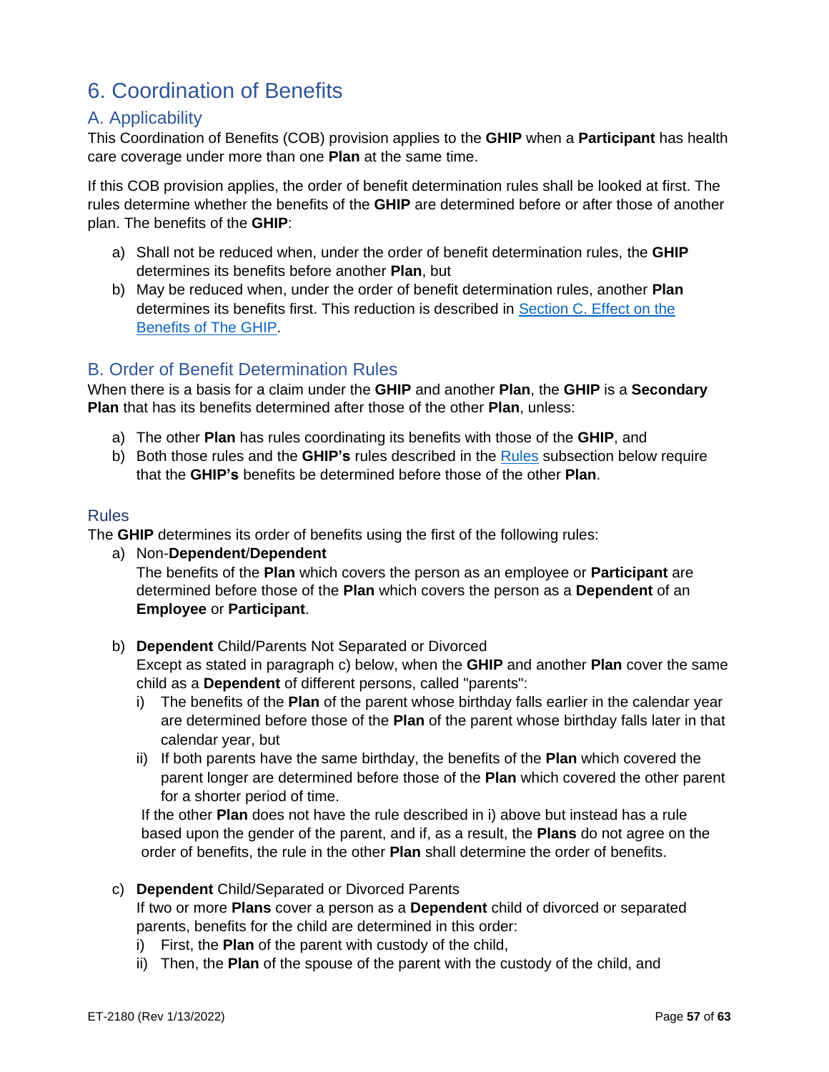# 6. Coordination of Benefits

## A. Applicability

This Coordination of Benefits (COB) provision applies to the **GHIP** when a **Participant** has health care coverage under more than one **Plan** at the same time.

If this COB provision applies, the order of benefit determination rules shall be looked at first. The rules determine whether the benefits of the **GHIP** are determined before or after those of another plan. The benefits of the **GHIP**:

a) Shall not be reduced when, under the order of benefit determination rules, the **GHIP** determines its benefits before another **Plan**, but
b) May be reduced when, under the order of benefit determination rules, another **Plan** determines its benefits first. This reduction is described in [Section C. Effect on the Benefits of The GHIP](#).

## B. Order of Benefit Determination Rules

When there is a basis for a claim under the **GHIP** and another **Plan**, the **GHIP** is a **Secondary Plan** that has its benefits determined after those of the other **Plan**, unless:

a) The other **Plan** has rules coordinating its benefits with those of the **GHIP**, and
b) Both those rules and the **GHIP's** rules described in the [Rules](#) subsection below require that the **GHIP's** benefits be determined before those of the other **Plan**.

### Rules

The **GHIP** determines its order of benefits using the first of the following rules:

a) Non-**Dependent**/**Dependent**
The benefits of the **Plan** which covers the person as an employee or **Participant** are determined before those of the **Plan** which covers the person as a **Dependent** of an **Employee** or **Participant**.

b) **Dependent** Child/Parents Not Separated or Divorced
Except as stated in paragraph c) below, when the **GHIP** and another **Plan** cover the same child as a **Dependent** of different persons, called "parents":
   i) The benefits of the **Plan** of the parent whose birthday falls earlier in the calendar year are determined before those of the **Plan** of the parent whose birthday falls later in that calendar year, but
   ii) If both parents have the same birthday, the benefits of the **Plan** which covered the parent longer are determined before those of the **Plan** which covered the other parent for a shorter period of time.

   If the other **Plan** does not have the rule described in i) above but instead has a rule based upon the gender of the parent, and if, as a result, the **Plans** do not agree on the order of benefits, the rule in the other **Plan** shall determine the order of benefits.

c) **Dependent** Child/Separated or Divorced Parents
If two or more **Plans** cover a person as a **Dependent** child of divorced or separated parents, benefits for the child are determined in this order:
   i) First, the **Plan** of the parent with custody of the child,
   ii) Then, the **Plan** of the spouse of the parent with the custody of the child, and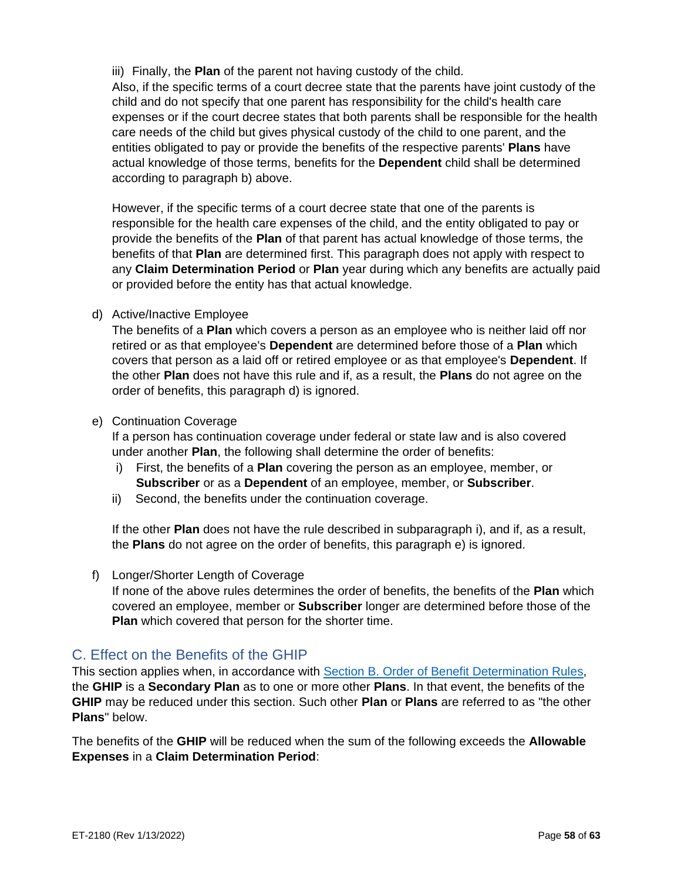iii) Finally, the **Plan** of the parent not having custody of the child.

Also, if the specific terms of a court decree state that the parents have joint custody of the child and do not specify that one parent has responsibility for the child's health care expenses or if the court decree states that both parents shall be responsible for the health care needs of the child but gives physical custody of the child to one parent, and the entities obligated to pay or provide the benefits of the respective parents' **Plans** have actual knowledge of those terms, benefits for the **Dependent** child shall be determined according to paragraph b) above.

However, if the specific terms of a court decree state that one of the parents is responsible for the health care expenses of the child, and the entity obligated to pay or provide the benefits of the **Plan** of that parent has actual knowledge of those terms, the benefits of that **Plan** are determined first. This paragraph does not apply with respect to any **Claim Determination Period** or **Plan** year during which any benefits are actually paid or provided before the entity has that actual knowledge.

d) Active/Inactive Employee

The benefits of a **Plan** which covers a person as an employee who is neither laid off nor retired or as that employee's **Dependent** are determined before those of a **Plan** which covers that person as a laid off or retired employee or as that employee's **Dependent**. If the other **Plan** does not have this rule and if, as a result, the **Plans** do not agree on the order of benefits, this paragraph d) is ignored.

e) Continuation Coverage

If a person has continuation coverage under federal or state law and is also covered under another **Plan**, the following shall determine the order of benefits:

i) First, the benefits of a **Plan** covering the person as an employee, member, or **Subscriber** or as a **Dependent** of an employee, member, or **Subscriber**.
ii) Second, the benefits under the continuation coverage.

If the other **Plan** does not have the rule described in subparagraph i), and if, as a result, the **Plans** do not agree on the order of benefits, this paragraph e) is ignored.

f) Longer/Shorter Length of Coverage

If none of the above rules determines the order of benefits, the benefits of the **Plan** which covered an employee, member or **Subscriber** longer are determined before those of the **Plan** which covered that person for the shorter time.

## C. Effect on the Benefits of the GHIP

This section applies when, in accordance with Section B. Order of Benefit Determination Rules, the **GHIP** is a **Secondary Plan** as to one or more other **Plans**. In that event, the benefits of the **GHIP** may be reduced under this section. Such other **Plan** or **Plans** are referred to as "the other **Plans**" below.

The benefits of the **GHIP** will be reduced when the sum of the following exceeds the **Allowable Expenses** in a **Claim Determination Period**: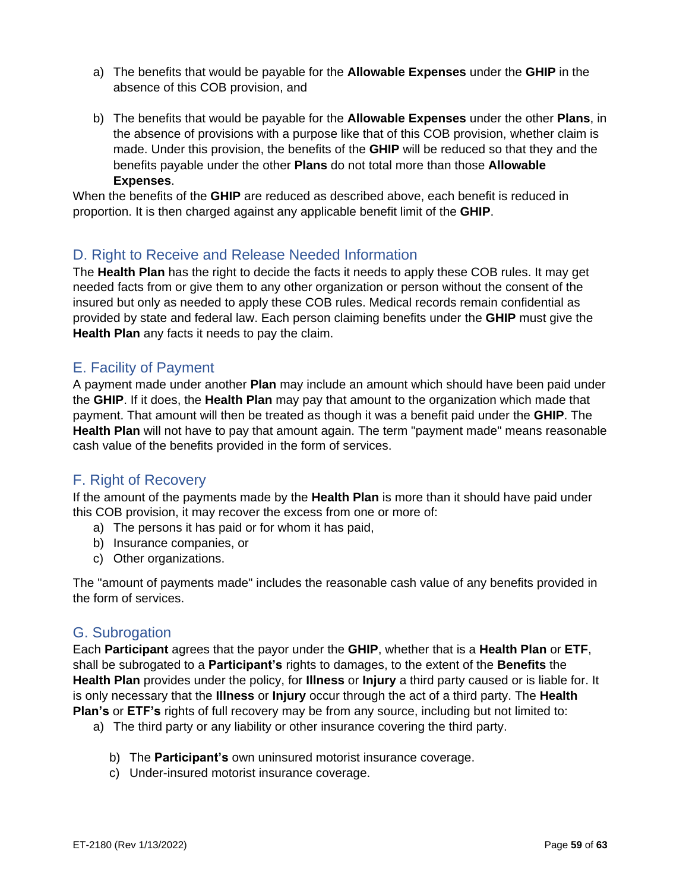a) The benefits that would be payable for the **Allowable Expenses** under the **GHIP** in the absence of this COB provision, and

b) The benefits that would be payable for the **Allowable Expenses** under the other **Plans**, in the absence of provisions with a purpose like that of this COB provision, whether claim is made. Under this provision, the benefits of the **GHIP** will be reduced so that they and the benefits payable under the other **Plans** do not total more than those **Allowable Expenses**.

When the benefits of the **GHIP** are reduced as described above, each benefit is reduced in proportion. It is then charged against any applicable benefit limit of the **GHIP**.

## D. Right to Receive and Release Needed Information

The **Health Plan** has the right to decide the facts it needs to apply these COB rules. It may get needed facts from or give them to any other organization or person without the consent of the insured but only as needed to apply these COB rules. Medical records remain confidential as provided by state and federal law. Each person claiming benefits under the **GHIP** must give the **Health Plan** any facts it needs to pay the claim.

## E. Facility of Payment

A payment made under another **Plan** may include an amount which should have been paid under the **GHIP**. If it does, the **Health Plan** may pay that amount to the organization which made that payment. That amount will then be treated as though it was a benefit paid under the **GHIP**. The **Health Plan** will not have to pay that amount again. The term "payment made" means reasonable cash value of the benefits provided in the form of services.

## F. Right of Recovery

If the amount of the payments made by the **Health Plan** is more than it should have paid under this COB provision, it may recover the excess from one or more of:

a) The persons it has paid or for whom it has paid,
b) Insurance companies, or
c) Other organizations.

The "amount of payments made" includes the reasonable cash value of any benefits provided in the form of services.

## G. Subrogation

Each **Participant** agrees that the payor under the **GHIP**, whether that is a **Health Plan** or **ETF**, shall be subrogated to a **Participant's** rights to damages, to the extent of the **Benefits** the **Health Plan** provides under the policy, for **Illness** or **Injury** a third party caused or is liable for. It is only necessary that the **Illness** or **Injury** occur through the act of a third party. The **Health Plan's** or **ETF's** rights of full recovery may be from any source, including but not limited to:

a) The third party or any liability or other insurance covering the third party.
b) The **Participant's** own uninsured motorist insurance coverage.
c) Under-insured motorist insurance coverage.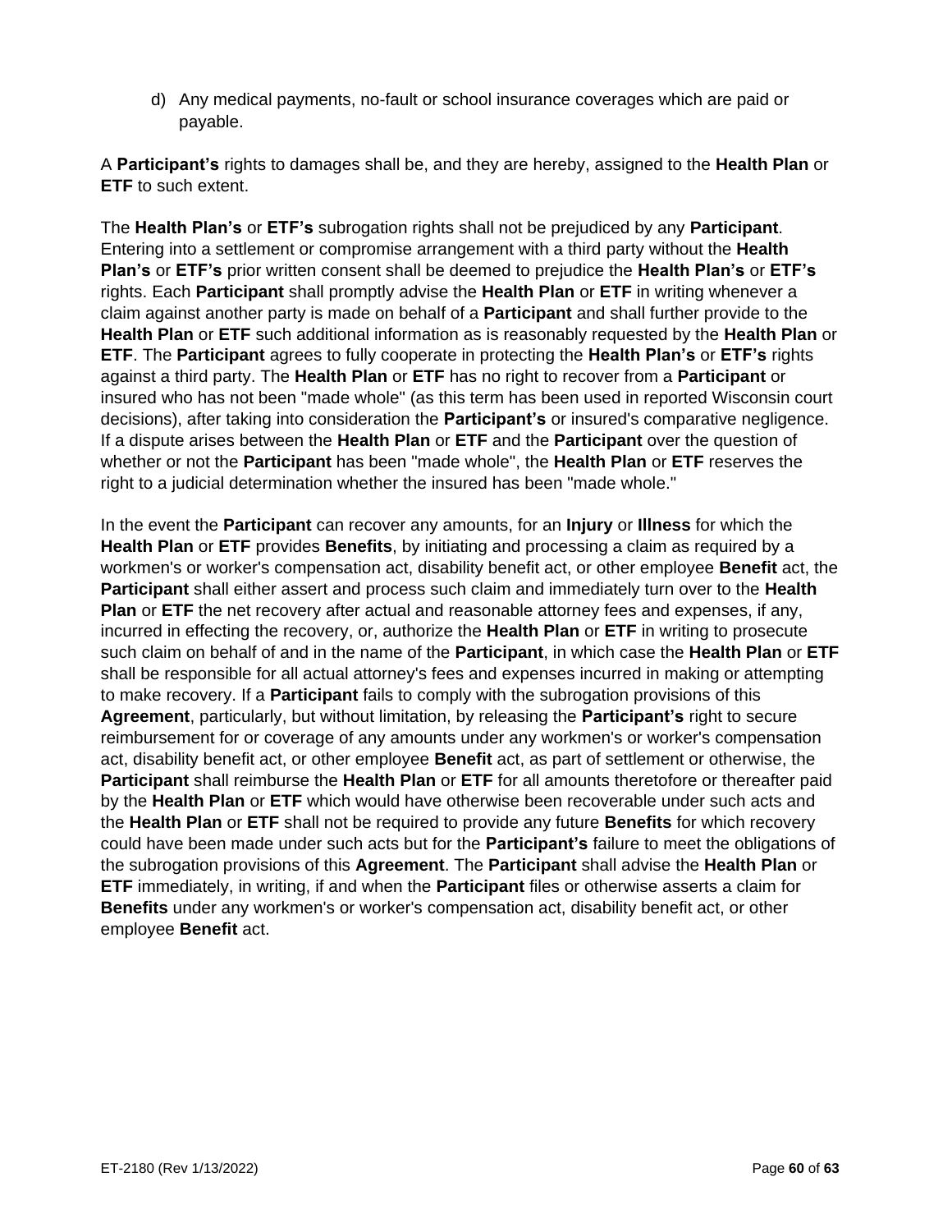d) Any medical payments, no-fault or school insurance coverages which are paid or payable.

A **Participant's** rights to damages shall be, and they are hereby, assigned to the **Health Plan** or **ETF** to such extent.

The **Health Plan's** or **ETF's** subrogation rights shall not be prejudiced by any **Participant**. Entering into a settlement or compromise arrangement with a third party without the **Health Plan's** or **ETF's** prior written consent shall be deemed to prejudice the **Health Plan's** or **ETF's** rights. Each **Participant** shall promptly advise the **Health Plan** or **ETF** in writing whenever a claim against another party is made on behalf of a **Participant** and shall further provide to the **Health Plan** or **ETF** such additional information as is reasonably requested by the **Health Plan** or **ETF**. The **Participant** agrees to fully cooperate in protecting the **Health Plan's** or **ETF's** rights against a third party. The **Health Plan** or **ETF** has no right to recover from a **Participant** or insured who has not been "made whole" (as this term has been used in reported Wisconsin court decisions), after taking into consideration the **Participant's** or insured's comparative negligence. If a dispute arises between the **Health Plan** or **ETF** and the **Participant** over the question of whether or not the **Participant** has been "made whole", the **Health Plan** or **ETF** reserves the right to a judicial determination whether the insured has been "made whole."

In the event the **Participant** can recover any amounts, for an **Injury** or **Illness** for which the **Health Plan** or **ETF** provides **Benefits**, by initiating and processing a claim as required by a workmen's or worker's compensation act, disability benefit act, or other employee **Benefit** act, the **Participant** shall either assert and process such claim and immediately turn over to the **Health Plan** or **ETF** the net recovery after actual and reasonable attorney fees and expenses, if any, incurred in effecting the recovery, or, authorize the **Health Plan** or **ETF** in writing to prosecute such claim on behalf of and in the name of the **Participant**, in which case the **Health Plan** or **ETF** shall be responsible for all actual attorney's fees and expenses incurred in making or attempting to make recovery. If a **Participant** fails to comply with the subrogation provisions of this **Agreement**, particularly, but without limitation, by releasing the **Participant's** right to secure reimbursement for or coverage of any amounts under any workmen's or worker's compensation act, disability benefit act, or other employee **Benefit** act, as part of settlement or otherwise, the **Participant** shall reimburse the **Health Plan** or **ETF** for all amounts theretofore or thereafter paid by the **Health Plan** or **ETF** which would have otherwise been recoverable under such acts and the **Health Plan** or **ETF** shall not be required to provide any future **Benefits** for which recovery could have been made under such acts but for the **Participant's** failure to meet the obligations of the subrogation provisions of this **Agreement**. The **Participant** shall advise the **Health Plan** or **ETF** immediately, in writing, if and when the **Participant** files or otherwise asserts a claim for **Benefits** under any workmen's or worker's compensation act, disability benefit act, or other employee **Benefit** act.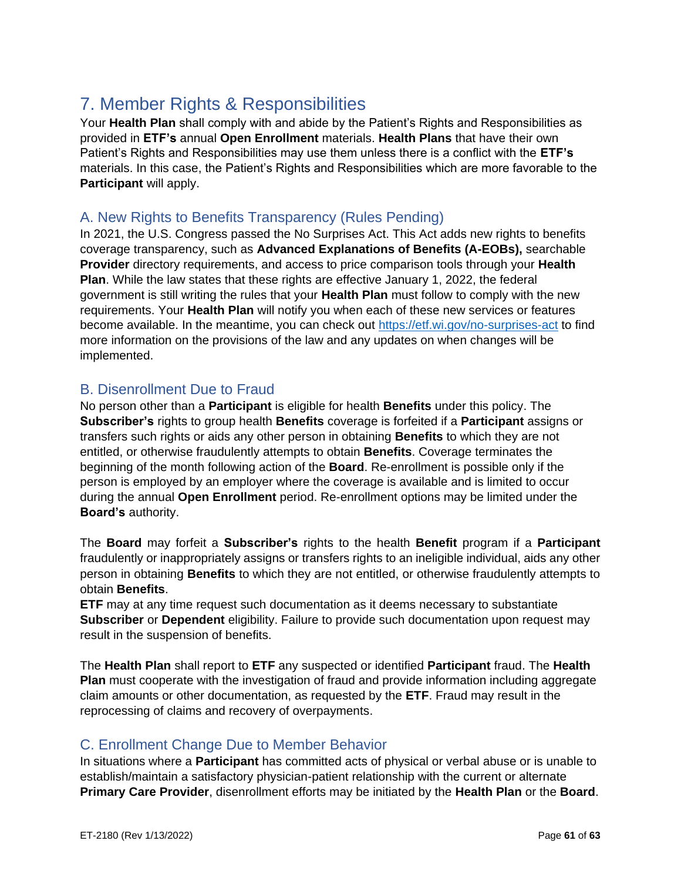# 7. Member Rights & Responsibilities

Your **Health Plan** shall comply with and abide by the Patient's Rights and Responsibilities as provided in **ETF's** annual **Open Enrollment** materials. **Health Plans** that have their own Patient's Rights and Responsibilities may use them unless there is a conflict with the **ETF's** materials. In this case, the Patient's Rights and Responsibilities which are more favorable to the **Participant** will apply.

## A. New Rights to Benefits Transparency (Rules Pending)

In 2021, the U.S. Congress passed the No Surprises Act. This Act adds new rights to benefits coverage transparency, such as **Advanced Explanations of Benefits (A-EOBs),** searchable **Provider** directory requirements, and access to price comparison tools through your **Health Plan**. While the law states that these rights are effective January 1, 2022, the federal government is still writing the rules that your **Health Plan** must follow to comply with the new requirements. Your **Health Plan** will notify you when each of these new services or features become available. In the meantime, you can check out https://etf.wi.gov/no-surprises-act to find more information on the provisions of the law and any updates on when changes will be implemented.

## B. Disenrollment Due to Fraud

No person other than a **Participant** is eligible for health **Benefits** under this policy. The **Subscriber's** rights to group health **Benefits** coverage is forfeited if a **Participant** assigns or transfers such rights or aids any other person in obtaining **Benefits** to which they are not entitled, or otherwise fraudulently attempts to obtain **Benefits**. Coverage terminates the beginning of the month following action of the **Board**. Re-enrollment is possible only if the person is employed by an employer where the coverage is available and is limited to occur during the annual **Open Enrollment** period. Re-enrollment options may be limited under the **Board's** authority.

The **Board** may forfeit a **Subscriber's** rights to the health **Benefit** program if a **Participant** fraudulently or inappropriately assigns or transfers rights to an ineligible individual, aids any other person in obtaining **Benefits** to which they are not entitled, or otherwise fraudulently attempts to obtain **Benefits**.
**ETF** may at any time request such documentation as it deems necessary to substantiate **Subscriber** or **Dependent** eligibility. Failure to provide such documentation upon request may result in the suspension of benefits.

The **Health Plan** shall report to **ETF** any suspected or identified **Participant** fraud. The **Health Plan** must cooperate with the investigation of fraud and provide information including aggregate claim amounts or other documentation, as requested by the **ETF**. Fraud may result in the reprocessing of claims and recovery of overpayments.

## C. Enrollment Change Due to Member Behavior

In situations where a **Participant** has committed acts of physical or verbal abuse or is unable to establish/maintain a satisfactory physician-patient relationship with the current or alternate **Primary Care Provider**, disenrollment efforts may be initiated by the **Health Plan** or the **Board**.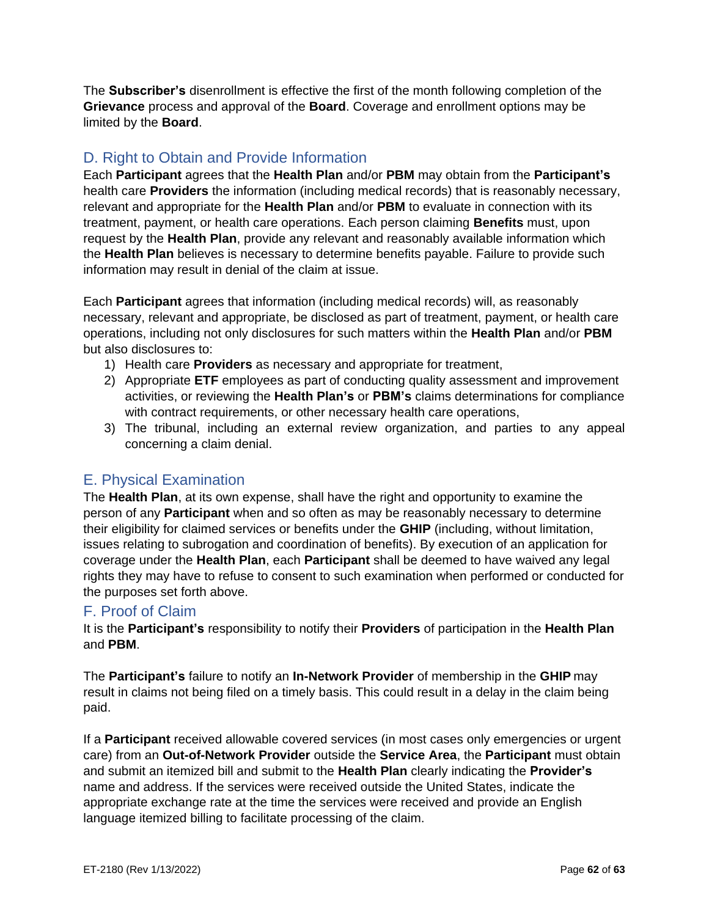The **Subscriber's** disenrollment is effective the first of the month following completion of the **Grievance** process and approval of the **Board**. Coverage and enrollment options may be limited by the **Board**.

## D. Right to Obtain and Provide Information

Each **Participant** agrees that the **Health Plan** and/or **PBM** may obtain from the **Participant's** health care **Providers** the information (including medical records) that is reasonably necessary, relevant and appropriate for the **Health Plan** and/or **PBM** to evaluate in connection with its treatment, payment, or health care operations. Each person claiming **Benefits** must, upon request by the **Health Plan**, provide any relevant and reasonably available information which the **Health Plan** believes is necessary to determine benefits payable. Failure to provide such information may result in denial of the claim at issue.

Each **Participant** agrees that information (including medical records) will, as reasonably necessary, relevant and appropriate, be disclosed as part of treatment, payment, or health care operations, including not only disclosures for such matters within the **Health Plan** and/or **PBM** but also disclosures to:

1) Health care **Providers** as necessary and appropriate for treatment,
2) Appropriate **ETF** employees as part of conducting quality assessment and improvement activities, or reviewing the **Health Plan's** or **PBM's** claims determinations for compliance with contract requirements, or other necessary health care operations,
3) The tribunal, including an external review organization, and parties to any appeal concerning a claim denial.

## E. Physical Examination

The **Health Plan**, at its own expense, shall have the right and opportunity to examine the person of any **Participant** when and so often as may be reasonably necessary to determine their eligibility for claimed services or benefits under the **GHIP** (including, without limitation, issues relating to subrogation and coordination of benefits). By execution of an application for coverage under the **Health Plan**, each **Participant** shall be deemed to have waived any legal rights they may have to refuse to consent to such examination when performed or conducted for the purposes set forth above.

## F. Proof of Claim

It is the **Participant's** responsibility to notify their **Providers** of participation in the **Health Plan** and **PBM**.

The **Participant's** failure to notify an **In-Network Provider** of membership in the **GHIP** may result in claims not being filed on a timely basis. This could result in a delay in the claim being paid.

If a **Participant** received allowable covered services (in most cases only emergencies or urgent care) from an **Out-of-Network Provider** outside the **Service Area**, the **Participant** must obtain and submit an itemized bill and submit to the **Health Plan** clearly indicating the **Provider's** name and address. If the services were received outside the United States, indicate the appropriate exchange rate at the time the services were received and provide an English language itemized billing to facilitate processing of the claim.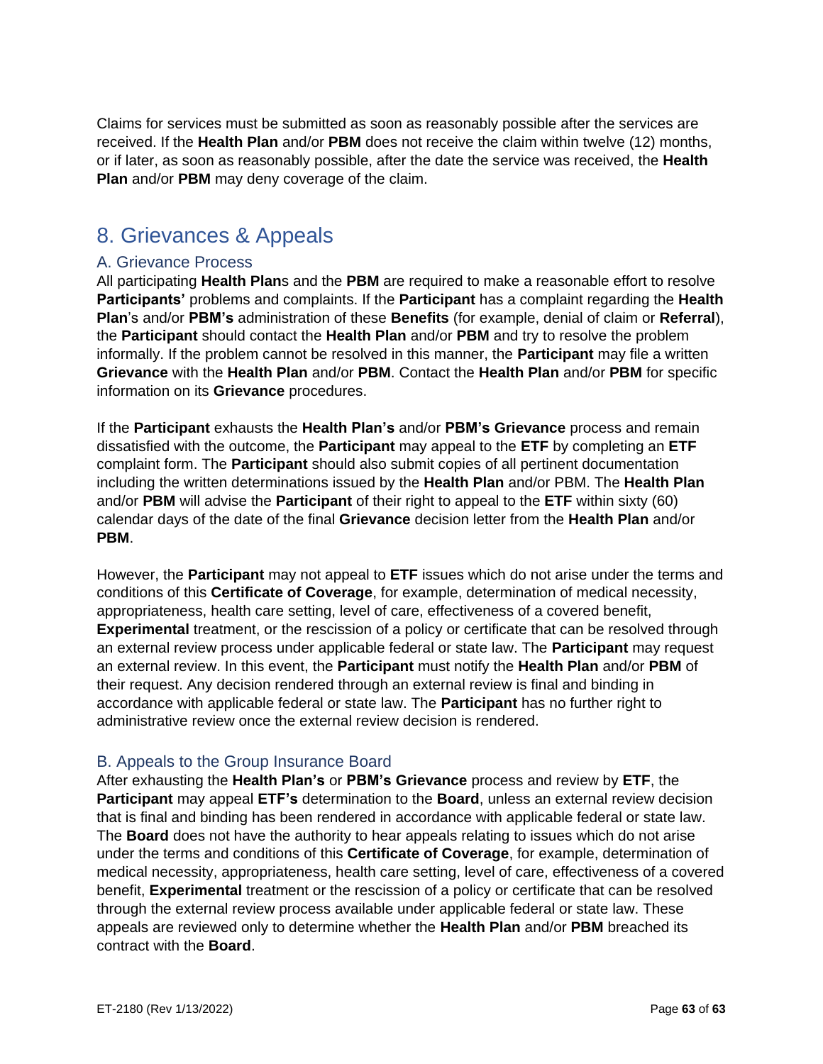Claims for services must be submitted as soon as reasonably possible after the services are received. If the **Health Plan** and/or **PBM** does not receive the claim within twelve (12) months, or if later, as soon as reasonably possible, after the date the service was received, the **Health Plan** and/or **PBM** may deny coverage of the claim.

# 8. Grievances & Appeals

## A. Grievance Process

All participating **Health Plan**s and the **PBM** are required to make a reasonable effort to resolve **Participants'** problems and complaints. If the **Participant** has a complaint regarding the **Health Plan**'s and/or **PBM's** administration of these **Benefits** (for example, denial of claim or **Referral**), the **Participant** should contact the **Health Plan** and/or **PBM** and try to resolve the problem informally. If the problem cannot be resolved in this manner, the **Participant** may file a written **Grievance** with the **Health Plan** and/or **PBM**. Contact the **Health Plan** and/or **PBM** for specific information on its **Grievance** procedures.

If the **Participant** exhausts the **Health Plan's** and/or **PBM's Grievance** process and remain dissatisfied with the outcome, the **Participant** may appeal to the **ETF** by completing an **ETF** complaint form. The **Participant** should also submit copies of all pertinent documentation including the written determinations issued by the **Health Plan** and/or PBM. The **Health Plan** and/or **PBM** will advise the **Participant** of their right to appeal to the **ETF** within sixty (60) calendar days of the date of the final **Grievance** decision letter from the **Health Plan** and/or **PBM**.

However, the **Participant** may not appeal to **ETF** issues which do not arise under the terms and conditions of this **Certificate of Coverage**, for example, determination of medical necessity, appropriateness, health care setting, level of care, effectiveness of a covered benefit, **Experimental** treatment, or the rescission of a policy or certificate that can be resolved through an external review process under applicable federal or state law. The **Participant** may request an external review. In this event, the **Participant** must notify the **Health Plan** and/or **PBM** of their request. Any decision rendered through an external review is final and binding in accordance with applicable federal or state law. The **Participant** has no further right to administrative review once the external review decision is rendered.

## B. Appeals to the Group Insurance Board

After exhausting the **Health Plan's** or **PBM's Grievance** process and review by **ETF**, the **Participant** may appeal **ETF's** determination to the **Board**, unless an external review decision that is final and binding has been rendered in accordance with applicable federal or state law. The **Board** does not have the authority to hear appeals relating to issues which do not arise under the terms and conditions of this **Certificate of Coverage**, for example, determination of medical necessity, appropriateness, health care setting, level of care, effectiveness of a covered benefit, **Experimental** treatment or the rescission of a policy or certificate that can be resolved through the external review process available under applicable federal or state law. These appeals are reviewed only to determine whether the **Health Plan** and/or **PBM** breached its contract with the **Board**.